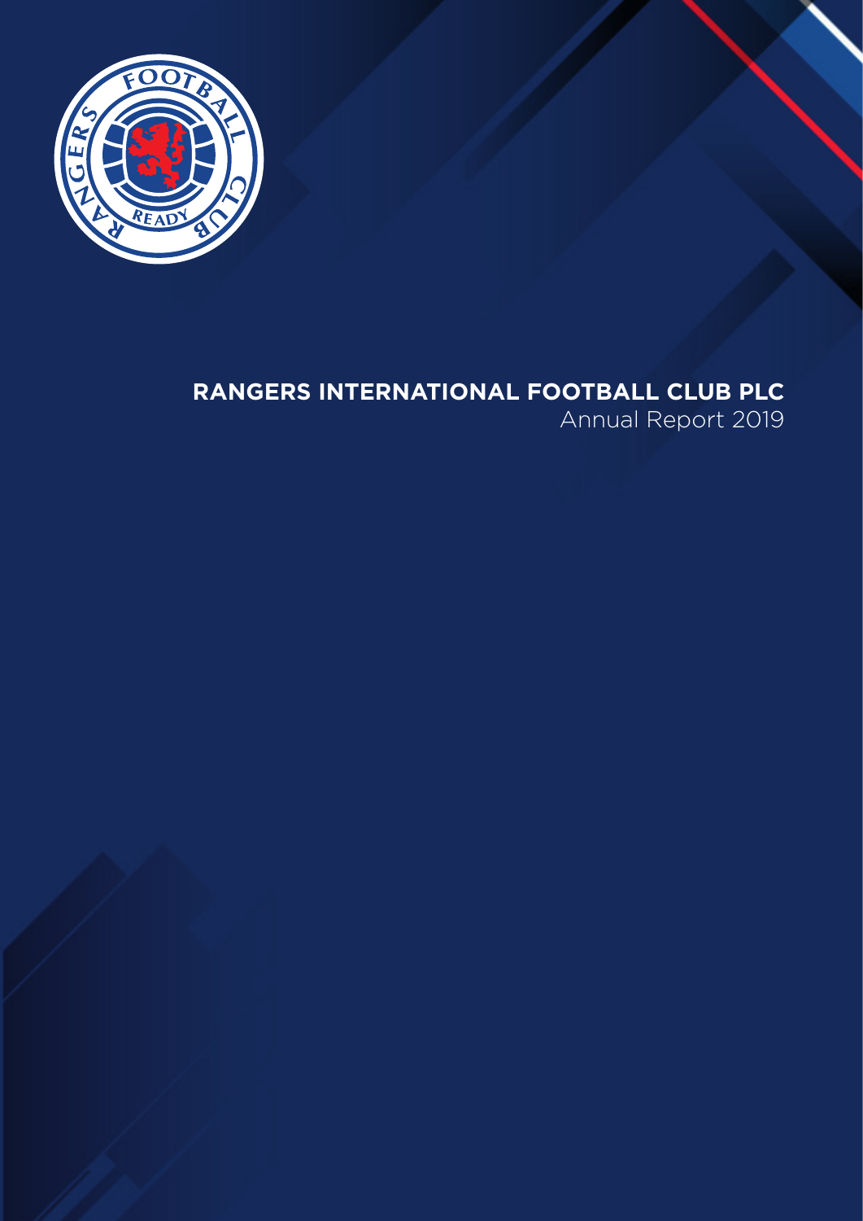# RANGERS INTERNATIONAL FOOTBALL CLUB PLC

Annual Report 2019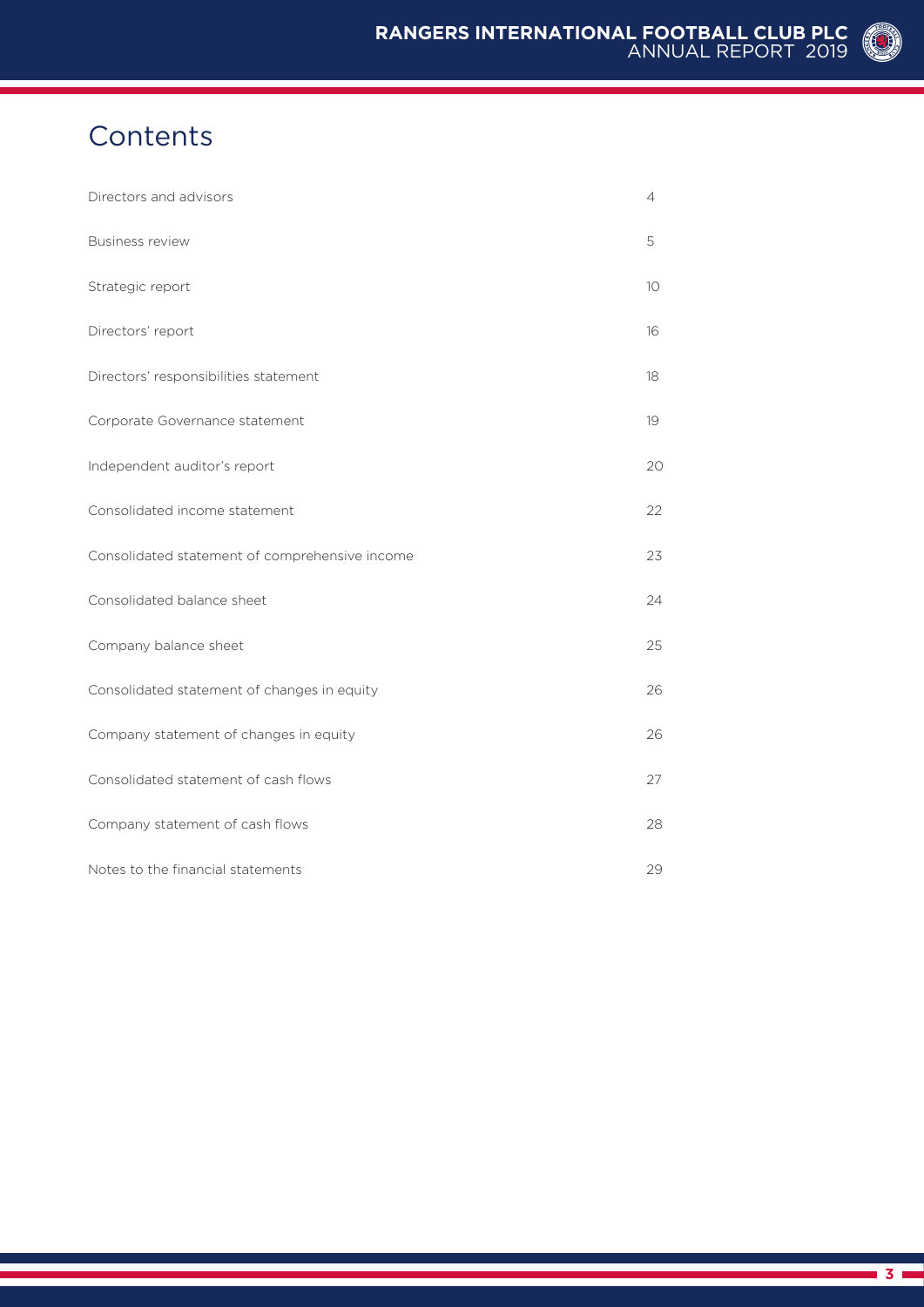# Contents

| | |
|---|---|
| Directors and advisors | 4 |
| Business review | 5 |
| Strategic report | 10 |
| Directors' report | 16 |
| Directors' responsibilities statement | 18 |
| Corporate Governance statement | 19 |
| Independent auditor's report | 20 |
| Consolidated income statement | 22 |
| Consolidated statement of comprehensive income | 23 |
| Consolidated balance sheet | 24 |
| Company balance sheet | 25 |
| Consolidated statement of changes in equity | 26 |
| Company statement of changes in equity | 26 |
| Consolidated statement of cash flows | 27 |
| Company statement of cash flows | 28 |
| Notes to the financial statements | 29 |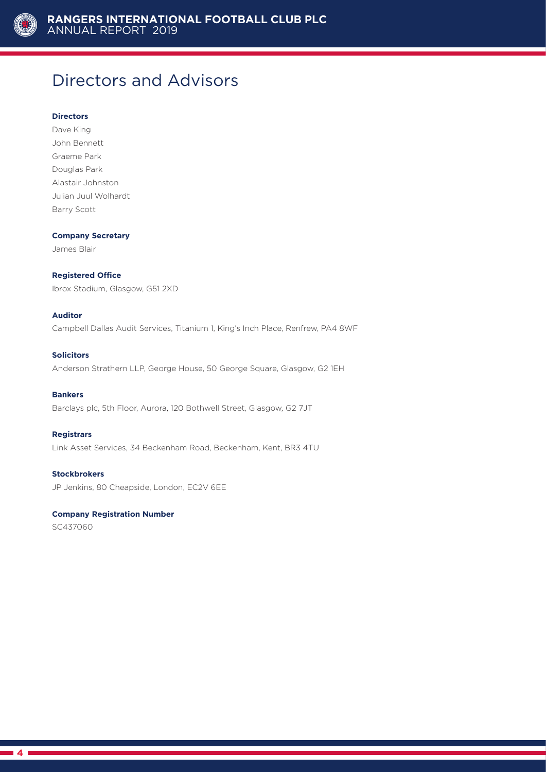# Directors and Advisors

**Directors**

Dave King
John Bennett
Graeme Park
Douglas Park
Alastair Johnston
Julian Juul Wolhardt
Barry Scott

**Company Secretary**

James Blair

**Registered Office**

Ibrox Stadium, Glasgow, G51 2XD

**Auditor**

Campbell Dallas Audit Services, Titanium 1, King's Inch Place, Renfrew, PA4 8WF

**Solicitors**

Anderson Strathern LLP, George House, 50 George Square, Glasgow, G2 1EH

**Bankers**

Barclays plc, 5th Floor, Aurora, 120 Bothwell Street, Glasgow, G2 7JT

**Registrars**

Link Asset Services, 34 Beckenham Road, Beckenham, Kent, BR3 4TU

**Stockbrokers**

JP Jenkins, 80 Cheapside, London, EC2V 6EE

**Company Registration Number**

SC437060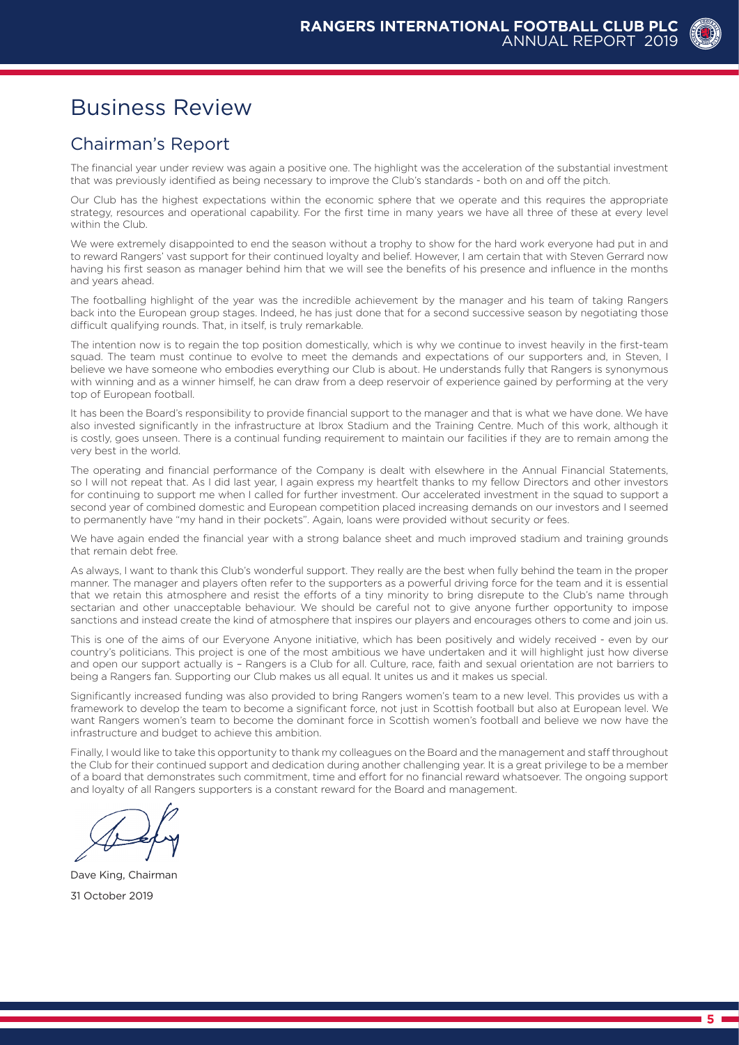# Business Review

## Chairman's Report

The financial year under review was again a positive one. The highlight was the acceleration of the substantial investment that was previously identified as being necessary to improve the Club's standards - both on and off the pitch.

Our Club has the highest expectations within the economic sphere that we operate and this requires the appropriate strategy, resources and operational capability. For the first time in many years we have all three of these at every level within the Club.

We were extremely disappointed to end the season without a trophy to show for the hard work everyone had put in and to reward Rangers' vast support for their continued loyalty and belief. However, I am certain that with Steven Gerrard now having his first season as manager behind him that we will see the benefits of his presence and influence in the months and years ahead.

The footballing highlight of the year was the incredible achievement by the manager and his team of taking Rangers back into the European group stages. Indeed, he has just done that for a second successive season by negotiating those difficult qualifying rounds. That, in itself, is truly remarkable.

The intention now is to regain the top position domestically, which is why we continue to invest heavily in the first-team squad. The team must continue to evolve to meet the demands and expectations of our supporters and, in Steven, I believe we have someone who embodies everything our Club is about. He understands fully that Rangers is synonymous with winning and as a winner himself, he can draw from a deep reservoir of experience gained by performing at the very top of European football.

It has been the Board's responsibility to provide financial support to the manager and that is what we have done. We have also invested significantly in the infrastructure at Ibrox Stadium and the Training Centre. Much of this work, although it is costly, goes unseen. There is a continual funding requirement to maintain our facilities if they are to remain among the very best in the world.

The operating and financial performance of the Company is dealt with elsewhere in the Annual Financial Statements, so I will not repeat that. As I did last year, I again express my heartfelt thanks to my fellow Directors and other investors for continuing to support me when I called for further investment. Our accelerated investment in the squad to support a second year of combined domestic and European competition placed increasing demands on our investors and I seemed to permanently have "my hand in their pockets". Again, loans were provided without security or fees.

We have again ended the financial year with a strong balance sheet and much improved stadium and training grounds that remain debt free.

As always, I want to thank this Club's wonderful support. They really are the best when fully behind the team in the proper manner. The manager and players often refer to the supporters as a powerful driving force for the team and it is essential that we retain this atmosphere and resist the efforts of a tiny minority to bring disrepute to the Club's name through sectarian and other unacceptable behaviour. We should be careful not to give anyone further opportunity to impose sanctions and instead create the kind of atmosphere that inspires our players and encourages others to come and join us.

This is one of the aims of our Everyone Anyone initiative, which has been positively and widely received - even by our country's politicians. This project is one of the most ambitious we have undertaken and it will highlight just how diverse and open our support actually is – Rangers is a Club for all. Culture, race, faith and sexual orientation are not barriers to being a Rangers fan. Supporting our Club makes us all equal. It unites us and it makes us special.

Significantly increased funding was also provided to bring Rangers women's team to a new level. This provides us with a framework to develop the team to become a significant force, not just in Scottish football but also at European level. We want Rangers women's team to become the dominant force in Scottish women's football and believe we now have the infrastructure and budget to achieve this ambition.

Finally, I would like to take this opportunity to thank my colleagues on the Board and the management and staff throughout the Club for their continued support and dedication during another challenging year. It is a great privilege to be a member of a board that demonstrates such commitment, time and effort for no financial reward whatsoever. The ongoing support and loyalty of all Rangers supporters is a constant reward for the Board and management.

Dave King, Chairman

31 October 2019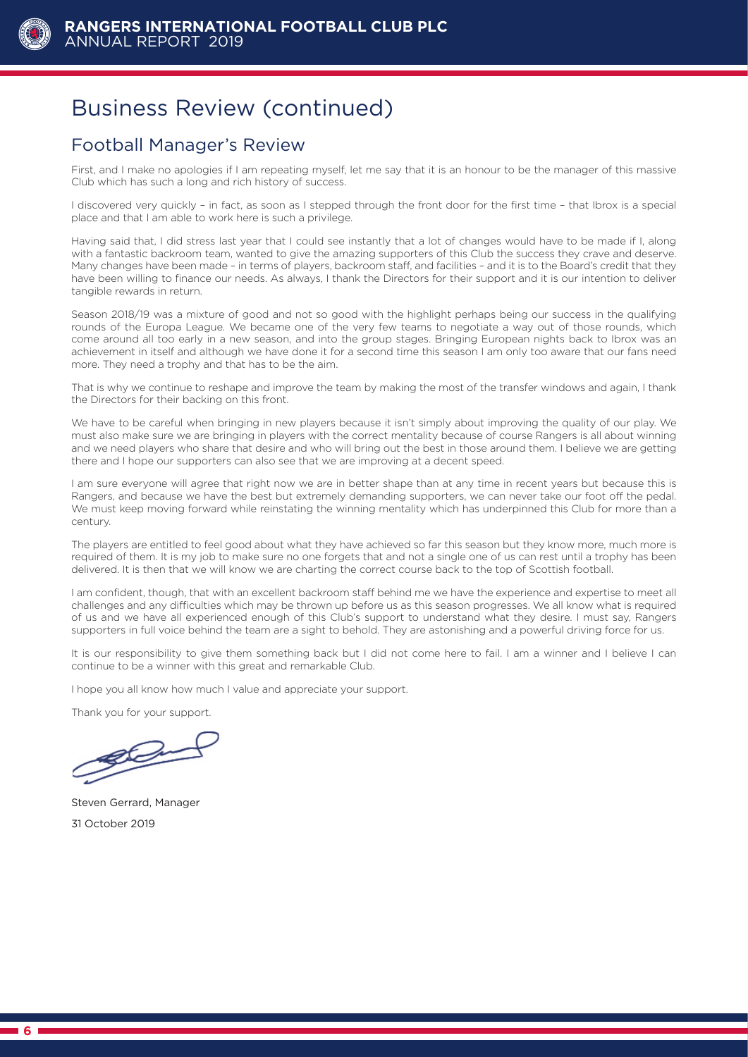# Business Review (continued)

## Football Manager's Review

First, and I make no apologies if I am repeating myself, let me say that it is an honour to be the manager of this massive Club which has such a long and rich history of success.

I discovered very quickly – in fact, as soon as I stepped through the front door for the first time – that Ibrox is a special place and that I am able to work here is such a privilege.

Having said that, I did stress last year that I could see instantly that a lot of changes would have to be made if I, along with a fantastic backroom team, wanted to give the amazing supporters of this Club the success they crave and deserve. Many changes have been made – in terms of players, backroom staff, and facilities – and it is to the Board's credit that they have been willing to finance our needs. As always, I thank the Directors for their support and it is our intention to deliver tangible rewards in return.

Season 2018/19 was a mixture of good and not so good with the highlight perhaps being our success in the qualifying rounds of the Europa League. We became one of the very few teams to negotiate a way out of those rounds, which come around all too early in a new season, and into the group stages. Bringing European nights back to Ibrox was an achievement in itself and although we have done it for a second time this season I am only too aware that our fans need more. They need a trophy and that has to be the aim.

That is why we continue to reshape and improve the team by making the most of the transfer windows and again, I thank the Directors for their backing on this front.

We have to be careful when bringing in new players because it isn't simply about improving the quality of our play. We must also make sure we are bringing in players with the correct mentality because of course Rangers is all about winning and we need players who share that desire and who will bring out the best in those around them. I believe we are getting there and I hope our supporters can also see that we are improving at a decent speed.

I am sure everyone will agree that right now we are in better shape than at any time in recent years but because this is Rangers, and because we have the best but extremely demanding supporters, we can never take our foot off the pedal. We must keep moving forward while reinstating the winning mentality which has underpinned this Club for more than a century.

The players are entitled to feel good about what they have achieved so far this season but they know more, much more is required of them. It is my job to make sure no one forgets that and not a single one of us can rest until a trophy has been delivered. It is then that we will know we are charting the correct course back to the top of Scottish football.

I am confident, though, that with an excellent backroom staff behind me we have the experience and expertise to meet all challenges and any difficulties which may be thrown up before us as this season progresses. We all know what is required of us and we have all experienced enough of this Club's support to understand what they desire. I must say, Rangers supporters in full voice behind the team are a sight to behold. They are astonishing and a powerful driving force for us.

It is our responsibility to give them something back but I did not come here to fail. I am a winner and I believe I can continue to be a winner with this great and remarkable Club.

I hope you all know how much I value and appreciate your support.

Thank you for your support.

Steven Gerrard, Manager

31 October 2019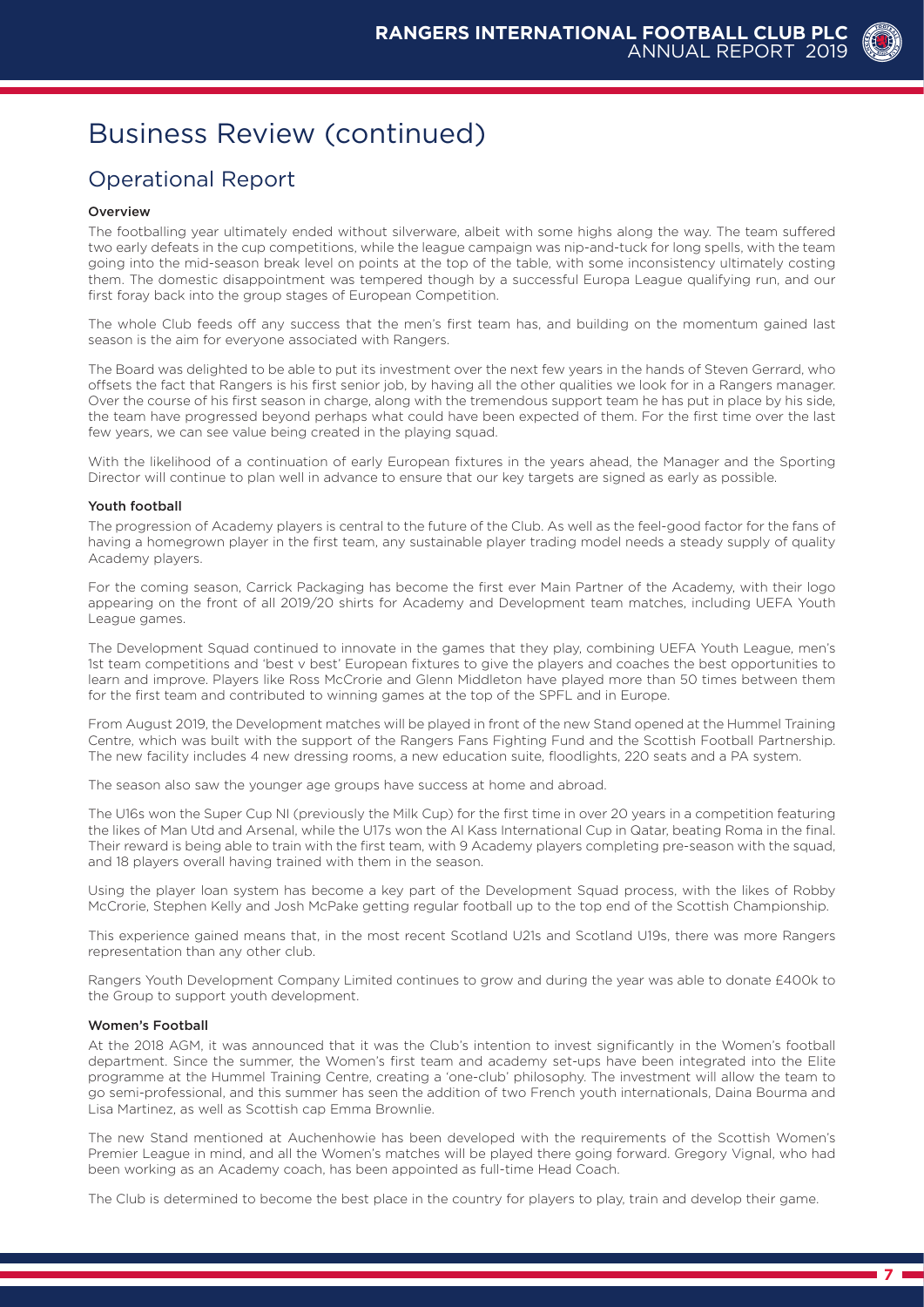# Business Review (continued)

## Operational Report

### Overview

The footballing year ultimately ended without silverware, albeit with some highs along the way. The team suffered two early defeats in the cup competitions, while the league campaign was nip-and-tuck for long spells, with the team going into the mid-season break level on points at the top of the table, with some inconsistency ultimately costing them. The domestic disappointment was tempered though by a successful Europa League qualifying run, and our first foray back into the group stages of European Competition.

The whole Club feeds off any success that the men's first team has, and building on the momentum gained last season is the aim for everyone associated with Rangers.

The Board was delighted to be able to put its investment over the next few years in the hands of Steven Gerrard, who offsets the fact that Rangers is his first senior job, by having all the other qualities we look for in a Rangers manager. Over the course of his first season in charge, along with the tremendous support team he has put in place by his side, the team have progressed beyond perhaps what could have been expected of them. For the first time over the last few years, we can see value being created in the playing squad.

With the likelihood of a continuation of early European fixtures in the years ahead, the Manager and the Sporting Director will continue to plan well in advance to ensure that our key targets are signed as early as possible.

### Youth football

The progression of Academy players is central to the future of the Club. As well as the feel-good factor for the fans of having a homegrown player in the first team, any sustainable player trading model needs a steady supply of quality Academy players.

For the coming season, Carrick Packaging has become the first ever Main Partner of the Academy, with their logo appearing on the front of all 2019/20 shirts for Academy and Development team matches, including UEFA Youth League games.

The Development Squad continued to innovate in the games that they play, combining UEFA Youth League, men's 1st team competitions and 'best v best' European fixtures to give the players and coaches the best opportunities to learn and improve. Players like Ross McCrorie and Glenn Middleton have played more than 50 times between them for the first team and contributed to winning games at the top of the SPFL and in Europe.

From August 2019, the Development matches will be played in front of the new Stand opened at the Hummel Training Centre, which was built with the support of the Rangers Fans Fighting Fund and the Scottish Football Partnership. The new facility includes 4 new dressing rooms, a new education suite, floodlights, 220 seats and a PA system.

The season also saw the younger age groups have success at home and abroad.

The U16s won the Super Cup NI (previously the Milk Cup) for the first time in over 20 years in a competition featuring the likes of Man Utd and Arsenal, while the U17s won the Al Kass International Cup in Qatar, beating Roma in the final. Their reward is being able to train with the first team, with 9 Academy players completing pre-season with the squad, and 18 players overall having trained with them in the season.

Using the player loan system has become a key part of the Development Squad process, with the likes of Robby McCrorie, Stephen Kelly and Josh McPake getting regular football up to the top end of the Scottish Championship.

This experience gained means that, in the most recent Scotland U21s and Scotland U19s, there was more Rangers representation than any other club.

Rangers Youth Development Company Limited continues to grow and during the year was able to donate £400k to the Group to support youth development.

### Women's Football

At the 2018 AGM, it was announced that it was the Club's intention to invest significantly in the Women's football department. Since the summer, the Women's first team and academy set-ups have been integrated into the Elite programme at the Hummel Training Centre, creating a 'one-club' philosophy. The investment will allow the team to go semi-professional, and this summer has seen the addition of two French youth internationals, Daina Bourma and Lisa Martinez, as well as Scottish cap Emma Brownlie.

The new Stand mentioned at Auchenhowie has been developed with the requirements of the Scottish Women's Premier League in mind, and all the Women's matches will be played there going forward. Gregory Vignal, who had been working as an Academy coach, has been appointed as full-time Head Coach.

The Club is determined to become the best place in the country for players to play, train and develop their game.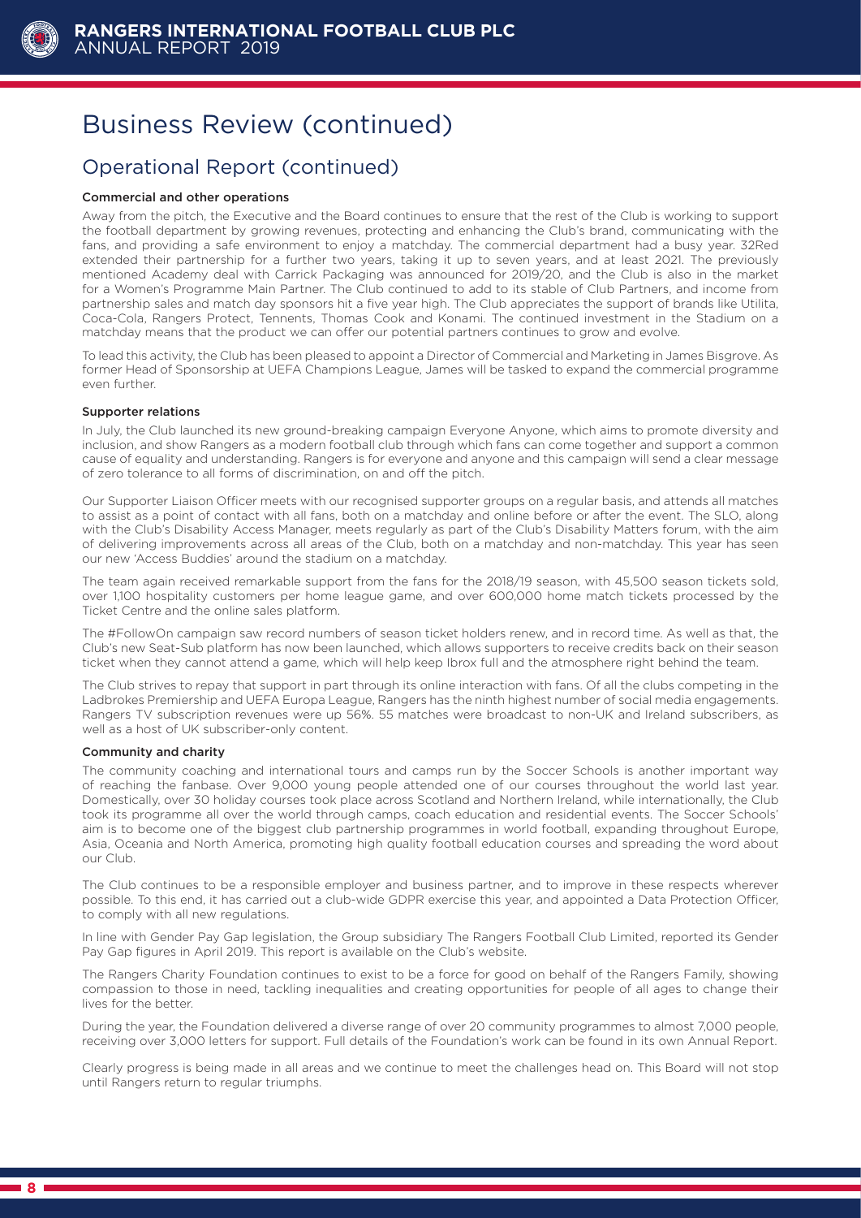# Business Review (continued)

## Operational Report (continued)

### Commercial and other operations

Away from the pitch, the Executive and the Board continues to ensure that the rest of the Club is working to support the football department by growing revenues, protecting and enhancing the Club's brand, communicating with the fans, and providing a safe environment to enjoy a matchday. The commercial department had a busy year. 32Red extended their partnership for a further two years, taking it up to seven years, and at least 2021. The previously mentioned Academy deal with Carrick Packaging was announced for 2019/20, and the Club is also in the market for a Women's Programme Main Partner. The Club continued to add to its stable of Club Partners, and income from partnership sales and match day sponsors hit a five year high. The Club appreciates the support of brands like Utilita, Coca-Cola, Rangers Protect, Tennents, Thomas Cook and Konami. The continued investment in the Stadium on a matchday means that the product we can offer our potential partners continues to grow and evolve.

To lead this activity, the Club has been pleased to appoint a Director of Commercial and Marketing in James Bisgrove. As former Head of Sponsorship at UEFA Champions League, James will be tasked to expand the commercial programme even further.

### Supporter relations

In July, the Club launched its new ground-breaking campaign Everyone Anyone, which aims to promote diversity and inclusion, and show Rangers as a modern football club through which fans can come together and support a common cause of equality and understanding. Rangers is for everyone and anyone and this campaign will send a clear message of zero tolerance to all forms of discrimination, on and off the pitch.

Our Supporter Liaison Officer meets with our recognised supporter groups on a regular basis, and attends all matches to assist as a point of contact with all fans, both on a matchday and online before or after the event. The SLO, along with the Club's Disability Access Manager, meets regularly as part of the Club's Disability Matters forum, with the aim of delivering improvements across all areas of the Club, both on a matchday and non-matchday. This year has seen our new 'Access Buddies' around the stadium on a matchday.

The team again received remarkable support from the fans for the 2018/19 season, with 45,500 season tickets sold, over 1,100 hospitality customers per home league game, and over 600,000 home match tickets processed by the Ticket Centre and the online sales platform.

The #FollowOn campaign saw record numbers of season ticket holders renew, and in record time. As well as that, the Club's new Seat-Sub platform has now been launched, which allows supporters to receive credits back on their season ticket when they cannot attend a game, which will help keep Ibrox full and the atmosphere right behind the team.

The Club strives to repay that support in part through its online interaction with fans. Of all the clubs competing in the Ladbrokes Premiership and UEFA Europa League, Rangers has the ninth highest number of social media engagements. Rangers TV subscription revenues were up 56%. 55 matches were broadcast to non-UK and Ireland subscribers, as well as a host of UK subscriber-only content.

### Community and charity

The community coaching and international tours and camps run by the Soccer Schools is another important way of reaching the fanbase. Over 9,000 young people attended one of our courses throughout the world last year. Domestically, over 30 holiday courses took place across Scotland and Northern Ireland, while internationally, the Club took its programme all over the world through camps, coach education and residential events. The Soccer Schools' aim is to become one of the biggest club partnership programmes in world football, expanding throughout Europe, Asia, Oceania and North America, promoting high quality football education courses and spreading the word about our Club.

The Club continues to be a responsible employer and business partner, and to improve in these respects wherever possible. To this end, it has carried out a club-wide GDPR exercise this year, and appointed a Data Protection Officer, to comply with all new regulations.

In line with Gender Pay Gap legislation, the Group subsidiary The Rangers Football Club Limited, reported its Gender Pay Gap figures in April 2019. This report is available on the Club's website.

The Rangers Charity Foundation continues to exist to be a force for good on behalf of the Rangers Family, showing compassion to those in need, tackling inequalities and creating opportunities for people of all ages to change their lives for the better.

During the year, the Foundation delivered a diverse range of over 20 community programmes to almost 7,000 people, receiving over 3,000 letters for support. Full details of the Foundation's work can be found in its own Annual Report.

Clearly progress is being made in all areas and we continue to meet the challenges head on. This Board will not stop until Rangers return to regular triumphs.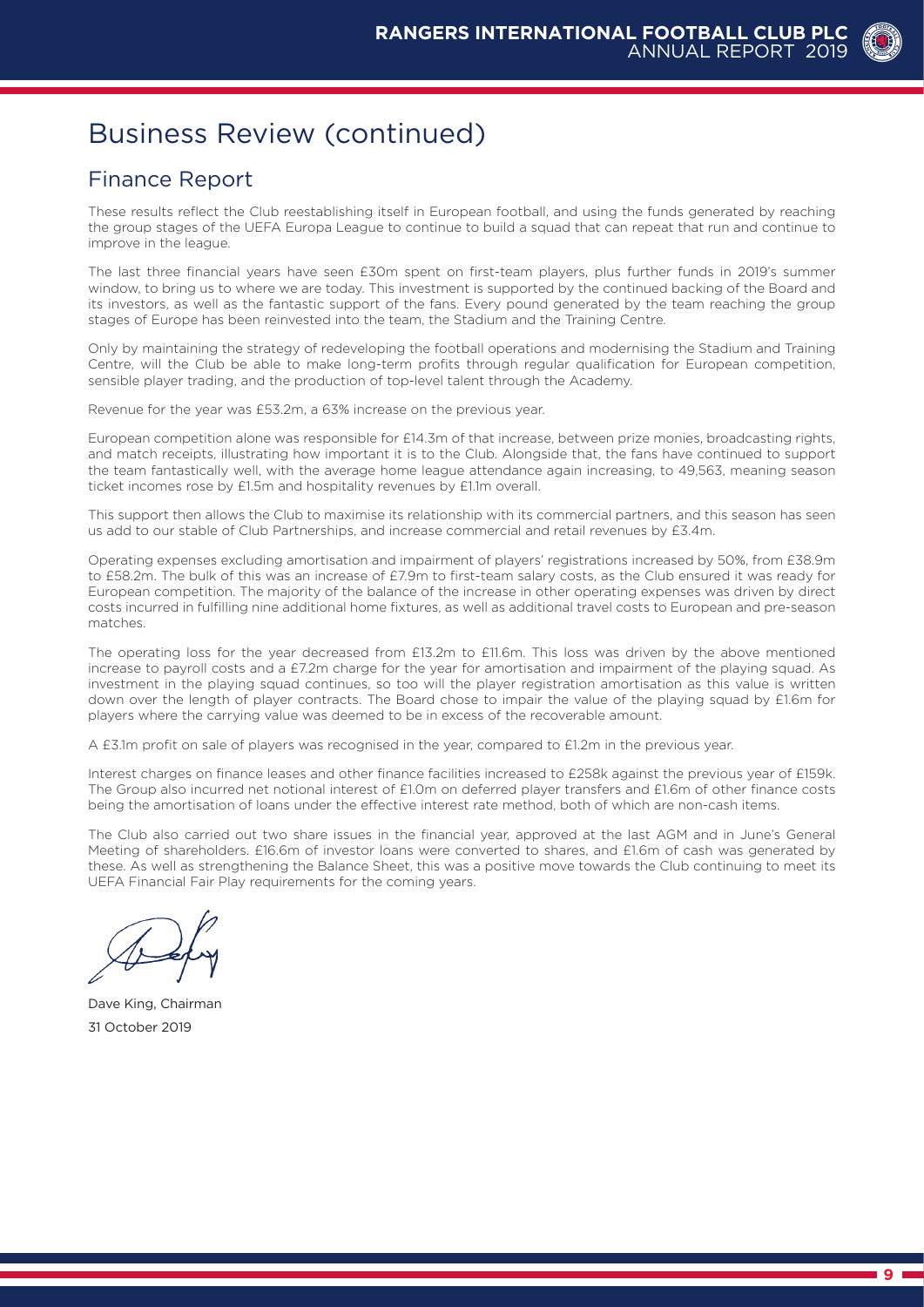# Business Review (continued)

## Finance Report

These results reflect the Club reestablishing itself in European football, and using the funds generated by reaching the group stages of the UEFA Europa League to continue to build a squad that can repeat that run and continue to improve in the league.

The last three financial years have seen £30m spent on first-team players, plus further funds in 2019's summer window, to bring us to where we are today. This investment is supported by the continued backing of the Board and its investors, as well as the fantastic support of the fans. Every pound generated by the team reaching the group stages of Europe has been reinvested into the team, the Stadium and the Training Centre.

Only by maintaining the strategy of redeveloping the football operations and modernising the Stadium and Training Centre, will the Club be able to make long-term profits through regular qualification for European competition, sensible player trading, and the production of top-level talent through the Academy.

Revenue for the year was £53.2m, a 63% increase on the previous year.

European competition alone was responsible for £14.3m of that increase, between prize monies, broadcasting rights, and match receipts, illustrating how important it is to the Club. Alongside that, the fans have continued to support the team fantastically well, with the average home league attendance again increasing, to 49,563, meaning season ticket incomes rose by £1.5m and hospitality revenues by £1.1m overall.

This support then allows the Club to maximise its relationship with its commercial partners, and this season has seen us add to our stable of Club Partnerships, and increase commercial and retail revenues by £3.4m.

Operating expenses excluding amortisation and impairment of players' registrations increased by 50%, from £38.9m to £58.2m. The bulk of this was an increase of £7.9m to first-team salary costs, as the Club ensured it was ready for European competition. The majority of the balance of the increase in other operating expenses was driven by direct costs incurred in fulfilling nine additional home fixtures, as well as additional travel costs to European and pre-season matches.

The operating loss for the year decreased from £13.2m to £11.6m. This loss was driven by the above mentioned increase to payroll costs and a £7.2m charge for the year for amortisation and impairment of the playing squad. As investment in the playing squad continues, so too will the player registration amortisation as this value is written down over the length of player contracts. The Board chose to impair the value of the playing squad by £1.6m for players where the carrying value was deemed to be in excess of the recoverable amount.

A £3.1m profit on sale of players was recognised in the year, compared to £1.2m in the previous year.

Interest charges on finance leases and other finance facilities increased to £258k against the previous year of £159k. The Group also incurred net notional interest of £1.0m on deferred player transfers and £1.6m of other finance costs being the amortisation of loans under the effective interest rate method, both of which are non-cash items.

The Club also carried out two share issues in the financial year, approved at the last AGM and in June's General Meeting of shareholders. £16.6m of investor loans were converted to shares, and £1.6m of cash was generated by these. As well as strengthening the Balance Sheet, this was a positive move towards the Club continuing to meet its UEFA Financial Fair Play requirements for the coming years.

Dave King, Chairman
31 October 2019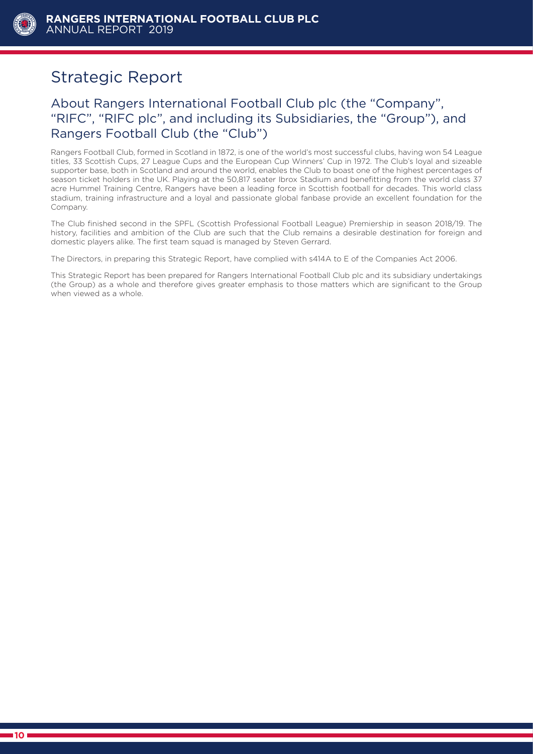# Strategic Report

## About Rangers International Football Club plc (the "Company", "RIFC", "RIFC plc", and including its Subsidiaries, the "Group"), and Rangers Football Club (the "Club")

Rangers Football Club, formed in Scotland in 1872, is one of the world's most successful clubs, having won 54 League titles, 33 Scottish Cups, 27 League Cups and the European Cup Winners' Cup in 1972. The Club's loyal and sizeable supporter base, both in Scotland and around the world, enables the Club to boast one of the highest percentages of season ticket holders in the UK. Playing at the 50,817 seater Ibrox Stadium and benefitting from the world class 37 acre Hummel Training Centre, Rangers have been a leading force in Scottish football for decades. This world class stadium, training infrastructure and a loyal and passionate global fanbase provide an excellent foundation for the Company.

The Club finished second in the SPFL (Scottish Professional Football League) Premiership in season 2018/19. The history, facilities and ambition of the Club are such that the Club remains a desirable destination for foreign and domestic players alike. The first team squad is managed by Steven Gerrard.

The Directors, in preparing this Strategic Report, have complied with s414A to E of the Companies Act 2006.

This Strategic Report has been prepared for Rangers International Football Club plc and its subsidiary undertakings (the Group) as a whole and therefore gives greater emphasis to those matters which are significant to the Group when viewed as a whole.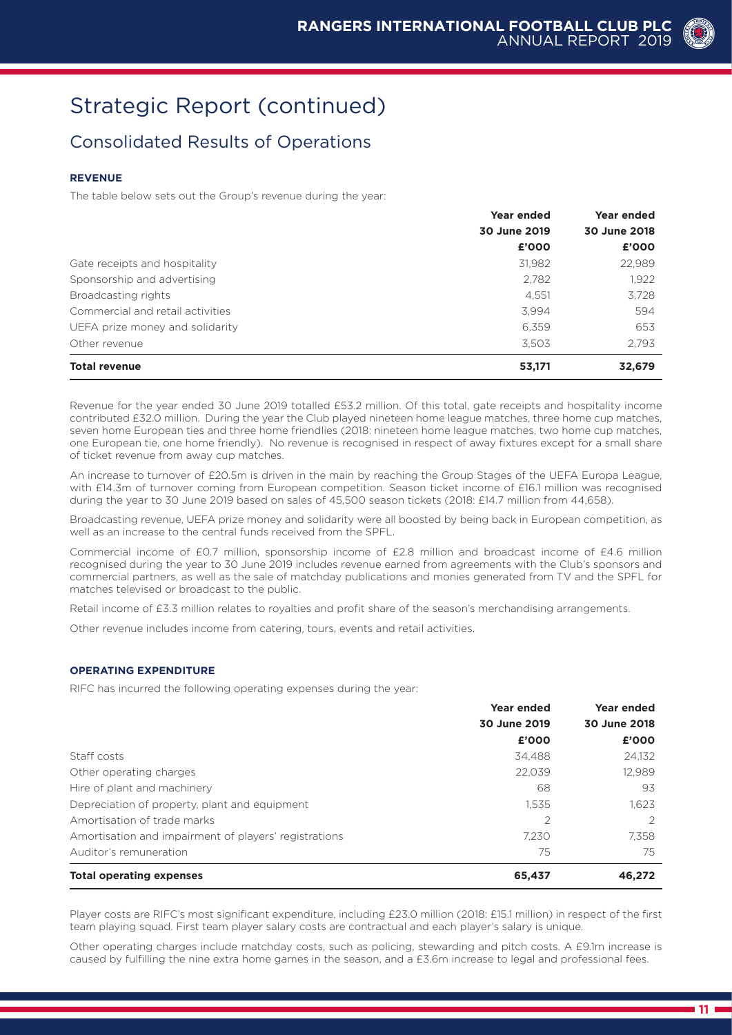# Strategic Report (continued)

## Consolidated Results of Operations

### REVENUE

The table below sets out the Group's revenue during the year:

| | Year ended 30 June 2019 £'000 | Year ended 30 June 2018 £'000 |
|---|---|---|
| Gate receipts and hospitality | 31,982 | 22,989 |
| Sponsorship and advertising | 2,782 | 1,922 |
| Broadcasting rights | 4,551 | 3,728 |
| Commercial and retail activities | 3,994 | 594 |
| UEFA prize money and solidarity | 6,359 | 653 |
| Other revenue | 3,503 | 2,793 |
| **Total revenue** | **53,171** | **32,679** |

Revenue for the year ended 30 June 2019 totalled £53.2 million. Of this total, gate receipts and hospitality income contributed £32.0 million. During the year the Club played nineteen home league matches, three home cup matches, seven home European ties and three home friendlies (2018: nineteen home league matches, two home cup matches, one European tie, one home friendly). No revenue is recognised in respect of away fixtures except for a small share of ticket revenue from away cup matches.

An increase to turnover of £20.5m is driven in the main by reaching the Group Stages of the UEFA Europa League, with £14.3m of turnover coming from European competition. Season ticket income of £16.1 million was recognised during the year to 30 June 2019 based on sales of 45,500 season tickets (2018: £14.7 million from 44,658).

Broadcasting revenue, UEFA prize money and solidarity were all boosted by being back in European competition, as well as an increase to the central funds received from the SPFL.

Commercial income of £0.7 million, sponsorship income of £2.8 million and broadcast income of £4.6 million recognised during the year to 30 June 2019 includes revenue earned from agreements with the Club's sponsors and commercial partners, as well as the sale of matchday publications and monies generated from TV and the SPFL for matches televised or broadcast to the public.

Retail income of £3.3 million relates to royalties and profit share of the season's merchandising arrangements.

Other revenue includes income from catering, tours, events and retail activities.

### OPERATING EXPENDITURE

RIFC has incurred the following operating expenses during the year:

| | Year ended 30 June 2019 £'000 | Year ended 30 June 2018 £'000 |
|---|---|---|
| Staff costs | 34,488 | 24,132 |
| Other operating charges | 22,039 | 12,989 |
| Hire of plant and machinery | 68 | 93 |
| Depreciation of property, plant and equipment | 1,535 | 1,623 |
| Amortisation of trade marks | 2 | 2 |
| Amortisation and impairment of players' registrations | 7,230 | 7,358 |
| Auditor's remuneration | 75 | 75 |
| **Total operating expenses** | **65,437** | **46,272** |

Player costs are RIFC's most significant expenditure, including £23.0 million (2018: £15.1 million) in respect of the first team playing squad. First team player salary costs are contractual and each player's salary is unique.

Other operating charges include matchday costs, such as policing, stewarding and pitch costs. A £9.1m increase is caused by fulfilling the nine extra home games in the season, and a £3.6m increase to legal and professional fees.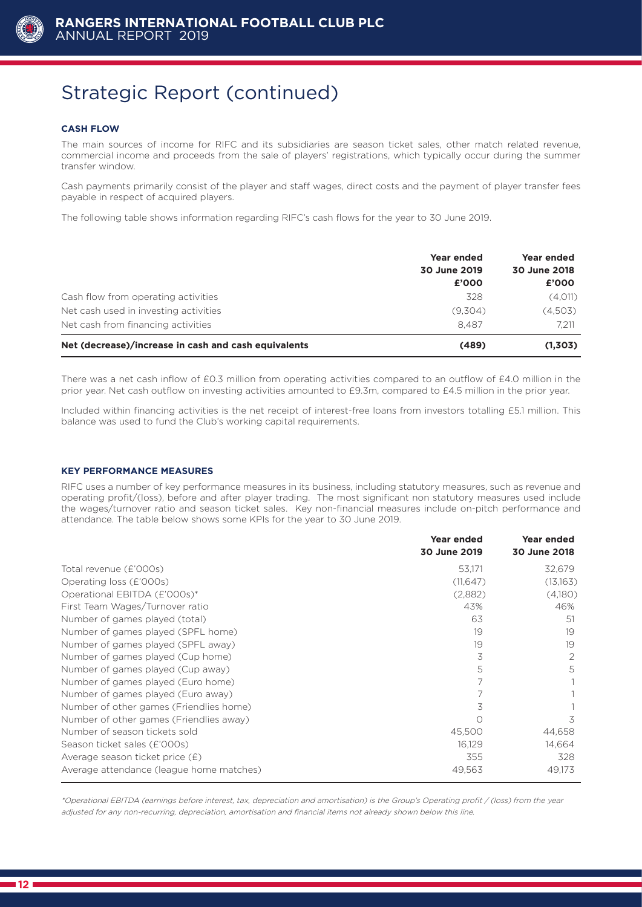# Strategic Report (continued)

### CASH FLOW

The main sources of income for RIFC and its subsidiaries are season ticket sales, other match related revenue, commercial income and proceeds from the sale of players' registrations, which typically occur during the summer transfer window.

Cash payments primarily consist of the player and staff wages, direct costs and the payment of player transfer fees payable in respect of acquired players.

The following table shows information regarding RIFC's cash flows for the year to 30 June 2019.

| | Year ended 30 June 2019 £'000 | Year ended 30 June 2018 £'000 |
|---|---|---|
| Cash flow from operating activities | 328 | (4,011) |
| Net cash used in investing activities | (9,304) | (4,503) |
| Net cash from financing activities | 8,487 | 7,211 |
| **Net (decrease)/increase in cash and cash equivalents** | **(489)** | **(1,303)** |

There was a net cash inflow of £0.3 million from operating activities compared to an outflow of £4.0 million in the prior year. Net cash outflow on investing activities amounted to £9.3m, compared to £4.5 million in the prior year.

Included within financing activities is the net receipt of interest-free loans from investors totalling £5.1 million. This balance was used to fund the Club's working capital requirements.

### KEY PERFORMANCE MEASURES

RIFC uses a number of key performance measures in its business, including statutory measures, such as revenue and operating profit/(loss), before and after player trading. The most significant non statutory measures used include the wages/turnover ratio and season ticket sales. Key non-financial measures include on-pitch performance and attendance. The table below shows some KPIs for the year to 30 June 2019.

| | Year ended 30 June 2019 | Year ended 30 June 2018 |
|---|---|---|
| Total revenue (£'000s) | 53,171 | 32,679 |
| Operating loss (£'000s) | (11,647) | (13,163) |
| Operational EBITDA (£'000s)* | (2,882) | (4,180) |
| First Team Wages/Turnover ratio | 43% | 46% |
| Number of games played (total) | 63 | 51 |
| Number of games played (SPFL home) | 19 | 19 |
| Number of games played (SPFL away) | 19 | 19 |
| Number of games played (Cup home) | 3 | 2 |
| Number of games played (Cup away) | 5 | 5 |
| Number of games played (Euro home) | 7 | 1 |
| Number of games played (Euro away) | 7 | 1 |
| Number of other games (Friendlies home) | 3 | 1 |
| Number of other games (Friendlies away) | 0 | 3 |
| Number of season tickets sold | 45,500 | 44,658 |
| Season ticket sales (£'000s) | 16,129 | 14,664 |
| Average season ticket price (£) | 355 | 328 |
| Average attendance (league home matches) | 49,563 | 49,173 |

*\*Operational EBITDA (earnings before interest, tax, depreciation and amortisation) is the Group's Operating profit / (loss) from the year adjusted for any non-recurring, depreciation, amortisation and financial items not already shown below this line.*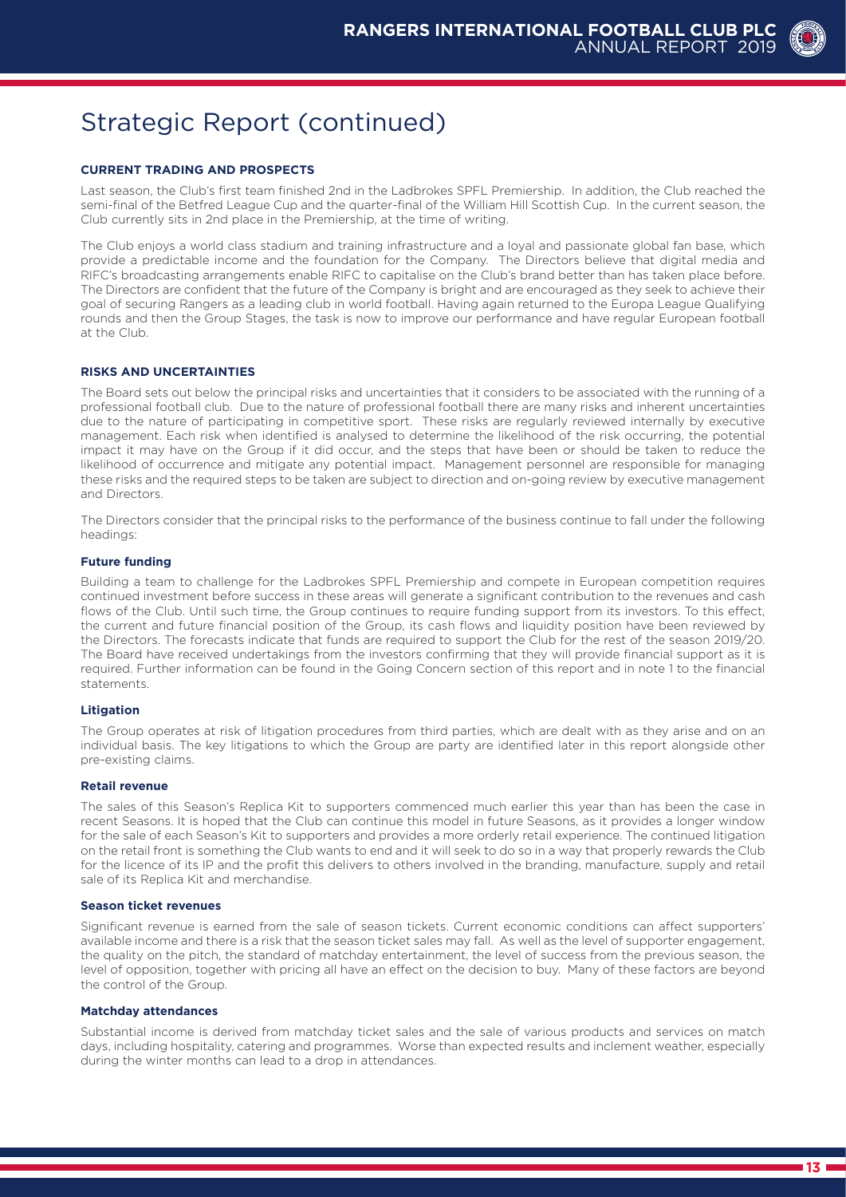# Strategic Report (continued)

### CURRENT TRADING AND PROSPECTS

Last season, the Club's first team finished 2nd in the Ladbrokes SPFL Premiership. In addition, the Club reached the semi-final of the Betfred League Cup and the quarter-final of the William Hill Scottish Cup. In the current season, the Club currently sits in 2nd place in the Premiership, at the time of writing.

The Club enjoys a world class stadium and training infrastructure and a loyal and passionate global fan base, which provide a predictable income and the foundation for the Company. The Directors believe that digital media and RIFC's broadcasting arrangements enable RIFC to capitalise on the Club's brand better than has taken place before. The Directors are confident that the future of the Company is bright and are encouraged as they seek to achieve their goal of securing Rangers as a leading club in world football. Having again returned to the Europa League Qualifying rounds and then the Group Stages, the task is now to improve our performance and have regular European football at the Club.

### RISKS AND UNCERTAINTIES

The Board sets out below the principal risks and uncertainties that it considers to be associated with the running of a professional football club. Due to the nature of professional football there are many risks and inherent uncertainties due to the nature of participating in competitive sport. These risks are regularly reviewed internally by executive management. Each risk when identified is analysed to determine the likelihood of the risk occurring, the potential impact it may have on the Group if it did occur, and the steps that have been or should be taken to reduce the likelihood of occurrence and mitigate any potential impact. Management personnel are responsible for managing these risks and the required steps to be taken are subject to direction and on-going review by executive management and Directors.

The Directors consider that the principal risks to the performance of the business continue to fall under the following headings:

#### Future funding

Building a team to challenge for the Ladbrokes SPFL Premiership and compete in European competition requires continued investment before success in these areas will generate a significant contribution to the revenues and cash flows of the Club. Until such time, the Group continues to require funding support from its investors. To this effect, the current and future financial position of the Group, its cash flows and liquidity position have been reviewed by the Directors. The forecasts indicate that funds are required to support the Club for the rest of the season 2019/20. The Board have received undertakings from the investors confirming that they will provide financial support as it is required. Further information can be found in the Going Concern section of this report and in note 1 to the financial statements.

#### Litigation

The Group operates at risk of litigation procedures from third parties, which are dealt with as they arise and on an individual basis. The key litigations to which the Group are party are identified later in this report alongside other pre-existing claims.

#### Retail revenue

The sales of this Season's Replica Kit to supporters commenced much earlier this year than has been the case in recent Seasons. It is hoped that the Club can continue this model in future Seasons, as it provides a longer window for the sale of each Season's Kit to supporters and provides a more orderly retail experience. The continued litigation on the retail front is something the Club wants to end and it will seek to do so in a way that properly rewards the Club for the licence of its IP and the profit this delivers to others involved in the branding, manufacture, supply and retail sale of its Replica Kit and merchandise.

#### Season ticket revenues

Significant revenue is earned from the sale of season tickets. Current economic conditions can affect supporters' available income and there is a risk that the season ticket sales may fall. As well as the level of supporter engagement, the quality on the pitch, the standard of matchday entertainment, the level of success from the previous season, the level of opposition, together with pricing all have an effect on the decision to buy. Many of these factors are beyond the control of the Group.

#### Matchday attendances

Substantial income is derived from matchday ticket sales and the sale of various products and services on match days, including hospitality, catering and programmes. Worse than expected results and inclement weather, especially during the winter months can lead to a drop in attendances.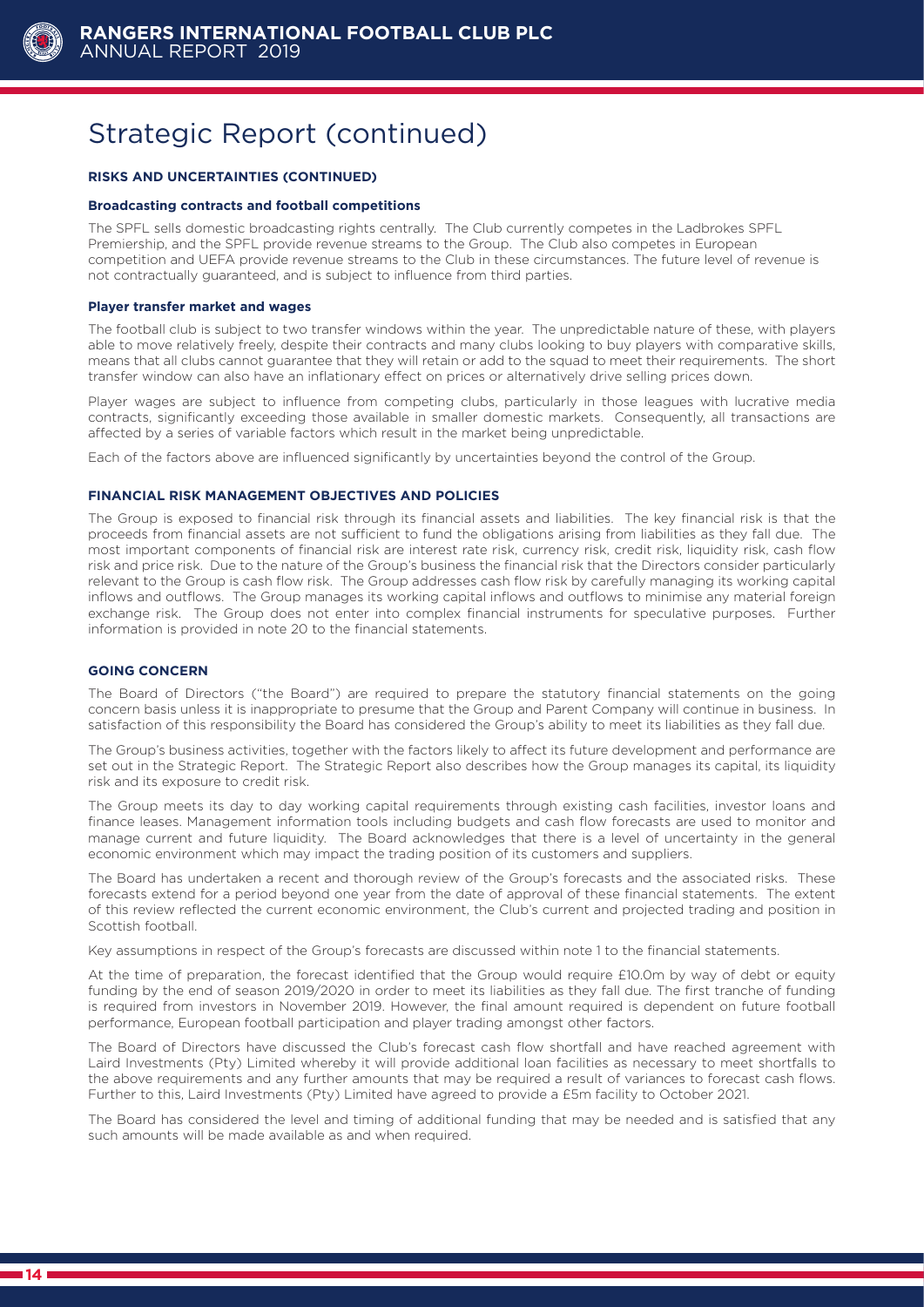# Strategic Report (continued)

### RISKS AND UNCERTAINTIES (CONTINUED)

#### Broadcasting contracts and football competitions

The SPFL sells domestic broadcasting rights centrally. The Club currently competes in the Ladbrokes SPFL Premiership, and the SPFL provide revenue streams to the Group. The Club also competes in European competition and UEFA provide revenue streams to the Club in these circumstances. The future level of revenue is not contractually guaranteed, and is subject to influence from third parties.

#### Player transfer market and wages

The football club is subject to two transfer windows within the year. The unpredictable nature of these, with players able to move relatively freely, despite their contracts and many clubs looking to buy players with comparative skills, means that all clubs cannot guarantee that they will retain or add to the squad to meet their requirements. The short transfer window can also have an inflationary effect on prices or alternatively drive selling prices down.

Player wages are subject to influence from competing clubs, particularly in those leagues with lucrative media contracts, significantly exceeding those available in smaller domestic markets. Consequently, all transactions are affected by a series of variable factors which result in the market being unpredictable.

Each of the factors above are influenced significantly by uncertainties beyond the control of the Group.

### FINANCIAL RISK MANAGEMENT OBJECTIVES AND POLICIES

The Group is exposed to financial risk through its financial assets and liabilities. The key financial risk is that the proceeds from financial assets are not sufficient to fund the obligations arising from liabilities as they fall due. The most important components of financial risk are interest rate risk, currency risk, credit risk, liquidity risk, cash flow risk and price risk. Due to the nature of the Group's business the financial risk that the Directors consider particularly relevant to the Group is cash flow risk. The Group addresses cash flow risk by carefully managing its working capital inflows and outflows. The Group manages its working capital inflows and outflows to minimise any material foreign exchange risk. The Group does not enter into complex financial instruments for speculative purposes. Further information is provided in note 20 to the financial statements.

### GOING CONCERN

The Board of Directors ("the Board") are required to prepare the statutory financial statements on the going concern basis unless it is inappropriate to presume that the Group and Parent Company will continue in business. In satisfaction of this responsibility the Board has considered the Group's ability to meet its liabilities as they fall due.

The Group's business activities, together with the factors likely to affect its future development and performance are set out in the Strategic Report. The Strategic Report also describes how the Group manages its capital, its liquidity risk and its exposure to credit risk.

The Group meets its day to day working capital requirements through existing cash facilities, investor loans and finance leases. Management information tools including budgets and cash flow forecasts are used to monitor and manage current and future liquidity. The Board acknowledges that there is a level of uncertainty in the general economic environment which may impact the trading position of its customers and suppliers.

The Board has undertaken a recent and thorough review of the Group's forecasts and the associated risks. These forecasts extend for a period beyond one year from the date of approval of these financial statements. The extent of this review reflected the current economic environment, the Club's current and projected trading and position in Scottish football.

Key assumptions in respect of the Group's forecasts are discussed within note 1 to the financial statements.

At the time of preparation, the forecast identified that the Group would require £10.0m by way of debt or equity funding by the end of season 2019/2020 in order to meet its liabilities as they fall due. The first tranche of funding is required from investors in November 2019. However, the final amount required is dependent on future football performance, European football participation and player trading amongst other factors.

The Board of Directors have discussed the Club's forecast cash flow shortfall and have reached agreement with Laird Investments (Pty) Limited whereby it will provide additional loan facilities as necessary to meet shortfalls to the above requirements and any further amounts that may be required a result of variances to forecast cash flows. Further to this, Laird Investments (Pty) Limited have agreed to provide a £5m facility to October 2021.

The Board has considered the level and timing of additional funding that may be needed and is satisfied that any such amounts will be made available as and when required.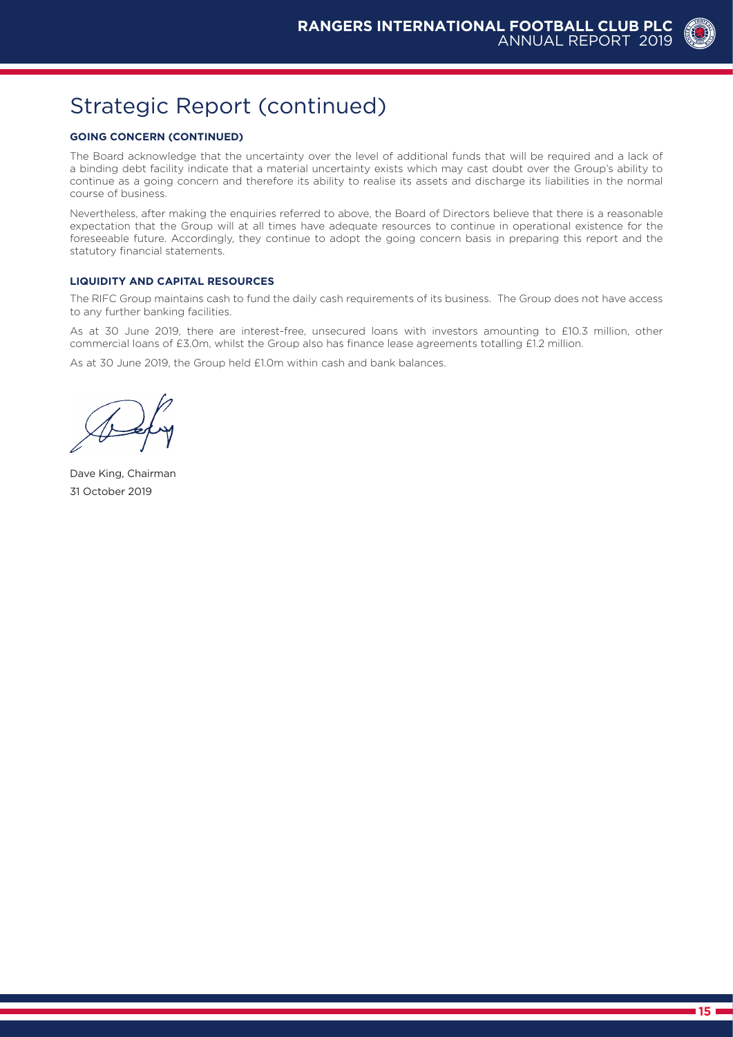# Strategic Report (continued)

### GOING CONCERN (CONTINUED)

The Board acknowledge that the uncertainty over the level of additional funds that will be required and a lack of a binding debt facility indicate that a material uncertainty exists which may cast doubt over the Group's ability to continue as a going concern and therefore its ability to realise its assets and discharge its liabilities in the normal course of business.

Nevertheless, after making the enquiries referred to above, the Board of Directors believe that there is a reasonable expectation that the Group will at all times have adequate resources to continue in operational existence for the foreseeable future. Accordingly, they continue to adopt the going concern basis in preparing this report and the statutory financial statements.

### LIQUIDITY AND CAPITAL RESOURCES

The RIFC Group maintains cash to fund the daily cash requirements of its business. The Group does not have access to any further banking facilities.

As at 30 June 2019, there are interest-free, unsecured loans with investors amounting to £10.3 million, other commercial loans of £3.0m, whilst the Group also has finance lease agreements totalling £1.2 million.

As at 30 June 2019, the Group held £1.0m within cash and bank balances.

Dave King, Chairman
31 October 2019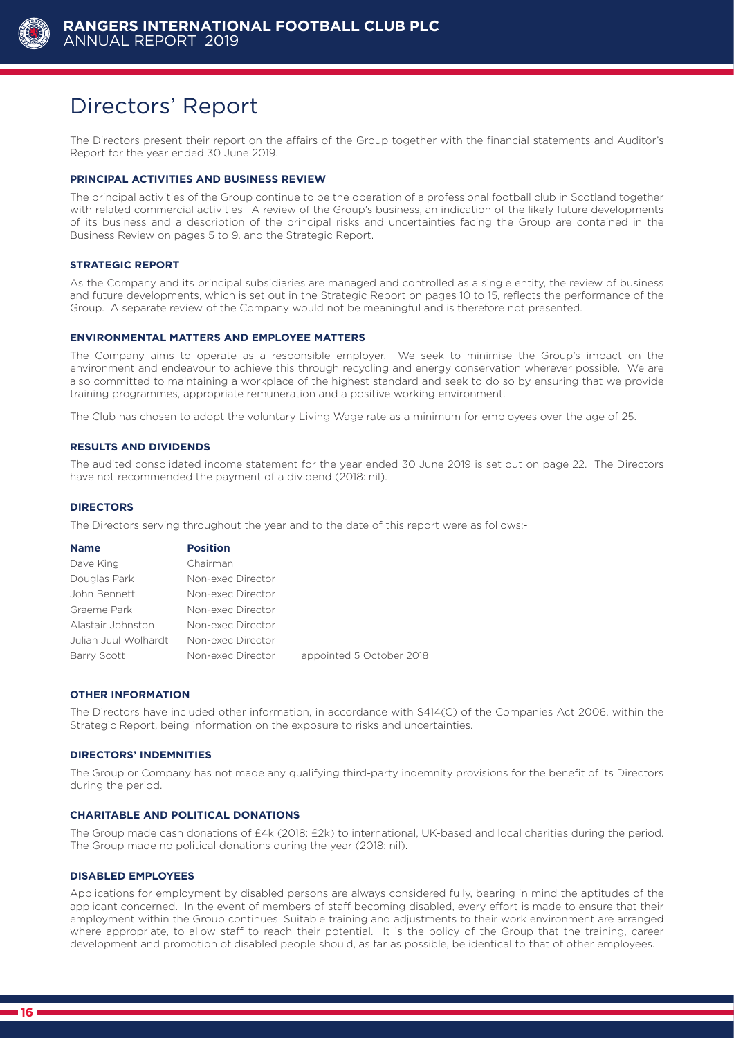# Directors' Report

The Directors present their report on the affairs of the Group together with the financial statements and Auditor's Report for the year ended 30 June 2019.

### PRINCIPAL ACTIVITIES AND BUSINESS REVIEW

The principal activities of the Group continue to be the operation of a professional football club in Scotland together with related commercial activities. A review of the Group's business, an indication of the likely future developments of its business and a description of the principal risks and uncertainties facing the Group are contained in the Business Review on pages 5 to 9, and the Strategic Report.

### STRATEGIC REPORT

As the Company and its principal subsidiaries are managed and controlled as a single entity, the review of business and future developments, which is set out in the Strategic Report on pages 10 to 15, reflects the performance of the Group. A separate review of the Company would not be meaningful and is therefore not presented.

### ENVIRONMENTAL MATTERS AND EMPLOYEE MATTERS

The Company aims to operate as a responsible employer. We seek to minimise the Group's impact on the environment and endeavour to achieve this through recycling and energy conservation wherever possible. We are also committed to maintaining a workplace of the highest standard and seek to do so by ensuring that we provide training programmes, appropriate remuneration and a positive working environment.

The Club has chosen to adopt the voluntary Living Wage rate as a minimum for employees over the age of 25.

### RESULTS AND DIVIDENDS

The audited consolidated income statement for the year ended 30 June 2019 is set out on page 22. The Directors have not recommended the payment of a dividend (2018: nil).

### DIRECTORS

The Directors serving throughout the year and to the date of this report were as follows:-

| Name | Position | |
|---|---|---|
| Dave King | Chairman | |
| Douglas Park | Non-exec Director | |
| John Bennett | Non-exec Director | |
| Graeme Park | Non-exec Director | |
| Alastair Johnston | Non-exec Director | |
| Julian Juul Wolhardt | Non-exec Director | |
| Barry Scott | Non-exec Director | appointed 5 October 2018 |

### OTHER INFORMATION

The Directors have included other information, in accordance with S414(C) of the Companies Act 2006, within the Strategic Report, being information on the exposure to risks and uncertainties.

### DIRECTORS' INDEMNITIES

The Group or Company has not made any qualifying third-party indemnity provisions for the benefit of its Directors during the period.

### CHARITABLE AND POLITICAL DONATIONS

The Group made cash donations of £4k (2018: £2k) to international, UK-based and local charities during the period. The Group made no political donations during the year (2018: nil).

### DISABLED EMPLOYEES

Applications for employment by disabled persons are always considered fully, bearing in mind the aptitudes of the applicant concerned. In the event of members of staff becoming disabled, every effort is made to ensure that their employment within the Group continues. Suitable training and adjustments to their work environment are arranged where appropriate, to allow staff to reach their potential. It is the policy of the Group that the training, career development and promotion of disabled people should, as far as possible, be identical to that of other employees.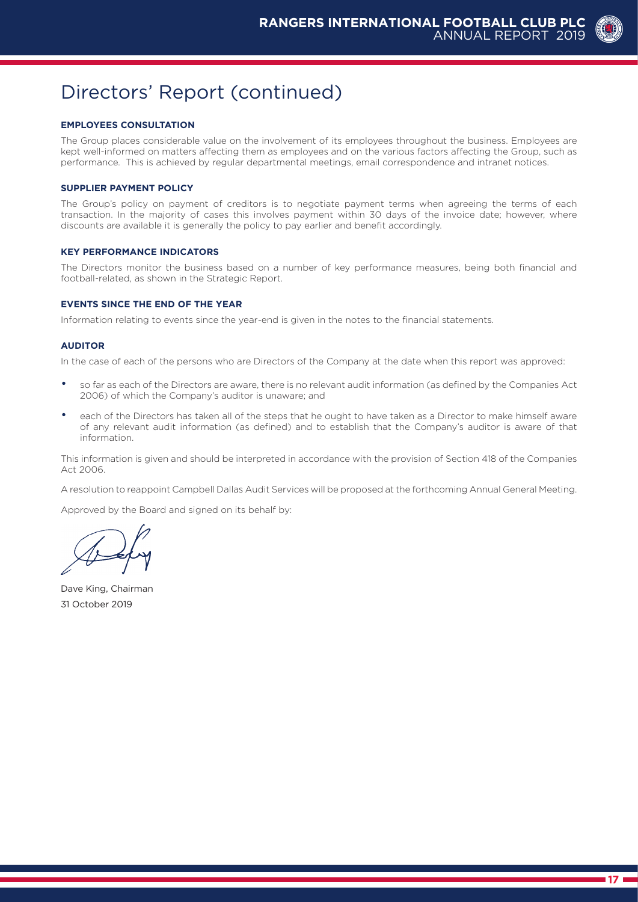# Directors' Report (continued)

### EMPLOYEES CONSULTATION

The Group places considerable value on the involvement of its employees throughout the business. Employees are kept well-informed on matters affecting them as employees and on the various factors affecting the Group, such as performance. This is achieved by regular departmental meetings, email correspondence and intranet notices.

### SUPPLIER PAYMENT POLICY

The Group's policy on payment of creditors is to negotiate payment terms when agreeing the terms of each transaction. In the majority of cases this involves payment within 30 days of the invoice date; however, where discounts are available it is generally the policy to pay earlier and benefit accordingly.

### KEY PERFORMANCE INDICATORS

The Directors monitor the business based on a number of key performance measures, being both financial and football-related, as shown in the Strategic Report.

### EVENTS SINCE THE END OF THE YEAR

Information relating to events since the year-end is given in the notes to the financial statements.

### AUDITOR

In the case of each of the persons who are Directors of the Company at the date when this report was approved:

- so far as each of the Directors are aware, there is no relevant audit information (as defined by the Companies Act 2006) of which the Company's auditor is unaware; and
- each of the Directors has taken all of the steps that he ought to have taken as a Director to make himself aware of any relevant audit information (as defined) and to establish that the Company's auditor is aware of that information.

This information is given and should be interpreted in accordance with the provision of Section 418 of the Companies Act 2006.

A resolution to reappoint Campbell Dallas Audit Services will be proposed at the forthcoming Annual General Meeting.

Approved by the Board and signed on its behalf by:

Dave King, Chairman
31 October 2019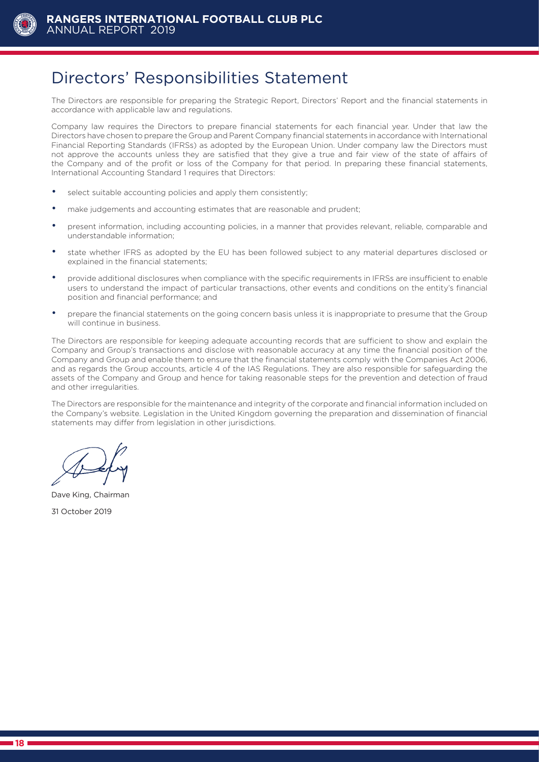# Directors' Responsibilities Statement

The Directors are responsible for preparing the Strategic Report, Directors' Report and the financial statements in accordance with applicable law and regulations.

Company law requires the Directors to prepare financial statements for each financial year. Under that law the Directors have chosen to prepare the Group and Parent Company financial statements in accordance with International Financial Reporting Standards (IFRSs) as adopted by the European Union. Under company law the Directors must not approve the accounts unless they are satisfied that they give a true and fair view of the state of affairs of the Company and of the profit or loss of the Company for that period. In preparing these financial statements, International Accounting Standard 1 requires that Directors:

- select suitable accounting policies and apply them consistently;
- make judgements and accounting estimates that are reasonable and prudent;
- present information, including accounting policies, in a manner that provides relevant, reliable, comparable and understandable information;
- state whether IFRS as adopted by the EU has been followed subject to any material departures disclosed or explained in the financial statements;
- provide additional disclosures when compliance with the specific requirements in IFRSs are insufficient to enable users to understand the impact of particular transactions, other events and conditions on the entity's financial position and financial performance; and
- prepare the financial statements on the going concern basis unless it is inappropriate to presume that the Group will continue in business.

The Directors are responsible for keeping adequate accounting records that are sufficient to show and explain the Company and Group's transactions and disclose with reasonable accuracy at any time the financial position of the Company and Group and enable them to ensure that the financial statements comply with the Companies Act 2006, and as regards the Group accounts, article 4 of the IAS Regulations. They are also responsible for safeguarding the assets of the Company and Group and hence for taking reasonable steps for the prevention and detection of fraud and other irregularities.

The Directors are responsible for the maintenance and integrity of the corporate and financial information included on the Company's website. Legislation in the United Kingdom governing the preparation and dissemination of financial statements may differ from legislation in other jurisdictions.

Dave King, Chairman

31 October 2019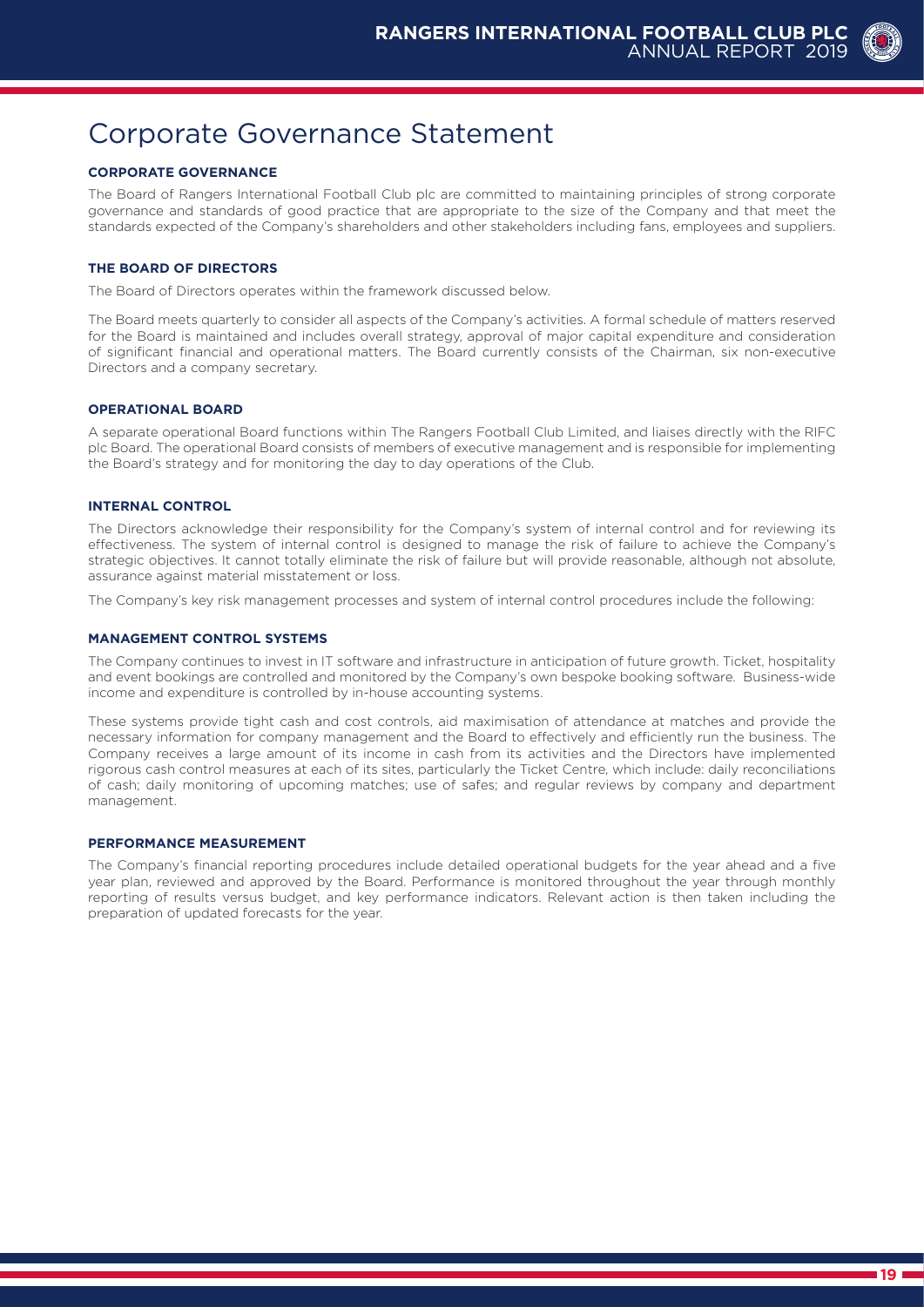# Corporate Governance Statement

### CORPORATE GOVERNANCE

The Board of Rangers International Football Club plc are committed to maintaining principles of strong corporate governance and standards of good practice that are appropriate to the size of the Company and that meet the standards expected of the Company's shareholders and other stakeholders including fans, employees and suppliers.

### THE BOARD OF DIRECTORS

The Board of Directors operates within the framework discussed below.

The Board meets quarterly to consider all aspects of the Company's activities. A formal schedule of matters reserved for the Board is maintained and includes overall strategy, approval of major capital expenditure and consideration of significant financial and operational matters. The Board currently consists of the Chairman, six non-executive Directors and a company secretary.

### OPERATIONAL BOARD

A separate operational Board functions within The Rangers Football Club Limited, and liaises directly with the RIFC plc Board. The operational Board consists of members of executive management and is responsible for implementing the Board's strategy and for monitoring the day to day operations of the Club.

### INTERNAL CONTROL

The Directors acknowledge their responsibility for the Company's system of internal control and for reviewing its effectiveness. The system of internal control is designed to manage the risk of failure to achieve the Company's strategic objectives. It cannot totally eliminate the risk of failure but will provide reasonable, although not absolute, assurance against material misstatement or loss.

The Company's key risk management processes and system of internal control procedures include the following:

### MANAGEMENT CONTROL SYSTEMS

The Company continues to invest in IT software and infrastructure in anticipation of future growth. Ticket, hospitality and event bookings are controlled and monitored by the Company's own bespoke booking software. Business-wide income and expenditure is controlled by in-house accounting systems.

These systems provide tight cash and cost controls, aid maximisation of attendance at matches and provide the necessary information for company management and the Board to effectively and efficiently run the business. The Company receives a large amount of its income in cash from its activities and the Directors have implemented rigorous cash control measures at each of its sites, particularly the Ticket Centre, which include: daily reconciliations of cash; daily monitoring of upcoming matches; use of safes; and regular reviews by company and department management.

### PERFORMANCE MEASUREMENT

The Company's financial reporting procedures include detailed operational budgets for the year ahead and a five year plan, reviewed and approved by the Board. Performance is monitored throughout the year through monthly reporting of results versus budget, and key performance indicators. Relevant action is then taken including the preparation of updated forecasts for the year.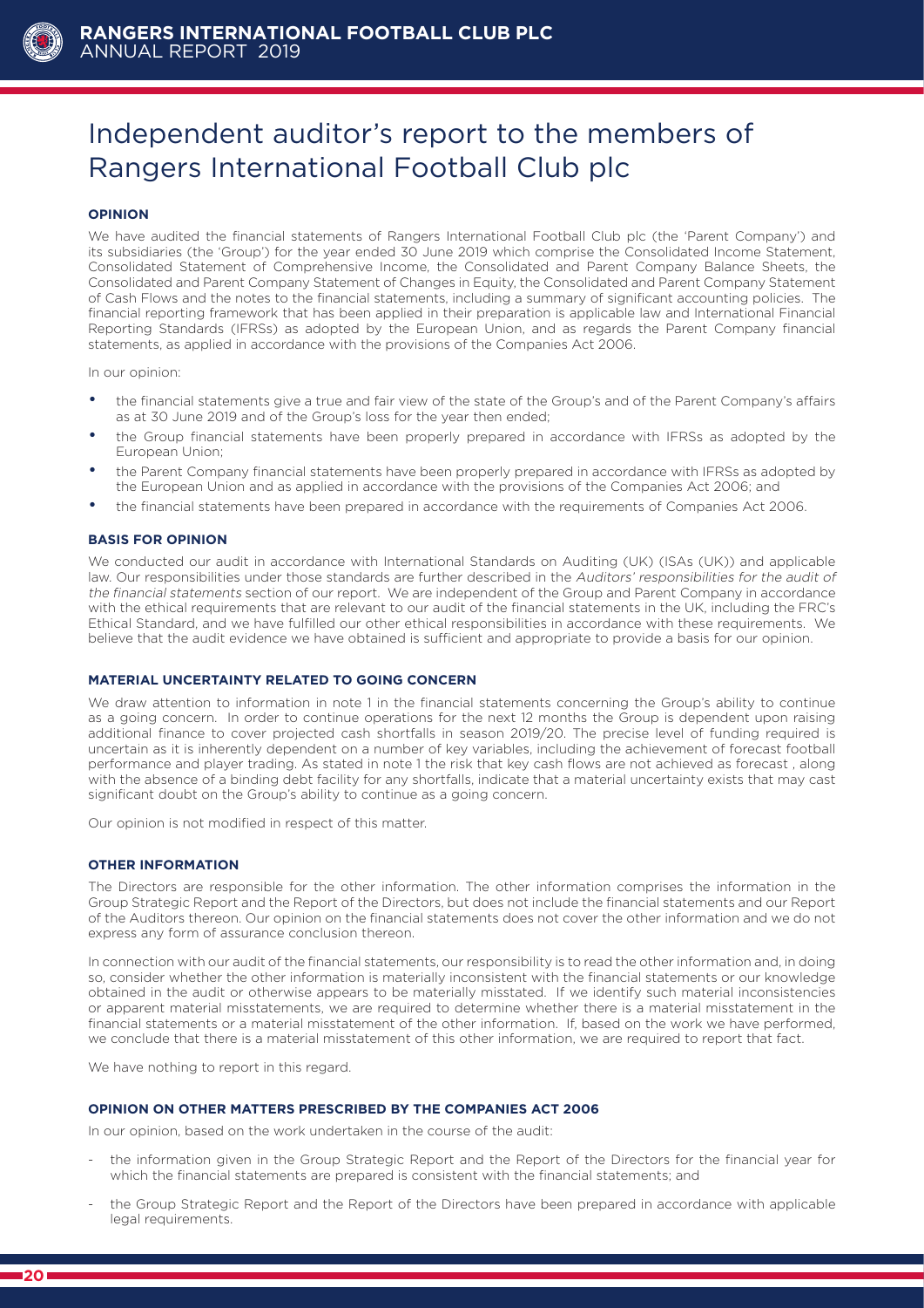# Independent auditor's report to the members of Rangers International Football Club plc

## OPINION

We have audited the financial statements of Rangers International Football Club plc (the 'Parent Company') and its subsidiaries (the 'Group') for the year ended 30 June 2019 which comprise the Consolidated Income Statement, Consolidated Statement of Comprehensive Income, the Consolidated and Parent Company Balance Sheets, the Consolidated and Parent Company Statement of Changes in Equity, the Consolidated and Parent Company Statement of Cash Flows and the notes to the financial statements, including a summary of significant accounting policies. The financial reporting framework that has been applied in their preparation is applicable law and International Financial Reporting Standards (IFRSs) as adopted by the European Union, and as regards the Parent Company financial statements, as applied in accordance with the provisions of the Companies Act 2006.

In our opinion:

- the financial statements give a true and fair view of the state of the Group's and of the Parent Company's affairs as at 30 June 2019 and of the Group's loss for the year then ended;
- the Group financial statements have been properly prepared in accordance with IFRSs as adopted by the European Union;
- the Parent Company financial statements have been properly prepared in accordance with IFRSs as adopted by the European Union and as applied in accordance with the provisions of the Companies Act 2006; and
- the financial statements have been prepared in accordance with the requirements of Companies Act 2006.

## BASIS FOR OPINION

We conducted our audit in accordance with International Standards on Auditing (UK) (ISAs (UK)) and applicable law. Our responsibilities under those standards are further described in the *Auditors' responsibilities for the audit of the financial statements* section of our report. We are independent of the Group and Parent Company in accordance with the ethical requirements that are relevant to our audit of the financial statements in the UK, including the FRC's Ethical Standard, and we have fulfilled our other ethical responsibilities in accordance with these requirements. We believe that the audit evidence we have obtained is sufficient and appropriate to provide a basis for our opinion.

## MATERIAL UNCERTAINTY RELATED TO GOING CONCERN

We draw attention to information in note 1 in the financial statements concerning the Group's ability to continue as a going concern. In order to continue operations for the next 12 months the Group is dependent upon raising additional finance to cover projected cash shortfalls in season 2019/20. The precise level of funding required is uncertain as it is inherently dependent on a number of key variables, including the achievement of forecast football performance and player trading. As stated in note 1 the risk that key cash flows are not achieved as forecast , along with the absence of a binding debt facility for any shortfalls, indicate that a material uncertainty exists that may cast significant doubt on the Group's ability to continue as a going concern.

Our opinion is not modified in respect of this matter.

## OTHER INFORMATION

The Directors are responsible for the other information. The other information comprises the information in the Group Strategic Report and the Report of the Directors, but does not include the financial statements and our Report of the Auditors thereon. Our opinion on the financial statements does not cover the other information and we do not express any form of assurance conclusion thereon.

In connection with our audit of the financial statements, our responsibility is to read the other information and, in doing so, consider whether the other information is materially inconsistent with the financial statements or our knowledge obtained in the audit or otherwise appears to be materially misstated. If we identify such material inconsistencies or apparent material misstatements, we are required to determine whether there is a material misstatement in the financial statements or a material misstatement of the other information. If, based on the work we have performed, we conclude that there is a material misstatement of this other information, we are required to report that fact.

We have nothing to report in this regard.

## OPINION ON OTHER MATTERS PRESCRIBED BY THE COMPANIES ACT 2006

In our opinion, based on the work undertaken in the course of the audit:

- the information given in the Group Strategic Report and the Report of the Directors for the financial year for which the financial statements are prepared is consistent with the financial statements; and
- the Group Strategic Report and the Report of the Directors have been prepared in accordance with applicable legal requirements.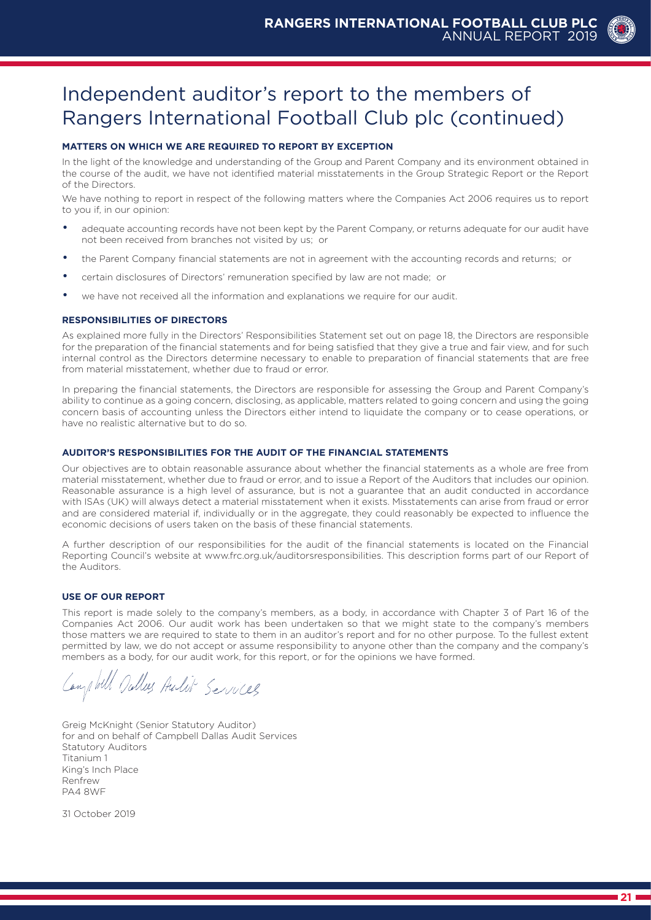# Independent auditor's report to the members of Rangers International Football Club plc (continued)

### MATTERS ON WHICH WE ARE REQUIRED TO REPORT BY EXCEPTION

In the light of the knowledge and understanding of the Group and Parent Company and its environment obtained in the course of the audit, we have not identified material misstatements in the Group Strategic Report or the Report of the Directors.

We have nothing to report in respect of the following matters where the Companies Act 2006 requires us to report to you if, in our opinion:

- adequate accounting records have not been kept by the Parent Company, or returns adequate for our audit have not been received from branches not visited by us; or
- the Parent Company financial statements are not in agreement with the accounting records and returns; or
- certain disclosures of Directors' remuneration specified by law are not made; or
- we have not received all the information and explanations we require for our audit.

### RESPONSIBILITIES OF DIRECTORS

As explained more fully in the Directors' Responsibilities Statement set out on page 18, the Directors are responsible for the preparation of the financial statements and for being satisfied that they give a true and fair view, and for such internal control as the Directors determine necessary to enable to preparation of financial statements that are free from material misstatement, whether due to fraud or error.

In preparing the financial statements, the Directors are responsible for assessing the Group and Parent Company's ability to continue as a going concern, disclosing, as applicable, matters related to going concern and using the going concern basis of accounting unless the Directors either intend to liquidate the company or to cease operations, or have no realistic alternative but to do so.

### AUDITOR'S RESPONSIBILITIES FOR THE AUDIT OF THE FINANCIAL STATEMENTS

Our objectives are to obtain reasonable assurance about whether the financial statements as a whole are free from material misstatement, whether due to fraud or error, and to issue a Report of the Auditors that includes our opinion. Reasonable assurance is a high level of assurance, but is not a guarantee that an audit conducted in accordance with ISAs (UK) will always detect a material misstatement when it exists. Misstatements can arise from fraud or error and are considered material if, individually or in the aggregate, they could reasonably be expected to influence the economic decisions of users taken on the basis of these financial statements.

A further description of our responsibilities for the audit of the financial statements is located on the Financial Reporting Council's website at www.frc.org.uk/auditorsresponsibilities. This description forms part of our Report of the Auditors.

### USE OF OUR REPORT

This report is made solely to the company's members, as a body, in accordance with Chapter 3 of Part 16 of the Companies Act 2006. Our audit work has been undertaken so that we might state to the company's members those matters we are required to state to them in an auditor's report and for no other purpose. To the fullest extent permitted by law, we do not accept or assume responsibility to anyone other than the company and the company's members as a body, for our audit work, for this report, or for the opinions we have formed.

*Campbell Dallas Audit Services*

Greig McKnight (Senior Statutory Auditor)
for and on behalf of Campbell Dallas Audit Services
Statutory Auditors
Titanium 1
King's Inch Place
Renfrew
PA4 8WF

31 October 2019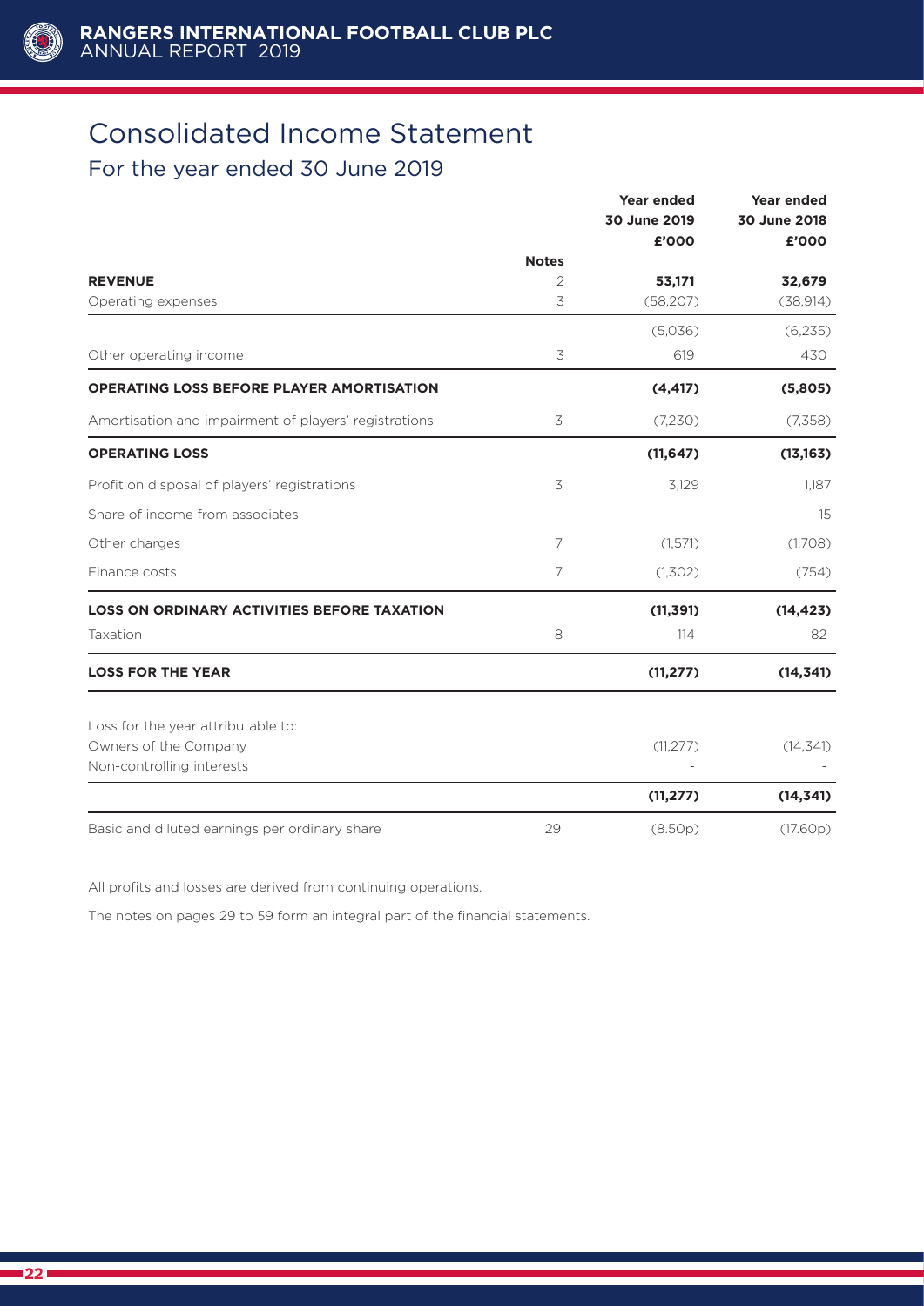# Consolidated Income Statement

## For the year ended 30 June 2019

| | Notes | Year ended 30 June 2019 £'000 | Year ended 30 June 2018 £'000 |
|---|---|---|---|
| **REVENUE** | 2 | **53,171** | **32,679** |
| Operating expenses | 3 | (58,207) | (38,914) |
| | | (5,036) | (6,235) |
| Other operating income | 3 | 619 | 430 |
| **OPERATING LOSS BEFORE PLAYER AMORTISATION** | | **(4,417)** | **(5,805)** |
| Amortisation and impairment of players' registrations | 3 | (7,230) | (7,358) |
| **OPERATING LOSS** | | **(11,647)** | **(13,163)** |
| Profit on disposal of players' registrations | 3 | 3,129 | 1,187 |
| Share of income from associates | | - | 15 |
| Other charges | 7 | (1,571) | (1,708) |
| Finance costs | 7 | (1,302) | (754) |
| **LOSS ON ORDINARY ACTIVITIES BEFORE TAXATION** | | **(11,391)** | **(14,423)** |
| Taxation | 8 | 114 | 82 |
| **LOSS FOR THE YEAR** | | **(11,277)** | **(14,341)** |
| Loss for the year attributable to: | | | |
| Owners of the Company | | (11,277) | (14,341) |
| Non-controlling interests | | - | - |
| | | **(11,277)** | **(14,341)** |
| Basic and diluted earnings per ordinary share | 29 | (8.50p) | (17.60p) |

All profits and losses are derived from continuing operations.

The notes on pages 29 to 59 form an integral part of the financial statements.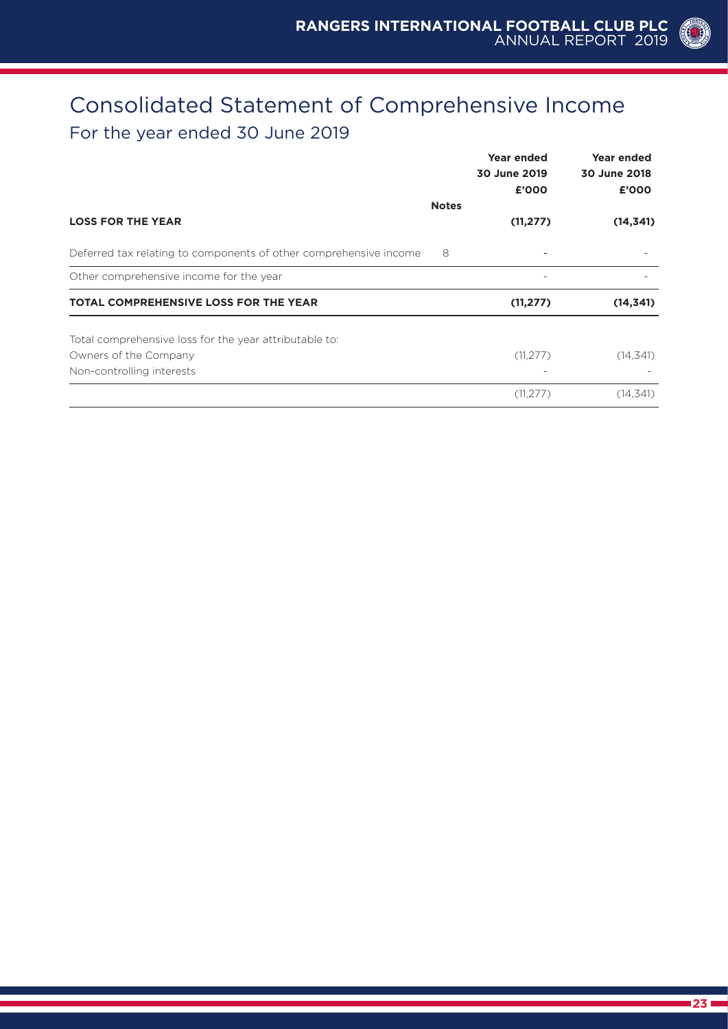# Consolidated Statement of Comprehensive Income

## For the year ended 30 June 2019

| | Notes | Year ended 30 June 2019 £'000 | Year ended 30 June 2018 £'000 |
|---|---|---|---|
| **LOSS FOR THE YEAR** | | **(11,277)** | **(14,341)** |
| Deferred tax relating to components of other comprehensive income | 8 | - | - |
| Other comprehensive income for the year | | - | - |
| **TOTAL COMPREHENSIVE LOSS FOR THE YEAR** | | **(11,277)** | **(14,341)** |
| Total comprehensive loss for the year attributable to: | | | |
| Owners of the Company | | (11,277) | (14,341) |
| Non-controlling interests | | - | - |
| | | (11,277) | (14,341) |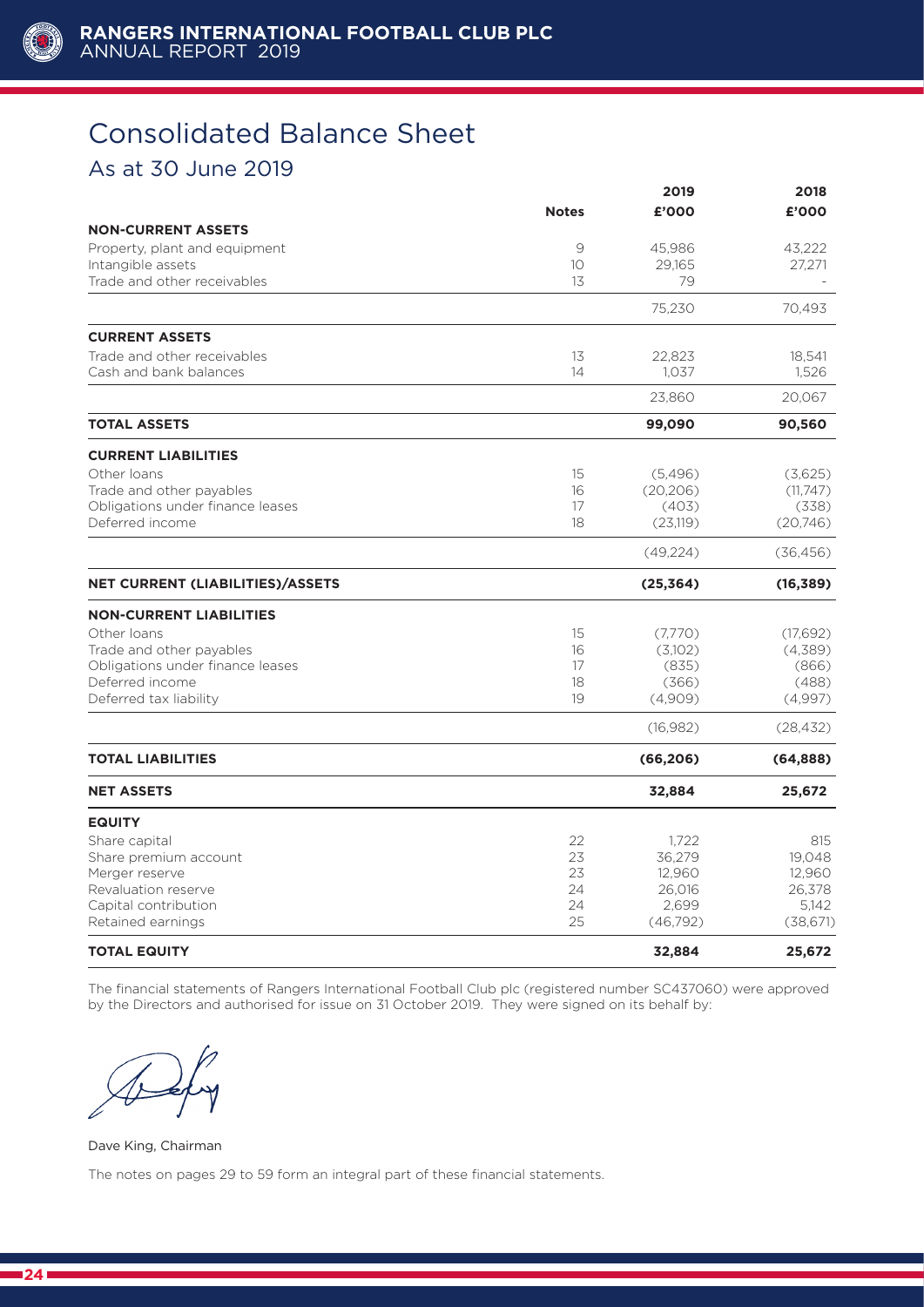# Consolidated Balance Sheet

## As at 30 June 2019

| | Notes | 2019 £'000 | 2018 £'000 |
|---|---|---|---|
| **NON-CURRENT ASSETS** | | | |
| Property, plant and equipment | 9 | 45,986 | 43,222 |
| Intangible assets | 10 | 29,165 | 27,271 |
| Trade and other receivables | 13 | 79 | - |
| | | 75,230 | 70,493 |
| **CURRENT ASSETS** | | | |
| Trade and other receivables | 13 | 22,823 | 18,541 |
| Cash and bank balances | 14 | 1,037 | 1,526 |
| | | 23,860 | 20,067 |
| **TOTAL ASSETS** | | **99,090** | **90,560** |
| **CURRENT LIABILITIES** | | | |
| Other loans | 15 | (5,496) | (3,625) |
| Trade and other payables | 16 | (20,206) | (11,747) |
| Obligations under finance leases | 17 | (403) | (338) |
| Deferred income | 18 | (23,119) | (20,746) |
| | | (49,224) | (36,456) |
| **NET CURRENT (LIABILITIES)/ASSETS** | | **(25,364)** | **(16,389)** |
| **NON-CURRENT LIABILITIES** | | | |
| Other loans | 15 | (7,770) | (17,692) |
| Trade and other payables | 16 | (3,102) | (4,389) |
| Obligations under finance leases | 17 | (835) | (866) |
| Deferred income | 18 | (366) | (488) |
| Deferred tax liability | 19 | (4,909) | (4,997) |
| | | (16,982) | (28,432) |
| **TOTAL LIABILITIES** | | **(66,206)** | **(64,888)** |
| **NET ASSETS** | | **32,884** | **25,672** |
| **EQUITY** | | | |
| Share capital | 22 | 1,722 | 815 |
| Share premium account | 23 | 36,279 | 19,048 |
| Merger reserve | 23 | 12,960 | 12,960 |
| Revaluation reserve | 24 | 26,016 | 26,378 |
| Capital contribution | 24 | 2,699 | 5,142 |
| Retained earnings | 25 | (46,792) | (38,671) |
| **TOTAL EQUITY** | | **32,884** | **25,672** |

The financial statements of Rangers International Football Club plc (registered number SC437060) were approved by the Directors and authorised for issue on 31 October 2019. They were signed on its behalf by:

Dave King, Chairman

The notes on pages 29 to 59 form an integral part of these financial statements.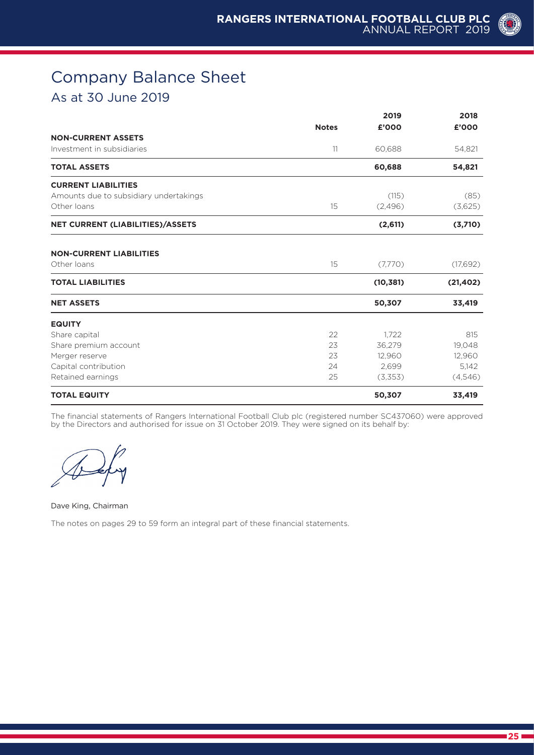# Company Balance Sheet

## As at 30 June 2019

| | Notes | 2019 £'000 | 2018 £'000 |
|---|---|---|---|
| **NON-CURRENT ASSETS** | | | |
| Investment in subsidiaries | 11 | 60,688 | 54,821 |
| **TOTAL ASSETS** | | **60,688** | **54,821** |
| **CURRENT LIABILITIES** | | | |
| Amounts due to subsidiary undertakings | | (115) | (85) |
| Other loans | 15 | (2,496) | (3,625) |
| **NET CURRENT (LIABILITIES)/ASSETS** | | **(2,611)** | **(3,710)** |
| **NON-CURRENT LIABILITIES** | | | |
| Other loans | 15 | (7,770) | (17,692) |
| **TOTAL LIABILITIES** | | **(10,381)** | **(21,402)** |
| **NET ASSETS** | | **50,307** | **33,419** |
| **EQUITY** | | | |
| Share capital | 22 | 1,722 | 815 |
| Share premium account | 23 | 36,279 | 19,048 |
| Merger reserve | 23 | 12,960 | 12,960 |
| Capital contribution | 24 | 2,699 | 5,142 |
| Retained earnings | 25 | (3,353) | (4,546) |
| **TOTAL EQUITY** | | **50,307** | **33,419** |

The financial statements of Rangers International Football Club plc (registered number SC437060) were approved by the Directors and authorised for issue on 31 October 2019. They were signed on its behalf by:

Dave King, Chairman

The notes on pages 29 to 59 form an integral part of these financial statements.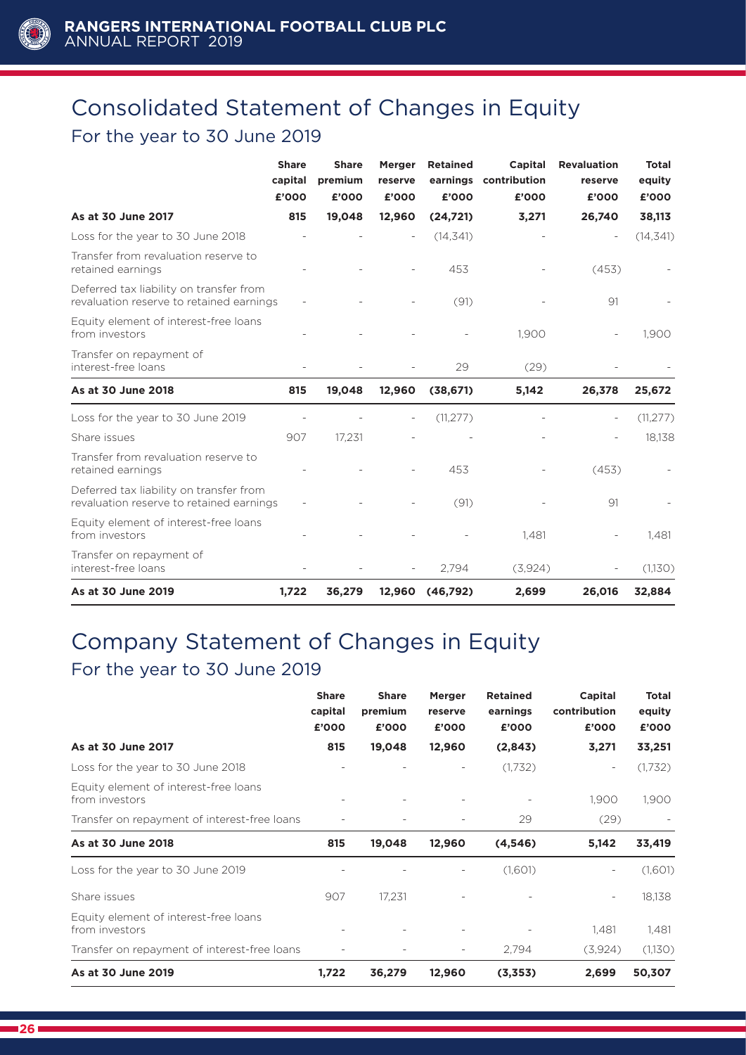# Consolidated Statement of Changes in Equity

## For the year to 30 June 2019

| | Share capital £'000 | Share premium £'000 | Merger reserve £'000 | Retained earnings £'000 | Capital contribution £'000 | Revaluation reserve £'000 | Total equity £'000 |
|---|---|---|---|---|---|---|---|
| **As at 30 June 2017** | **815** | **19,048** | **12,960** | **(24,721)** | **3,271** | **26,740** | **38,113** |
| Loss for the year to 30 June 2018 | - | - | - | (14,341) | - | - | (14,341) |
| Transfer from revaluation reserve to retained earnings | - | - | - | 453 | - | (453) | - |
| Deferred tax liability on transfer from revaluation reserve to retained earnings | - | - | - | (91) | - | 91 | - |
| Equity element of interest-free loans from investors | - | - | - | - | 1,900 | - | 1,900 |
| Transfer on repayment of interest-free loans | - | - | - | 29 | (29) | - | - |
| **As at 30 June 2018** | **815** | **19,048** | **12,960** | **(38,671)** | **5,142** | **26,378** | **25,672** |
| Loss for the year to 30 June 2019 | - | - | - | (11,277) | - | - | (11,277) |
| Share issues | 907 | 17,231 | - | - | - | - | 18,138 |
| Transfer from revaluation reserve to retained earnings | - | - | - | 453 | - | (453) | - |
| Deferred tax liability on transfer from revaluation reserve to retained earnings | - | - | - | (91) | - | 91 | - |
| Equity element of interest-free loans from investors | - | - | - | - | 1,481 | - | 1,481 |
| Transfer on repayment of interest-free loans | - | - | - | 2,794 | (3,924) | - | (1,130) |
| **As at 30 June 2019** | **1,722** | **36,279** | **12,960** | **(46,792)** | **2,699** | **26,016** | **32,884** |

# Company Statement of Changes in Equity

## For the year to 30 June 2019

| | Share capital £'000 | Share premium £'000 | Merger reserve £'000 | Retained earnings £'000 | Capital contribution £'000 | Total equity £'000 |
|---|---|---|---|---|---|---|
| **As at 30 June 2017** | **815** | **19,048** | **12,960** | **(2,843)** | **3,271** | **33,251** |
| Loss for the year to 30 June 2018 | - | - | - | (1,732) | - | (1,732) |
| Equity element of interest-free loans from investors | - | - | - | - | 1,900 | 1,900 |
| Transfer on repayment of interest-free loans | - | - | - | 29 | (29) | - |
| **As at 30 June 2018** | **815** | **19,048** | **12,960** | **(4,546)** | **5,142** | **33,419** |
| Loss for the year to 30 June 2019 | - | - | - | (1,601) | - | (1,601) |
| Share issues | 907 | 17,231 | - | - | - | 18,138 |
| Equity element of interest-free loans from investors | - | - | - | - | 1,481 | 1,481 |
| Transfer on repayment of interest-free loans | - | - | - | 2,794 | (3,924) | (1,130) |
| **As at 30 June 2019** | **1,722** | **36,279** | **12,960** | **(3,353)** | **2,699** | **50,307** |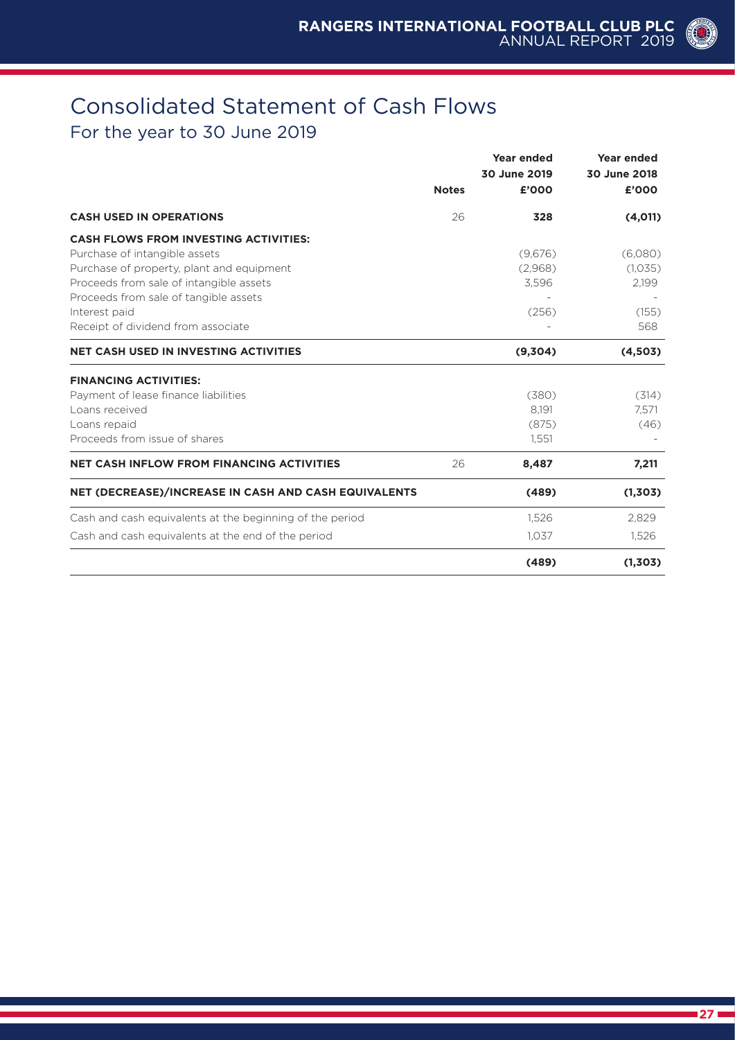# Consolidated Statement of Cash Flows

## For the year to 30 June 2019

| | Notes | Year ended 30 June 2019 £'000 | Year ended 30 June 2018 £'000 |
|---|---|---|---|
| **CASH USED IN OPERATIONS** | 26 | **328** | **(4,011)** |
| **CASH FLOWS FROM INVESTING ACTIVITIES:** | | | |
| Purchase of intangible assets | | (9,676) | (6,080) |
| Purchase of property, plant and equipment | | (2,968) | (1,035) |
| Proceeds from sale of intangible assets | | 3,596 | 2,199 |
| Proceeds from sale of tangible assets | | - | - |
| Interest paid | | (256) | (155) |
| Receipt of dividend from associate | | - | 568 |
| **NET CASH USED IN INVESTING ACTIVITIES** | | **(9,304)** | **(4,503)** |
| **FINANCING ACTIVITIES:** | | | |
| Payment of lease finance liabilities | | (380) | (314) |
| Loans received | | 8,191 | 7,571 |
| Loans repaid | | (875) | (46) |
| Proceeds from issue of shares | | 1,551 | - |
| **NET CASH INFLOW FROM FINANCING ACTIVITIES** | 26 | **8,487** | **7,211** |
| **NET (DECREASE)/INCREASE IN CASH AND CASH EQUIVALENTS** | | **(489)** | **(1,303)** |
| Cash and cash equivalents at the beginning of the period | | 1,526 | 2,829 |
| Cash and cash equivalents at the end of the period | | 1,037 | 1,526 |
| | | **(489)** | **(1,303)** |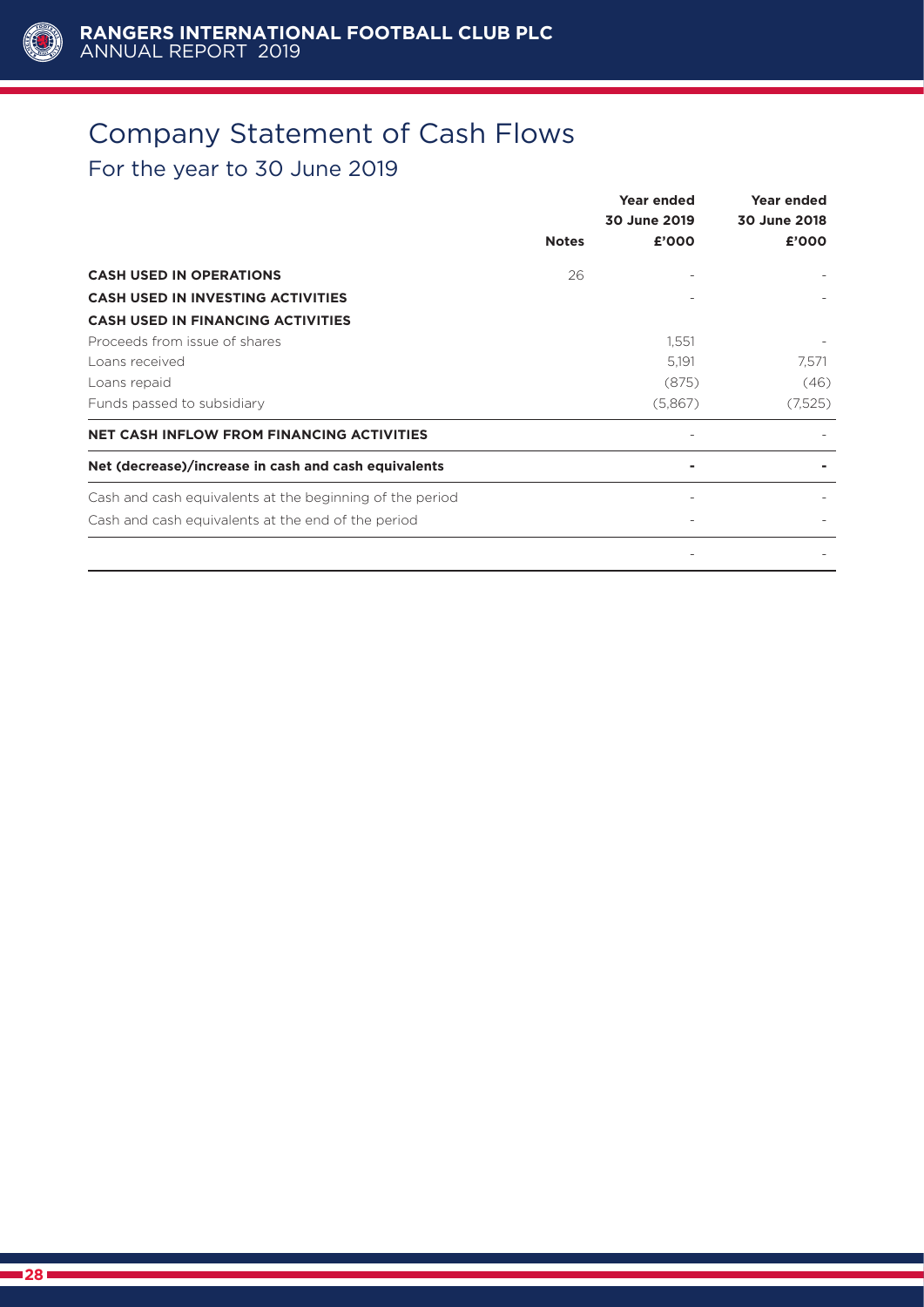# Company Statement of Cash Flows

## For the year to 30 June 2019

| | Notes | Year ended 30 June 2019 £'000 | Year ended 30 June 2018 £'000 |
|---|---|---|---|
| **CASH USED IN OPERATIONS** | 26 | - | - |
| **CASH USED IN INVESTING ACTIVITIES** | | - | - |
| **CASH USED IN FINANCING ACTIVITIES** | | | |
| Proceeds from issue of shares | | 1,551 | - |
| Loans received | | 5,191 | 7,571 |
| Loans repaid | | (875) | (46) |
| Funds passed to subsidiary | | (5,867) | (7,525) |
| **NET CASH INFLOW FROM FINANCING ACTIVITIES** | | - | - |
| **Net (decrease)/increase in cash and cash equivalents** | | **-** | **-** |
| Cash and cash equivalents at the beginning of the period | | - | - |
| Cash and cash equivalents at the end of the period | | - | - |
| | | - | - |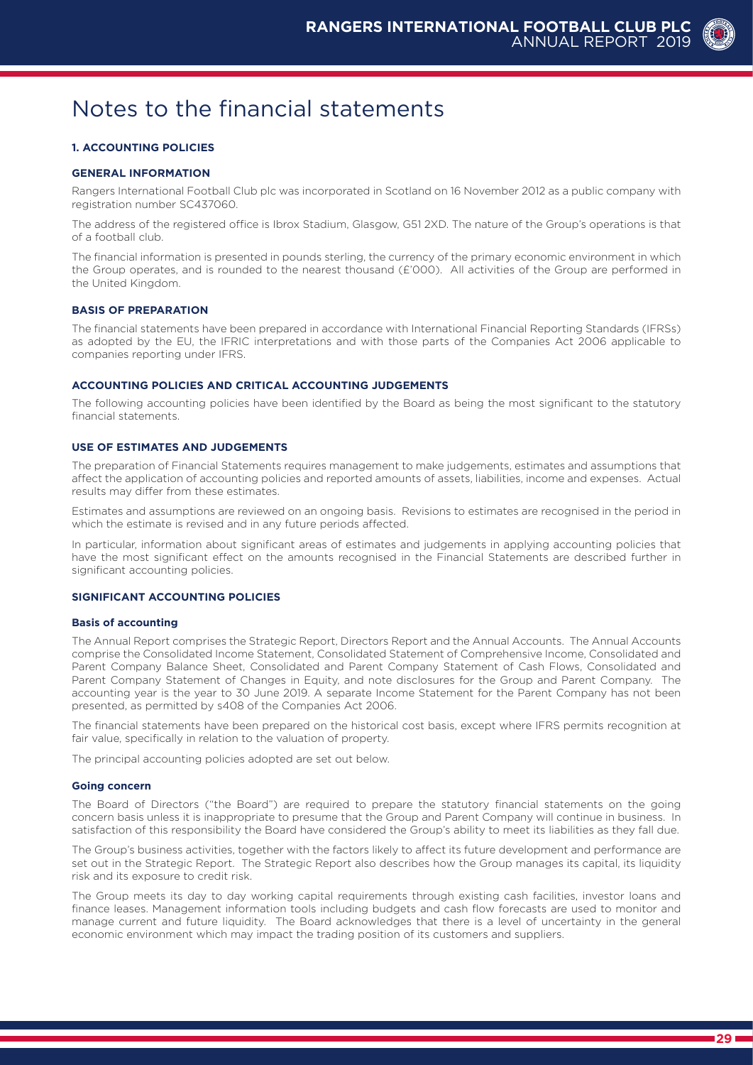# Notes to the financial statements

## 1. ACCOUNTING POLICIES

### GENERAL INFORMATION

Rangers International Football Club plc was incorporated in Scotland on 16 November 2012 as a public company with registration number SC437060.

The address of the registered office is Ibrox Stadium, Glasgow, G51 2XD. The nature of the Group's operations is that of a football club.

The financial information is presented in pounds sterling, the currency of the primary economic environment in which the Group operates, and is rounded to the nearest thousand (£'000). All activities of the Group are performed in the United Kingdom.

### BASIS OF PREPARATION

The financial statements have been prepared in accordance with International Financial Reporting Standards (IFRSs) as adopted by the EU, the IFRIC interpretations and with those parts of the Companies Act 2006 applicable to companies reporting under IFRS.

### ACCOUNTING POLICIES AND CRITICAL ACCOUNTING JUDGEMENTS

The following accounting policies have been identified by the Board as being the most significant to the statutory financial statements.

### USE OF ESTIMATES AND JUDGEMENTS

The preparation of Financial Statements requires management to make judgements, estimates and assumptions that affect the application of accounting policies and reported amounts of assets, liabilities, income and expenses. Actual results may differ from these estimates.

Estimates and assumptions are reviewed on an ongoing basis. Revisions to estimates are recognised in the period in which the estimate is revised and in any future periods affected.

In particular, information about significant areas of estimates and judgements in applying accounting policies that have the most significant effect on the amounts recognised in the Financial Statements are described further in significant accounting policies.

### SIGNIFICANT ACCOUNTING POLICIES

#### Basis of accounting

The Annual Report comprises the Strategic Report, Directors Report and the Annual Accounts. The Annual Accounts comprise the Consolidated Income Statement, Consolidated Statement of Comprehensive Income, Consolidated and Parent Company Balance Sheet, Consolidated and Parent Company Statement of Cash Flows, Consolidated and Parent Company Statement of Changes in Equity, and note disclosures for the Group and Parent Company. The accounting year is the year to 30 June 2019. A separate Income Statement for the Parent Company has not been presented, as permitted by s408 of the Companies Act 2006.

The financial statements have been prepared on the historical cost basis, except where IFRS permits recognition at fair value, specifically in relation to the valuation of property.

The principal accounting policies adopted are set out below.

#### Going concern

The Board of Directors ("the Board") are required to prepare the statutory financial statements on the going concern basis unless it is inappropriate to presume that the Group and Parent Company will continue in business. In satisfaction of this responsibility the Board have considered the Group's ability to meet its liabilities as they fall due.

The Group's business activities, together with the factors likely to affect its future development and performance are set out in the Strategic Report. The Strategic Report also describes how the Group manages its capital, its liquidity risk and its exposure to credit risk.

The Group meets its day to day working capital requirements through existing cash facilities, investor loans and finance leases. Management information tools including budgets and cash flow forecasts are used to monitor and manage current and future liquidity. The Board acknowledges that there is a level of uncertainty in the general economic environment which may impact the trading position of its customers and suppliers.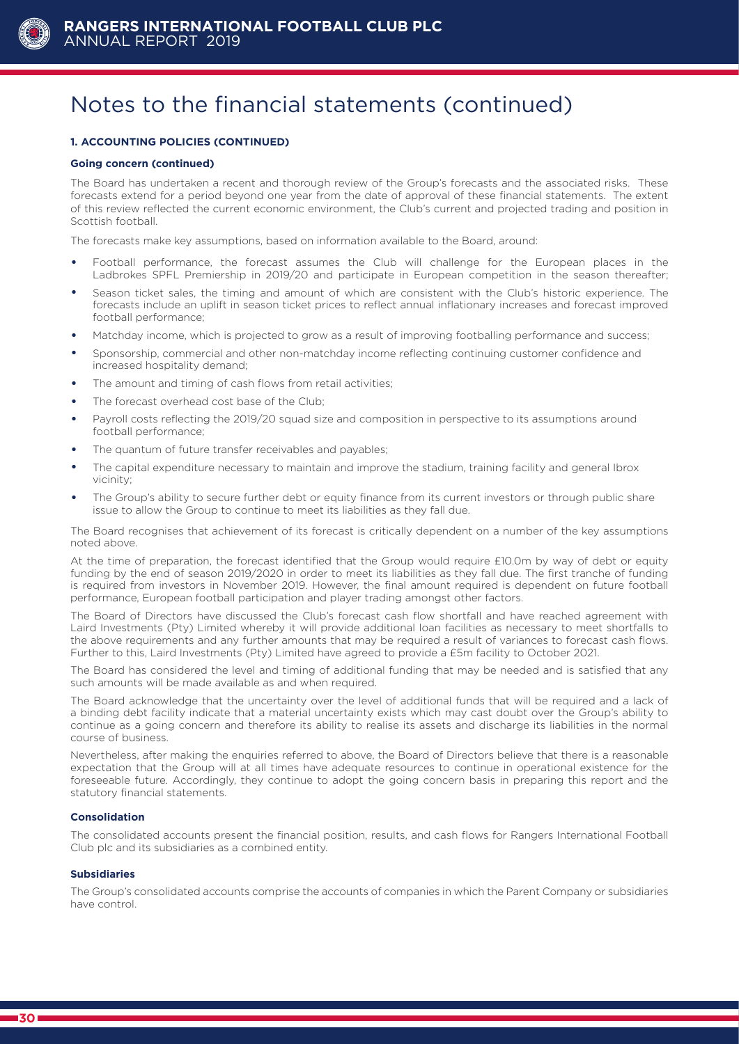# Notes to the financial statements (continued)

### 1. ACCOUNTING POLICIES (CONTINUED)

#### Going concern (continued)

The Board has undertaken a recent and thorough review of the Group's forecasts and the associated risks. These forecasts extend for a period beyond one year from the date of approval of these financial statements. The extent of this review reflected the current economic environment, the Club's current and projected trading and position in Scottish football.

The forecasts make key assumptions, based on information available to the Board, around:

- Football performance, the forecast assumes the Club will challenge for the European places in the Ladbrokes SPFL Premiership in 2019/20 and participate in European competition in the season thereafter;
- Season ticket sales, the timing and amount of which are consistent with the Club's historic experience. The forecasts include an uplift in season ticket prices to reflect annual inflationary increases and forecast improved football performance;
- Matchday income, which is projected to grow as a result of improving footballing performance and success;
- Sponsorship, commercial and other non-matchday income reflecting continuing customer confidence and increased hospitality demand;
- The amount and timing of cash flows from retail activities;
- The forecast overhead cost base of the Club;
- Payroll costs reflecting the 2019/20 squad size and composition in perspective to its assumptions around football performance;
- The quantum of future transfer receivables and payables;
- The capital expenditure necessary to maintain and improve the stadium, training facility and general Ibrox vicinity;
- The Group's ability to secure further debt or equity finance from its current investors or through public share issue to allow the Group to continue to meet its liabilities as they fall due.

The Board recognises that achievement of its forecast is critically dependent on a number of the key assumptions noted above.

At the time of preparation, the forecast identified that the Group would require £10.0m by way of debt or equity funding by the end of season 2019/2020 in order to meet its liabilities as they fall due. The first tranche of funding is required from investors in November 2019. However, the final amount required is dependent on future football performance, European football participation and player trading amongst other factors.

The Board of Directors have discussed the Club's forecast cash flow shortfall and have reached agreement with Laird Investments (Pty) Limited whereby it will provide additional loan facilities as necessary to meet shortfalls to the above requirements and any further amounts that may be required a result of variances to forecast cash flows. Further to this, Laird Investments (Pty) Limited have agreed to provide a £5m facility to October 2021.

The Board has considered the level and timing of additional funding that may be needed and is satisfied that any such amounts will be made available as and when required.

The Board acknowledge that the uncertainty over the level of additional funds that will be required and a lack of a binding debt facility indicate that a material uncertainty exists which may cast doubt over the Group's ability to continue as a going concern and therefore its ability to realise its assets and discharge its liabilities in the normal course of business.

Nevertheless, after making the enquiries referred to above, the Board of Directors believe that there is a reasonable expectation that the Group will at all times have adequate resources to continue in operational existence for the foreseeable future. Accordingly, they continue to adopt the going concern basis in preparing this report and the statutory financial statements.

#### Consolidation

The consolidated accounts present the financial position, results, and cash flows for Rangers International Football Club plc and its subsidiaries as a combined entity.

#### Subsidiaries

The Group's consolidated accounts comprise the accounts of companies in which the Parent Company or subsidiaries have control.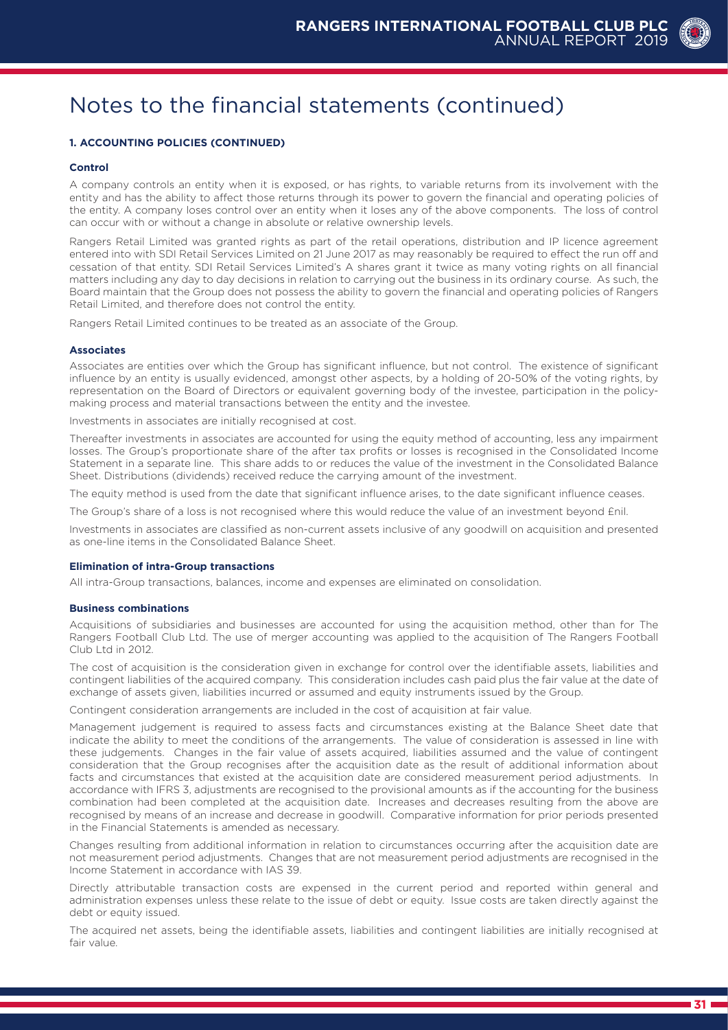# Notes to the financial statements (continued)

### 1. ACCOUNTING POLICIES (CONTINUED)

**Control**

A company controls an entity when it is exposed, or has rights, to variable returns from its involvement with the entity and has the ability to affect those returns through its power to govern the financial and operating policies of the entity. A company loses control over an entity when it loses any of the above components. The loss of control can occur with or without a change in absolute or relative ownership levels.

Rangers Retail Limited was granted rights as part of the retail operations, distribution and IP licence agreement entered into with SDI Retail Services Limited on 21 June 2017 as may reasonably be required to effect the run off and cessation of that entity. SDI Retail Services Limited's A shares grant it twice as many voting rights on all financial matters including any day to day decisions in relation to carrying out the business in its ordinary course. As such, the Board maintain that the Group does not possess the ability to govern the financial and operating policies of Rangers Retail Limited, and therefore does not control the entity.

Rangers Retail Limited continues to be treated as an associate of the Group.

**Associates**

Associates are entities over which the Group has significant influence, but not control. The existence of significant influence by an entity is usually evidenced, amongst other aspects, by a holding of 20-50% of the voting rights, by representation on the Board of Directors or equivalent governing body of the investee, participation in the policy-making process and material transactions between the entity and the investee.

Investments in associates are initially recognised at cost.

Thereafter investments in associates are accounted for using the equity method of accounting, less any impairment losses. The Group's proportionate share of the after tax profits or losses is recognised in the Consolidated Income Statement in a separate line. This share adds to or reduces the value of the investment in the Consolidated Balance Sheet. Distributions (dividends) received reduce the carrying amount of the investment.

The equity method is used from the date that significant influence arises, to the date significant influence ceases.

The Group's share of a loss is not recognised where this would reduce the value of an investment beyond £nil.

Investments in associates are classified as non-current assets inclusive of any goodwill on acquisition and presented as one-line items in the Consolidated Balance Sheet.

**Elimination of intra-Group transactions**

All intra-Group transactions, balances, income and expenses are eliminated on consolidation.

**Business combinations**

Acquisitions of subsidiaries and businesses are accounted for using the acquisition method, other than for The Rangers Football Club Ltd. The use of merger accounting was applied to the acquisition of The Rangers Football Club Ltd in 2012.

The cost of acquisition is the consideration given in exchange for control over the identifiable assets, liabilities and contingent liabilities of the acquired company. This consideration includes cash paid plus the fair value at the date of exchange of assets given, liabilities incurred or assumed and equity instruments issued by the Group.

Contingent consideration arrangements are included in the cost of acquisition at fair value.

Management judgement is required to assess facts and circumstances existing at the Balance Sheet date that indicate the ability to meet the conditions of the arrangements. The value of consideration is assessed in line with these judgements. Changes in the fair value of assets acquired, liabilities assumed and the value of contingent consideration that the Group recognises after the acquisition date as the result of additional information about facts and circumstances that existed at the acquisition date are considered measurement period adjustments. In accordance with IFRS 3, adjustments are recognised to the provisional amounts as if the accounting for the business combination had been completed at the acquisition date. Increases and decreases resulting from the above are recognised by means of an increase and decrease in goodwill. Comparative information for prior periods presented in the Financial Statements is amended as necessary.

Changes resulting from additional information in relation to circumstances occurring after the acquisition date are not measurement period adjustments. Changes that are not measurement period adjustments are recognised in the Income Statement in accordance with IAS 39.

Directly attributable transaction costs are expensed in the current period and reported within general and administration expenses unless these relate to the issue of debt or equity. Issue costs are taken directly against the debt or equity issued.

The acquired net assets, being the identifiable assets, liabilities and contingent liabilities are initially recognised at fair value.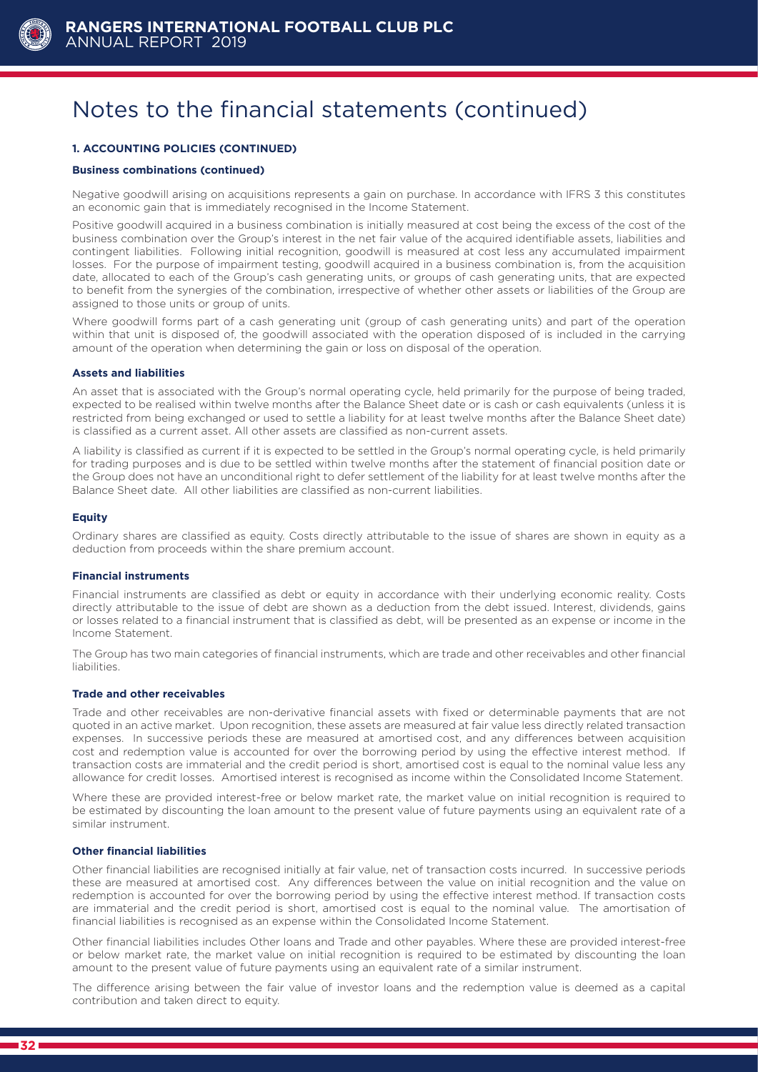# Notes to the financial statements (continued)

### 1. ACCOUNTING POLICIES (CONTINUED)

#### Business combinations (continued)

Negative goodwill arising on acquisitions represents a gain on purchase. In accordance with IFRS 3 this constitutes an economic gain that is immediately recognised in the Income Statement.

Positive goodwill acquired in a business combination is initially measured at cost being the excess of the cost of the business combination over the Group's interest in the net fair value of the acquired identifiable assets, liabilities and contingent liabilities. Following initial recognition, goodwill is measured at cost less any accumulated impairment losses. For the purpose of impairment testing, goodwill acquired in a business combination is, from the acquisition date, allocated to each of the Group's cash generating units, or groups of cash generating units, that are expected to benefit from the synergies of the combination, irrespective of whether other assets or liabilities of the Group are assigned to those units or group of units.

Where goodwill forms part of a cash generating unit (group of cash generating units) and part of the operation within that unit is disposed of, the goodwill associated with the operation disposed of is included in the carrying amount of the operation when determining the gain or loss on disposal of the operation.

#### Assets and liabilities

An asset that is associated with the Group's normal operating cycle, held primarily for the purpose of being traded, expected to be realised within twelve months after the Balance Sheet date or is cash or cash equivalents (unless it is restricted from being exchanged or used to settle a liability for at least twelve months after the Balance Sheet date) is classified as a current asset. All other assets are classified as non-current assets.

A liability is classified as current if it is expected to be settled in the Group's normal operating cycle, is held primarily for trading purposes and is due to be settled within twelve months after the statement of financial position date or the Group does not have an unconditional right to defer settlement of the liability for at least twelve months after the Balance Sheet date. All other liabilities are classified as non-current liabilities.

#### Equity

Ordinary shares are classified as equity. Costs directly attributable to the issue of shares are shown in equity as a deduction from proceeds within the share premium account.

#### Financial instruments

Financial instruments are classified as debt or equity in accordance with their underlying economic reality. Costs directly attributable to the issue of debt are shown as a deduction from the debt issued. Interest, dividends, gains or losses related to a financial instrument that is classified as debt, will be presented as an expense or income in the Income Statement.

The Group has two main categories of financial instruments, which are trade and other receivables and other financial liabilities.

#### Trade and other receivables

Trade and other receivables are non-derivative financial assets with fixed or determinable payments that are not quoted in an active market. Upon recognition, these assets are measured at fair value less directly related transaction expenses. In successive periods these are measured at amortised cost, and any differences between acquisition cost and redemption value is accounted for over the borrowing period by using the effective interest method. If transaction costs are immaterial and the credit period is short, amortised cost is equal to the nominal value less any allowance for credit losses. Amortised interest is recognised as income within the Consolidated Income Statement.

Where these are provided interest-free or below market rate, the market value on initial recognition is required to be estimated by discounting the loan amount to the present value of future payments using an equivalent rate of a similar instrument.

#### Other financial liabilities

Other financial liabilities are recognised initially at fair value, net of transaction costs incurred. In successive periods these are measured at amortised cost. Any differences between the value on initial recognition and the value on redemption is accounted for over the borrowing period by using the effective interest method. If transaction costs are immaterial and the credit period is short, amortised cost is equal to the nominal value. The amortisation of financial liabilities is recognised as an expense within the Consolidated Income Statement.

Other financial liabilities includes Other loans and Trade and other payables. Where these are provided interest-free or below market rate, the market value on initial recognition is required to be estimated by discounting the loan amount to the present value of future payments using an equivalent rate of a similar instrument.

The difference arising between the fair value of investor loans and the redemption value is deemed as a capital contribution and taken direct to equity.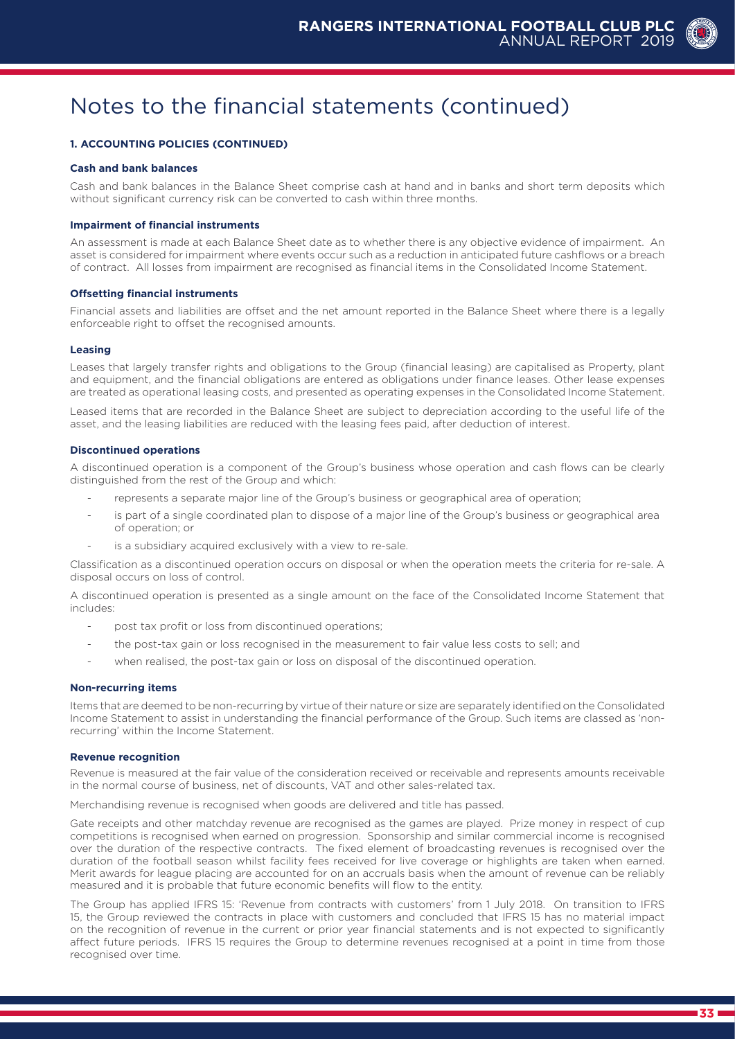# Notes to the financial statements (continued)

### 1. ACCOUNTING POLICIES (CONTINUED)

**Cash and bank balances**

Cash and bank balances in the Balance Sheet comprise cash at hand and in banks and short term deposits which without significant currency risk can be converted to cash within three months.

**Impairment of financial instruments**

An assessment is made at each Balance Sheet date as to whether there is any objective evidence of impairment. An asset is considered for impairment where events occur such as a reduction in anticipated future cashflows or a breach of contract. All losses from impairment are recognised as financial items in the Consolidated Income Statement.

**Offsetting financial instruments**

Financial assets and liabilities are offset and the net amount reported in the Balance Sheet where there is a legally enforceable right to offset the recognised amounts.

**Leasing**

Leases that largely transfer rights and obligations to the Group (financial leasing) are capitalised as Property, plant and equipment, and the financial obligations are entered as obligations under finance leases. Other lease expenses are treated as operational leasing costs, and presented as operating expenses in the Consolidated Income Statement.

Leased items that are recorded in the Balance Sheet are subject to depreciation according to the useful life of the asset, and the leasing liabilities are reduced with the leasing fees paid, after deduction of interest.

**Discontinued operations**

A discontinued operation is a component of the Group's business whose operation and cash flows can be clearly distinguished from the rest of the Group and which:

- represents a separate major line of the Group's business or geographical area of operation;
- is part of a single coordinated plan to dispose of a major line of the Group's business or geographical area of operation; or
- is a subsidiary acquired exclusively with a view to re-sale.

Classification as a discontinued operation occurs on disposal or when the operation meets the criteria for re-sale. A disposal occurs on loss of control.

A discontinued operation is presented as a single amount on the face of the Consolidated Income Statement that includes:

- post tax profit or loss from discontinued operations;
- the post-tax gain or loss recognised in the measurement to fair value less costs to sell; and
- when realised, the post-tax gain or loss on disposal of the discontinued operation.

**Non-recurring items**

Items that are deemed to be non-recurring by virtue of their nature or size are separately identified on the Consolidated Income Statement to assist in understanding the financial performance of the Group. Such items are classed as 'non-recurring' within the Income Statement.

**Revenue recognition**

Revenue is measured at the fair value of the consideration received or receivable and represents amounts receivable in the normal course of business, net of discounts, VAT and other sales-related tax.

Merchandising revenue is recognised when goods are delivered and title has passed.

Gate receipts and other matchday revenue are recognised as the games are played. Prize money in respect of cup competitions is recognised when earned on progression. Sponsorship and similar commercial income is recognised over the duration of the respective contracts. The fixed element of broadcasting revenues is recognised over the duration of the football season whilst facility fees received for live coverage or highlights are taken when earned. Merit awards for league placing are accounted for on an accruals basis when the amount of revenue can be reliably measured and it is probable that future economic benefits will flow to the entity.

The Group has applied IFRS 15: 'Revenue from contracts with customers' from 1 July 2018. On transition to IFRS 15, the Group reviewed the contracts in place with customers and concluded that IFRS 15 has no material impact on the recognition of revenue in the current or prior year financial statements and is not expected to significantly affect future periods. IFRS 15 requires the Group to determine revenues recognised at a point in time from those recognised over time.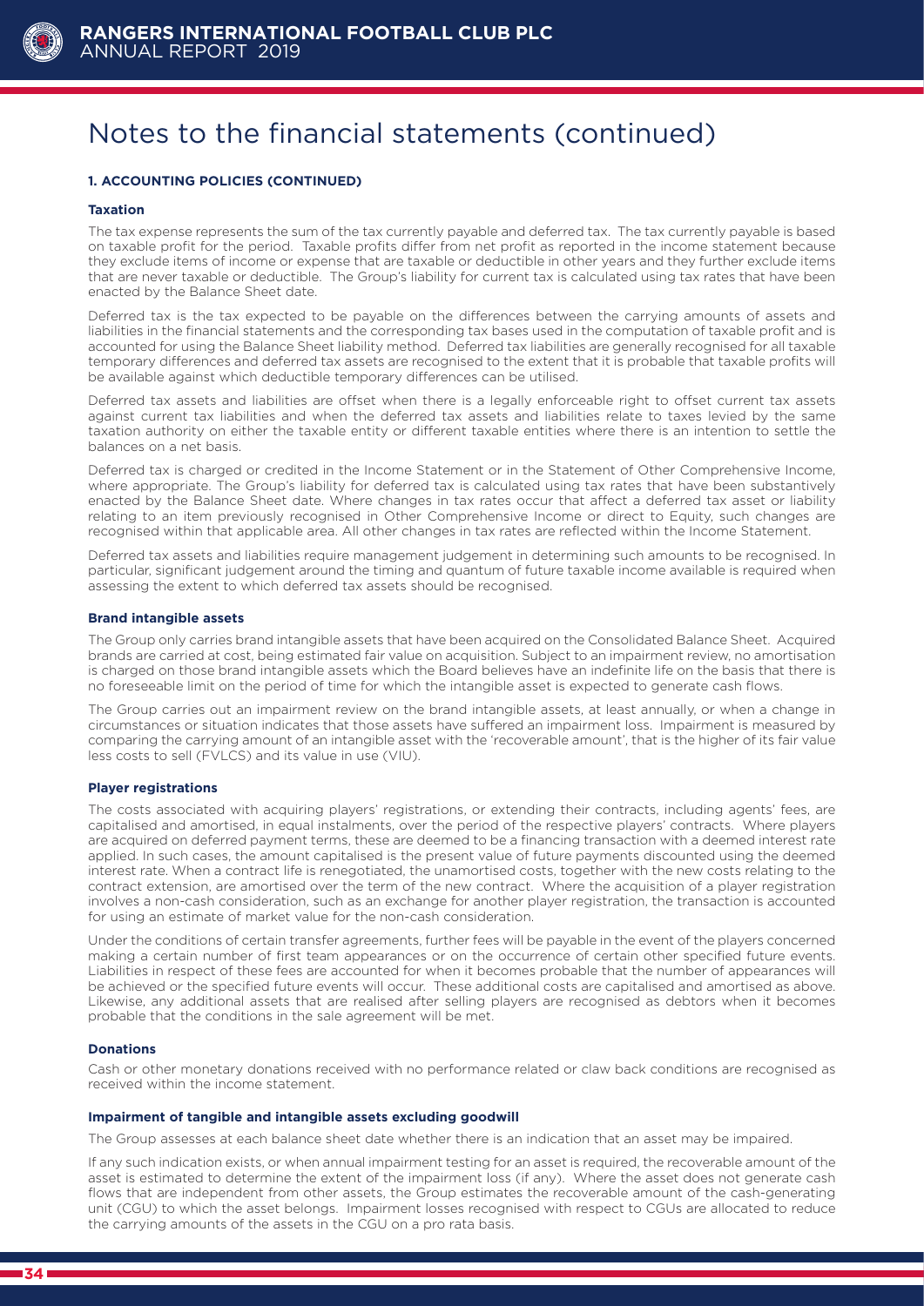# Notes to the financial statements (continued)

### 1. ACCOUNTING POLICIES (CONTINUED)

#### Taxation

The tax expense represents the sum of the tax currently payable and deferred tax. The tax currently payable is based on taxable profit for the period. Taxable profits differ from net profit as reported in the income statement because they exclude items of income or expense that are taxable or deductible in other years and they further exclude items that are never taxable or deductible. The Group's liability for current tax is calculated using tax rates that have been enacted by the Balance Sheet date.

Deferred tax is the tax expected to be payable on the differences between the carrying amounts of assets and liabilities in the financial statements and the corresponding tax bases used in the computation of taxable profit and is accounted for using the Balance Sheet liability method. Deferred tax liabilities are generally recognised for all taxable temporary differences and deferred tax assets are recognised to the extent that it is probable that taxable profits will be available against which deductible temporary differences can be utilised.

Deferred tax assets and liabilities are offset when there is a legally enforceable right to offset current tax assets against current tax liabilities and when the deferred tax assets and liabilities relate to taxes levied by the same taxation authority on either the taxable entity or different taxable entities where there is an intention to settle the balances on a net basis.

Deferred tax is charged or credited in the Income Statement or in the Statement of Other Comprehensive Income, where appropriate. The Group's liability for deferred tax is calculated using tax rates that have been substantively enacted by the Balance Sheet date. Where changes in tax rates occur that affect a deferred tax asset or liability relating to an item previously recognised in Other Comprehensive Income or direct to Equity, such changes are recognised within that applicable area. All other changes in tax rates are reflected within the Income Statement.

Deferred tax assets and liabilities require management judgement in determining such amounts to be recognised. In particular, significant judgement around the timing and quantum of future taxable income available is required when assessing the extent to which deferred tax assets should be recognised.

#### Brand intangible assets

The Group only carries brand intangible assets that have been acquired on the Consolidated Balance Sheet. Acquired brands are carried at cost, being estimated fair value on acquisition. Subject to an impairment review, no amortisation is charged on those brand intangible assets which the Board believes have an indefinite life on the basis that there is no foreseeable limit on the period of time for which the intangible asset is expected to generate cash flows.

The Group carries out an impairment review on the brand intangible assets, at least annually, or when a change in circumstances or situation indicates that those assets have suffered an impairment loss. Impairment is measured by comparing the carrying amount of an intangible asset with the 'recoverable amount', that is the higher of its fair value less costs to sell (FVLCS) and its value in use (VIU).

#### Player registrations

The costs associated with acquiring players' registrations, or extending their contracts, including agents' fees, are capitalised and amortised, in equal instalments, over the period of the respective players' contracts. Where players are acquired on deferred payment terms, these are deemed to be a financing transaction with a deemed interest rate applied. In such cases, the amount capitalised is the present value of future payments discounted using the deemed interest rate. When a contract life is renegotiated, the unamortised costs, together with the new costs relating to the contract extension, are amortised over the term of the new contract. Where the acquisition of a player registration involves a non-cash consideration, such as an exchange for another player registration, the transaction is accounted for using an estimate of market value for the non-cash consideration.

Under the conditions of certain transfer agreements, further fees will be payable in the event of the players concerned making a certain number of first team appearances or on the occurrence of certain other specified future events. Liabilities in respect of these fees are accounted for when it becomes probable that the number of appearances will be achieved or the specified future events will occur. These additional costs are capitalised and amortised as above. Likewise, any additional assets that are realised after selling players are recognised as debtors when it becomes probable that the conditions in the sale agreement will be met.

#### Donations

Cash or other monetary donations received with no performance related or claw back conditions are recognised as received within the income statement.

#### Impairment of tangible and intangible assets excluding goodwill

The Group assesses at each balance sheet date whether there is an indication that an asset may be impaired.

If any such indication exists, or when annual impairment testing for an asset is required, the recoverable amount of the asset is estimated to determine the extent of the impairment loss (if any). Where the asset does not generate cash flows that are independent from other assets, the Group estimates the recoverable amount of the cash-generating unit (CGU) to which the asset belongs. Impairment losses recognised with respect to CGUs are allocated to reduce the carrying amounts of the assets in the CGU on a pro rata basis.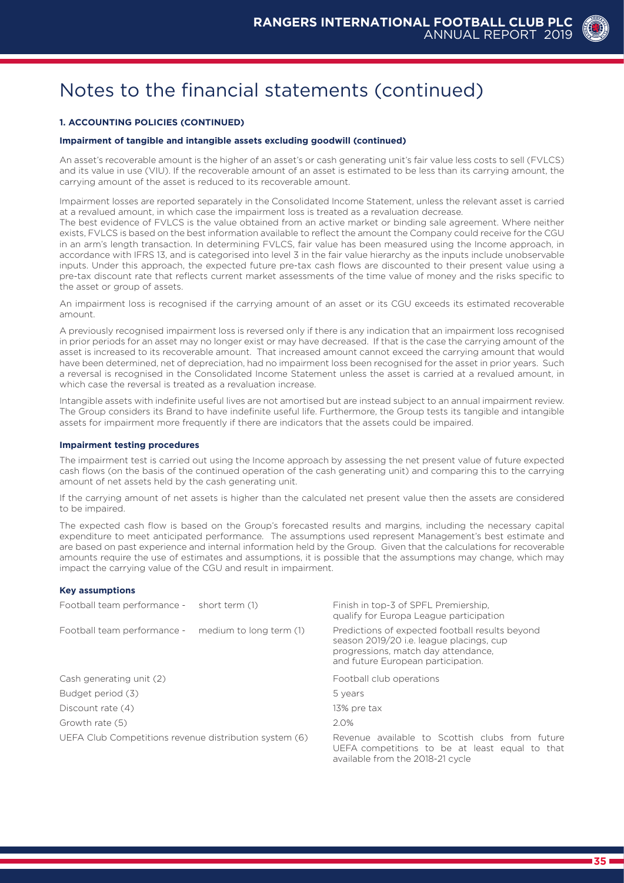# Notes to the financial statements (continued)

### 1. ACCOUNTING POLICIES (CONTINUED)

**Impairment of tangible and intangible assets excluding goodwill (continued)**

An asset's recoverable amount is the higher of an asset's or cash generating unit's fair value less costs to sell (FVLCS) and its value in use (VIU). If the recoverable amount of an asset is estimated to be less than its carrying amount, the carrying amount of the asset is reduced to its recoverable amount.

Impairment losses are reported separately in the Consolidated Income Statement, unless the relevant asset is carried at a revalued amount, in which case the impairment loss is treated as a revaluation decrease.

The best evidence of FVLCS is the value obtained from an active market or binding sale agreement. Where neither exists, FVLCS is based on the best information available to reflect the amount the Company could receive for the CGU in an arm's length transaction. In determining FVLCS, fair value has been measured using the Income approach, in accordance with IFRS 13, and is categorised into level 3 in the fair value hierarchy as the inputs include unobservable inputs. Under this approach, the expected future pre-tax cash flows are discounted to their present value using a pre-tax discount rate that reflects current market assessments of the time value of money and the risks specific to the asset or group of assets.

An impairment loss is recognised if the carrying amount of an asset or its CGU exceeds its estimated recoverable amount.

A previously recognised impairment loss is reversed only if there is any indication that an impairment loss recognised in prior periods for an asset may no longer exist or may have decreased. If that is the case the carrying amount of the asset is increased to its recoverable amount. That increased amount cannot exceed the carrying amount that would have been determined, net of depreciation, had no impairment loss been recognised for the asset in prior years. Such a reversal is recognised in the Consolidated Income Statement unless the asset is carried at a revalued amount, in which case the reversal is treated as a revaluation increase.

Intangible assets with indefinite useful lives are not amortised but are instead subject to an annual impairment review. The Group considers its Brand to have indefinite useful life. Furthermore, the Group tests its tangible and intangible assets for impairment more frequently if there are indicators that the assets could be impaired.

**Impairment testing procedures**

The impairment test is carried out using the Income approach by assessing the net present value of future expected cash flows (on the basis of the continued operation of the cash generating unit) and comparing this to the carrying amount of net assets held by the cash generating unit.

If the carrying amount of net assets is higher than the calculated net present value then the assets are considered to be impaired.

The expected cash flow is based on the Group's forecasted results and margins, including the necessary capital expenditure to meet anticipated performance. The assumptions used represent Management's best estimate and are based on past experience and internal information held by the Group. Given that the calculations for recoverable amounts require the use of estimates and assumptions, it is possible that the assumptions may change, which may impact the carrying value of the CGU and result in impairment.

**Key assumptions**

| | |
|---|---|
| Football team performance - short term (1) | Finish in top-3 of SPFL Premiership, qualify for Europa League participation |
| Football team performance - medium to long term (1) | Predictions of expected football results beyond season 2019/20 i.e. league placings, cup progressions, match day attendance, and future European participation. |
| Cash generating unit (2) | Football club operations |
| Budget period (3) | 5 years |
| Discount rate (4) | 13% pre tax |
| Growth rate (5) | 2.0% |
| UEFA Club Competitions revenue distribution system (6) | Revenue available to Scottish clubs from future UEFA competitions to be at least equal to that available from the 2018-21 cycle |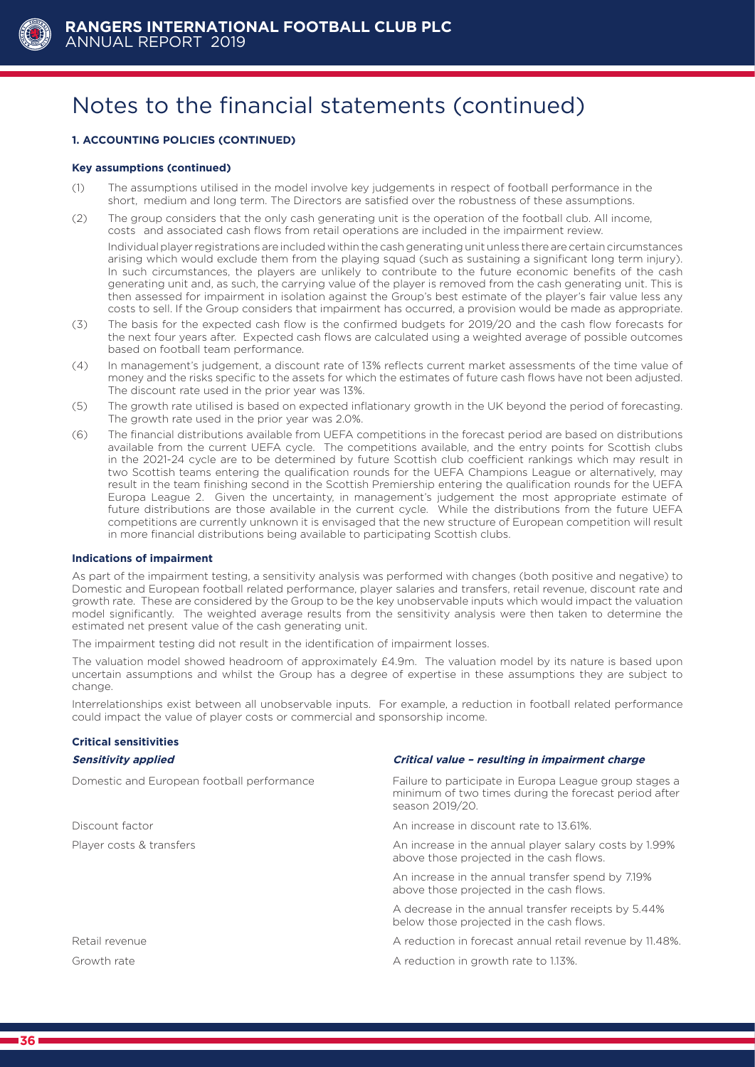# Notes to the financial statements (continued)

**1. ACCOUNTING POLICIES (CONTINUED)**

**Key assumptions (continued)**

(1) The assumptions utilised in the model involve key judgements in respect of football performance in the short, medium and long term. The Directors are satisfied over the robustness of these assumptions.

(2) The group considers that the only cash generating unit is the operation of the football club. All income, costs and associated cash flows from retail operations are included in the impairment review.

Individual player registrations are included within the cash generating unit unless there are certain circumstances arising which would exclude them from the playing squad (such as sustaining a significant long term injury). In such circumstances, the players are unlikely to contribute to the future economic benefits of the cash generating unit and, as such, the carrying value of the player is removed from the cash generating unit. This is then assessed for impairment in isolation against the Group's best estimate of the player's fair value less any costs to sell. If the Group considers that impairment has occurred, a provision would be made as appropriate.

(3) The basis for the expected cash flow is the confirmed budgets for 2019/20 and the cash flow forecasts for the next four years after. Expected cash flows are calculated using a weighted average of possible outcomes based on football team performance.

(4) In management's judgement, a discount rate of 13% reflects current market assessments of the time value of money and the risks specific to the assets for which the estimates of future cash flows have not been adjusted. The discount rate used in the prior year was 13%.

(5) The growth rate utilised is based on expected inflationary growth in the UK beyond the period of forecasting. The growth rate used in the prior year was 2.0%.

(6) The financial distributions available from UEFA competitions in the forecast period are based on distributions available from the current UEFA cycle. The competitions available, and the entry points for Scottish clubs in the 2021-24 cycle are to be determined by future Scottish club coefficient rankings which may result in two Scottish teams entering the qualification rounds for the UEFA Champions League or alternatively, may result in the team finishing second in the Scottish Premiership entering the qualification rounds for the UEFA Europa League 2. Given the uncertainty, in management's judgement the most appropriate estimate of future distributions are those available in the current cycle. While the distributions from the future UEFA competitions are currently unknown it is envisaged that the new structure of European competition will result in more financial distributions being available to participating Scottish clubs.

**Indications of impairment**

As part of the impairment testing, a sensitivity analysis was performed with changes (both positive and negative) to Domestic and European football related performance, player salaries and transfers, retail revenue, discount rate and growth rate. These are considered by the Group to be the key unobservable inputs which would impact the valuation model significantly. The weighted average results from the sensitivity analysis were then taken to determine the estimated net present value of the cash generating unit.

The impairment testing did not result in the identification of impairment losses.

The valuation model showed headroom of approximately £4.9m. The valuation model by its nature is based upon uncertain assumptions and whilst the Group has a degree of expertise in these assumptions they are subject to change.

Interrelationships exist between all unobservable inputs. For example, a reduction in football related performance could impact the value of player costs or commercial and sponsorship income.

**Critical sensitivities**

| ***Sensitivity applied*** | ***Critical value – resulting in impairment charge*** |
|---|---|
| Domestic and European football performance | Failure to participate in Europa League group stages a minimum of two times during the forecast period after season 2019/20. |
| Discount factor | An increase in discount rate to 13.61%. |
| Player costs & transfers | An increase in the annual player salary costs by 1.99% above those projected in the cash flows. |
| | An increase in the annual transfer spend by 7.19% above those projected in the cash flows. |
| | A decrease in the annual transfer receipts by 5.44% below those projected in the cash flows. |
| Retail revenue | A reduction in forecast annual retail revenue by 11.48%. |
| Growth rate | A reduction in growth rate to 1.13%. |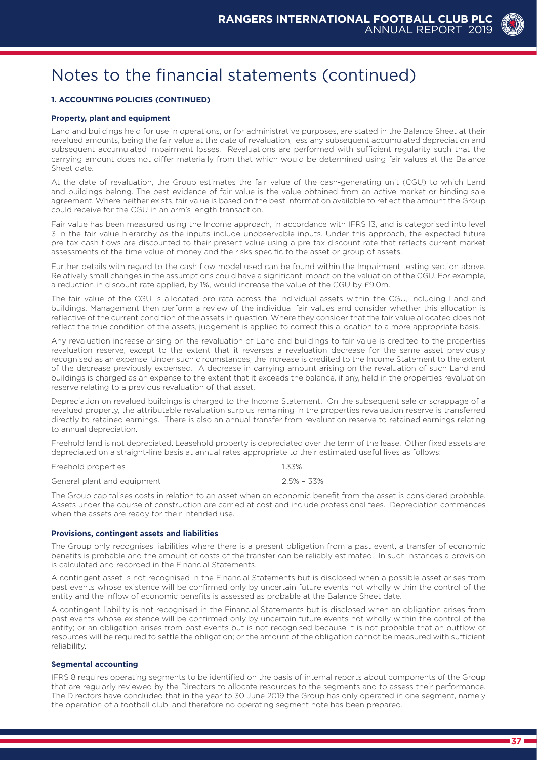# Notes to the financial statements (continued)

### 1. ACCOUNTING POLICIES (CONTINUED)

#### Property, plant and equipment

Land and buildings held for use in operations, or for administrative purposes, are stated in the Balance Sheet at their revalued amounts, being the fair value at the date of revaluation, less any subsequent accumulated depreciation and subsequent accumulated impairment losses. Revaluations are performed with sufficient regularity such that the carrying amount does not differ materially from that which would be determined using fair values at the Balance Sheet date.

At the date of revaluation, the Group estimates the fair value of the cash-generating unit (CGU) to which Land and buildings belong. The best evidence of fair value is the value obtained from an active market or binding sale agreement. Where neither exists, fair value is based on the best information available to reflect the amount the Group could receive for the CGU in an arm's length transaction.

Fair value has been measured using the Income approach, in accordance with IFRS 13, and is categorised into level 3 in the fair value hierarchy as the inputs include unobservable inputs. Under this approach, the expected future pre-tax cash flows are discounted to their present value using a pre-tax discount rate that reflects current market assessments of the time value of money and the risks specific to the asset or group of assets.

Further details with regard to the cash flow model used can be found within the Impairment testing section above. Relatively small changes in the assumptions could have a significant impact on the valuation of the CGU. For example, a reduction in discount rate applied, by 1%, would increase the value of the CGU by £9.0m.

The fair value of the CGU is allocated pro rata across the individual assets within the CGU, including Land and buildings. Management then perform a review of the individual fair values and consider whether this allocation is reflective of the current condition of the assets in question. Where they consider that the fair value allocated does not reflect the true condition of the assets, judgement is applied to correct this allocation to a more appropriate basis.

Any revaluation increase arising on the revaluation of Land and buildings to fair value is credited to the properties revaluation reserve, except to the extent that it reverses a revaluation decrease for the same asset previously recognised as an expense. Under such circumstances, the increase is credited to the Income Statement to the extent of the decrease previously expensed. A decrease in carrying amount arising on the revaluation of such Land and buildings is charged as an expense to the extent that it exceeds the balance, if any, held in the properties revaluation reserve relating to a previous revaluation of that asset.

Depreciation on revalued buildings is charged to the Income Statement. On the subsequent sale or scrappage of a revalued property, the attributable revaluation surplus remaining in the properties revaluation reserve is transferred directly to retained earnings. There is also an annual transfer from revaluation reserve to retained earnings relating to annual depreciation.

Freehold land is not depreciated. Leasehold property is depreciated over the term of the lease. Other fixed assets are depreciated on a straight-line basis at annual rates appropriate to their estimated useful lives as follows:

| | |
|---|---|
| Freehold properties | 1.33% |
| General plant and equipment | 2.5% – 33% |

The Group capitalises costs in relation to an asset when an economic benefit from the asset is considered probable. Assets under the course of construction are carried at cost and include professional fees. Depreciation commences when the assets are ready for their intended use.

#### Provisions, contingent assets and liabilities

The Group only recognises liabilities where there is a present obligation from a past event, a transfer of economic benefits is probable and the amount of costs of the transfer can be reliably estimated. In such instances a provision is calculated and recorded in the Financial Statements.

A contingent asset is not recognised in the Financial Statements but is disclosed when a possible asset arises from past events whose existence will be confirmed only by uncertain future events not wholly within the control of the entity and the inflow of economic benefits is assessed as probable at the Balance Sheet date.

A contingent liability is not recognised in the Financial Statements but is disclosed when an obligation arises from past events whose existence will be confirmed only by uncertain future events not wholly within the control of the entity; or an obligation arises from past events but is not recognised because it is not probable that an outflow of resources will be required to settle the obligation; or the amount of the obligation cannot be measured with sufficient reliability.

#### Segmental accounting

IFRS 8 requires operating segments to be identified on the basis of internal reports about components of the Group that are regularly reviewed by the Directors to allocate resources to the segments and to assess their performance. The Directors have concluded that in the year to 30 June 2019 the Group has only operated in one segment, namely the operation of a football club, and therefore no operating segment note has been prepared.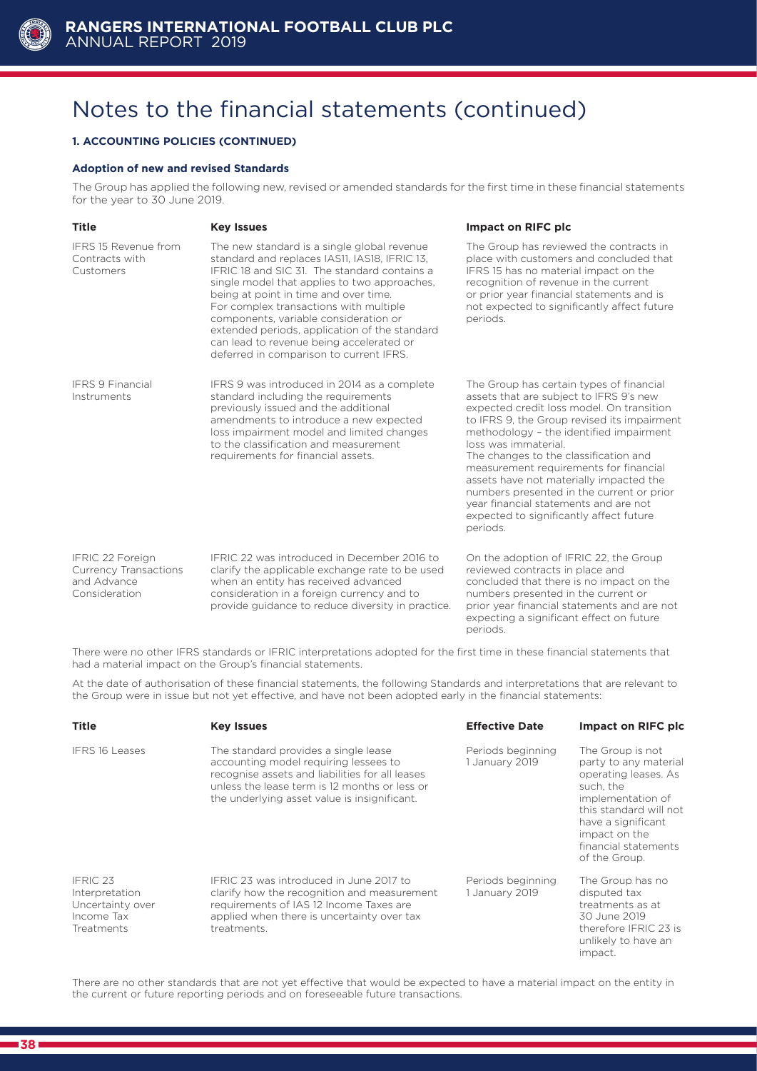# Notes to the financial statements (continued)

## 1. ACCOUNTING POLICIES (CONTINUED)

### Adoption of new and revised Standards

The Group has applied the following new, revised or amended standards for the first time in these financial statements for the year to 30 June 2019.

| Title | Key Issues | Impact on RIFC plc |
|---|---|---|
| IFRS 15 Revenue from Contracts with Customers | The new standard is a single global revenue standard and replaces IAS11, IAS18, IFRIC 13, IFRIC 18 and SIC 31. The standard contains a single model that applies to two approaches, being at point in time and over time. For complex transactions with multiple components, variable consideration or extended periods, application of the standard can lead to revenue being accelerated or deferred in comparison to current IFRS. | The Group has reviewed the contracts in place with customers and concluded that IFRS 15 has no material impact on the recognition of revenue in the current or prior year financial statements and is not expected to significantly affect future periods. |
| IFRS 9 Financial Instruments | IFRS 9 was introduced in 2014 as a complete standard including the requirements previously issued and the additional amendments to introduce a new expected loss impairment model and limited changes to the classification and measurement requirements for financial assets. | The Group has certain types of financial assets that are subject to IFRS 9's new expected credit loss model. On transition to IFRS 9, the Group revised its impairment methodology – the identified impairment loss was immaterial. The changes to the classification and measurement requirements for financial assets have not materially impacted the numbers presented in the current or prior year financial statements and are not expected to significantly affect future periods. |
| IFRIC 22 Foreign Currency Transactions and Advance Consideration | IFRIC 22 was introduced in December 2016 to clarify the applicable exchange rate to be used when an entity has received advanced consideration in a foreign currency and to provide guidance to reduce diversity in practice. | On the adoption of IFRIC 22, the Group reviewed contracts in place and concluded that there is no impact on the numbers presented in the current or prior year financial statements and are not expecting a significant effect on future periods. |

There were no other IFRS standards or IFRIC interpretations adopted for the first time in these financial statements that had a material impact on the Group's financial statements.

At the date of authorisation of these financial statements, the following Standards and interpretations that are relevant to the Group were in issue but not yet effective, and have not been adopted early in the financial statements:

| Title | Key Issues | Effective Date | Impact on RIFC plc |
|---|---|---|---|
| IFRS 16 Leases | The standard provides a single lease accounting model requiring lessees to recognise assets and liabilities for all leases unless the lease term is 12 months or less or the underlying asset value is insignificant. | Periods beginning 1 January 2019 | The Group is not party to any material operating leases. As such, the implementation of this standard will not have a significant impact on the financial statements of the Group. |
| IFRIC 23 Interpretation Uncertainty over Income Tax Treatments | IFRIC 23 was introduced in June 2017 to clarify how the recognition and measurement requirements of IAS 12 Income Taxes are applied when there is uncertainty over tax treatments. | Periods beginning 1 January 2019 | The Group has no disputed tax treatments as at 30 June 2019 therefore IFRIC 23 is unlikely to have an impact. |

There are no other standards that are not yet effective that would be expected to have a material impact on the entity in the current or future reporting periods and on foreseeable future transactions.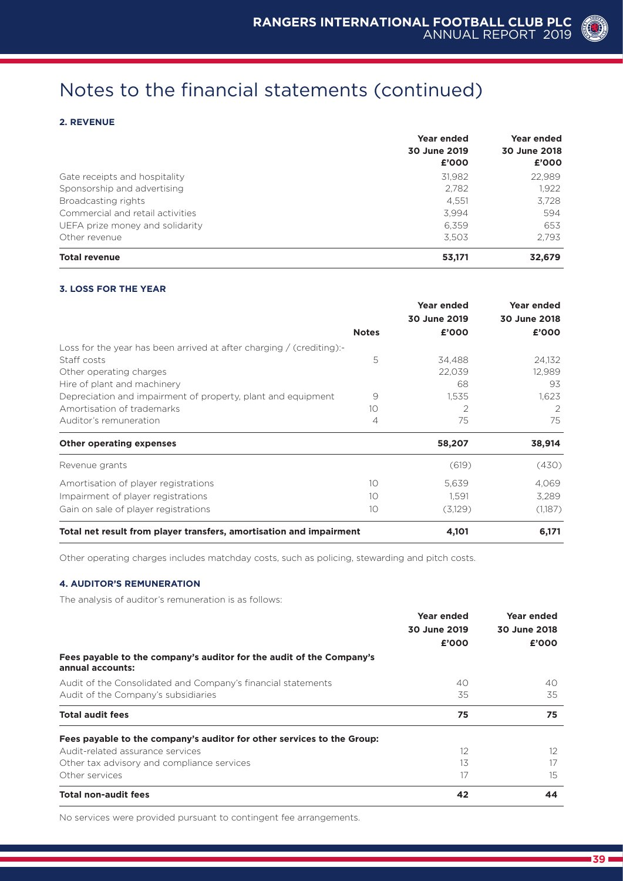# Notes to the financial statements (continued)

### 2. REVENUE

| | Year ended 30 June 2019 £'000 | Year ended 30 June 2018 £'000 |
|---|---|---|
| Gate receipts and hospitality | 31,982 | 22,989 |
| Sponsorship and advertising | 2,782 | 1,922 |
| Broadcasting rights | 4,551 | 3,728 |
| Commercial and retail activities | 3,994 | 594 |
| UEFA prize money and solidarity | 6,359 | 653 |
| Other revenue | 3,503 | 2,793 |
| **Total revenue** | **53,171** | **32,679** |

### 3. LOSS FOR THE YEAR

| | Notes | Year ended 30 June 2019 £'000 | Year ended 30 June 2018 £'000 |
|---|---|---|---|
| Loss for the year has been arrived at after charging / (crediting):- | | | |
| Staff costs | 5 | 34,488 | 24,132 |
| Other operating charges | | 22,039 | 12,989 |
| Hire of plant and machinery | | 68 | 93 |
| Depreciation and impairment of property, plant and equipment | 9 | 1,535 | 1,623 |
| Amortisation of trademarks | 10 | 2 | 2 |
| Auditor's remuneration | 4 | 75 | 75 |
| **Other operating expenses** | | **58,207** | **38,914** |
| Revenue grants | | (619) | (430) |
| Amortisation of player registrations | 10 | 5,639 | 4,069 |
| Impairment of player registrations | 10 | 1,591 | 3,289 |
| Gain on sale of player registrations | 10 | (3,129) | (1,187) |
| **Total net result from player transfers, amortisation and impairment** | | **4,101** | **6,171** |

Other operating charges includes matchday costs, such as policing, stewarding and pitch costs.

### 4. AUDITOR'S REMUNERATION

The analysis of auditor's remuneration is as follows:

| | Year ended 30 June 2019 £'000 | Year ended 30 June 2018 £'000 |
|---|---|---|
| **Fees payable to the company's auditor for the audit of the Company's annual accounts:** | | |
| Audit of the Consolidated and Company's financial statements | 40 | 40 |
| Audit of the Company's subsidiaries | 35 | 35 |
| **Total audit fees** | **75** | **75** |
| **Fees payable to the company's auditor for other services to the Group:** | | |
| Audit-related assurance services | 12 | 12 |
| Other tax advisory and compliance services | 13 | 17 |
| Other services | 17 | 15 |
| **Total non-audit fees** | **42** | **44** |

No services were provided pursuant to contingent fee arrangements.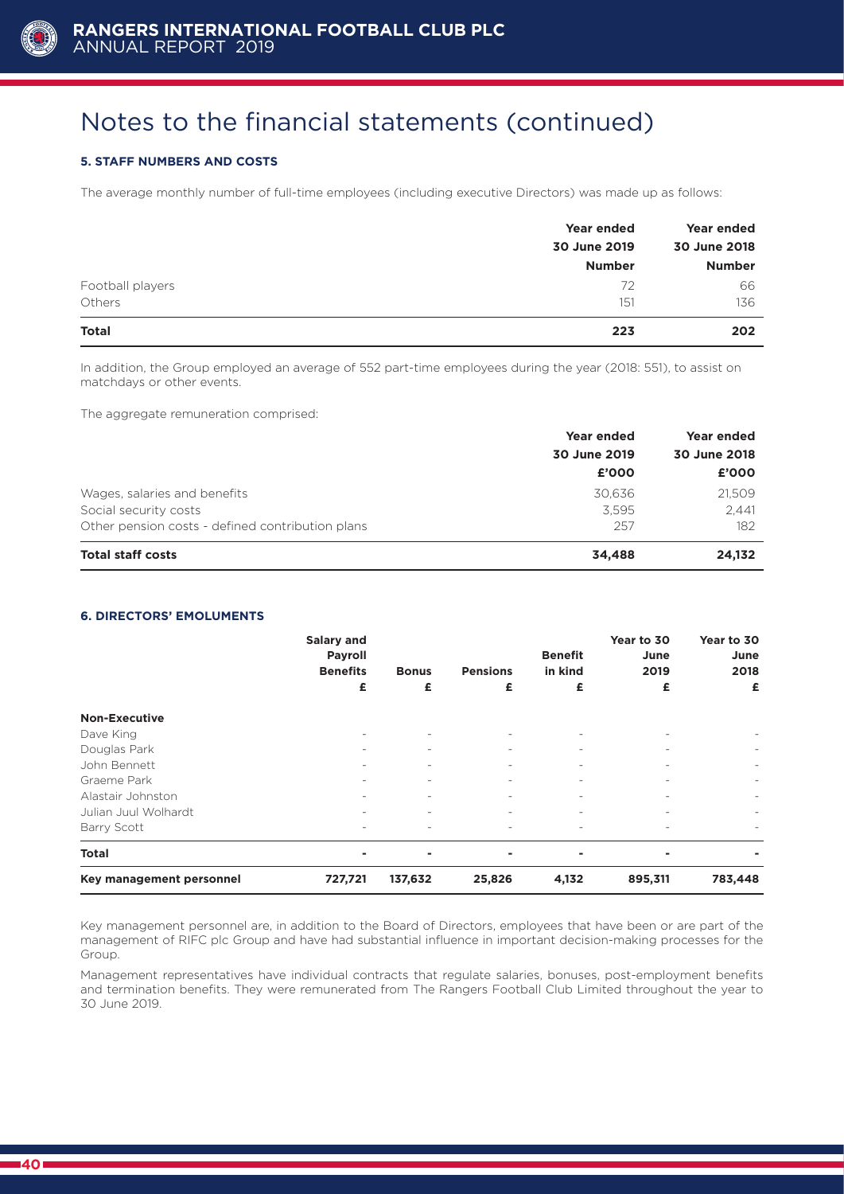# Notes to the financial statements (continued)

### 5. STAFF NUMBERS AND COSTS

The average monthly number of full-time employees (including executive Directors) was made up as follows:

| | Year ended 30 June 2019 Number | Year ended 30 June 2018 Number |
|---|---|---|
| Football players | 72 | 66 |
| Others | 151 | 136 |
| **Total** | **223** | **202** |

In addition, the Group employed an average of 552 part-time employees during the year (2018: 551), to assist on matchdays or other events.

The aggregate remuneration comprised:

| | Year ended 30 June 2019 £'000 | Year ended 30 June 2018 £'000 |
|---|---|---|
| Wages, salaries and benefits | 30,636 | 21,509 |
| Social security costs | 3,595 | 2,441 |
| Other pension costs - defined contribution plans | 257 | 182 |
| **Total staff costs** | **34,488** | **24,132** |

### 6. DIRECTORS' EMOLUMENTS

| | Salary and Payroll Benefits £ | Bonus £ | Pensions £ | Benefit in kind £ | Year to 30 June 2019 £ | Year to 30 June 2018 £ |
|---|---|---|---|---|---|---|
| **Non-Executive** | | | | | | |
| Dave King | - | - | - | - | - | - |
| Douglas Park | - | - | - | - | - | - |
| John Bennett | - | - | - | - | - | - |
| Graeme Park | - | - | - | - | - | - |
| Alastair Johnston | - | - | - | - | - | - |
| Julian Juul Wolhardt | - | - | - | - | - | - |
| Barry Scott | - | - | - | - | - | - |
| **Total** | **-** | **-** | **-** | **-** | **-** | **-** |
| **Key management personnel** | **727,721** | **137,632** | **25,826** | **4,132** | **895,311** | **783,448** |

Key management personnel are, in addition to the Board of Directors, employees that have been or are part of the management of RIFC plc Group and have had substantial influence in important decision-making processes for the Group.

Management representatives have individual contracts that regulate salaries, bonuses, post-employment benefits and termination benefits. They were remunerated from The Rangers Football Club Limited throughout the year to 30 June 2019.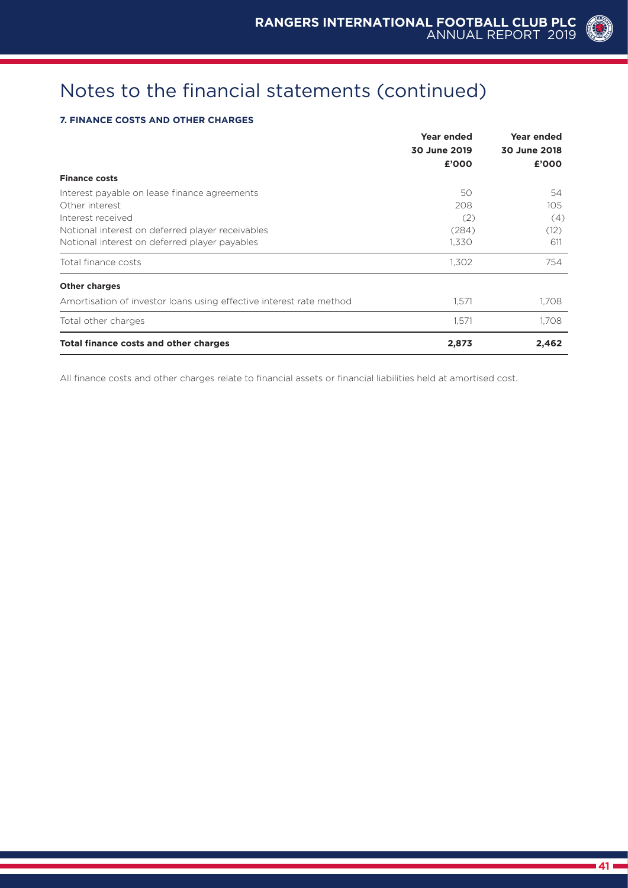# Notes to the financial statements (continued)

### 7. FINANCE COSTS AND OTHER CHARGES

| | Year ended 30 June 2019 £'000 | Year ended 30 June 2018 £'000 |
|---|---|---|
| **Finance costs** | | |
| Interest payable on lease finance agreements | 50 | 54 |
| Other interest | 208 | 105 |
| Interest received | (2) | (4) |
| Notional interest on deferred player receivables | (284) | (12) |
| Notional interest on deferred player payables | 1,330 | 611 |
| Total finance costs | 1,302 | 754 |
| **Other charges** | | |
| Amortisation of investor loans using effective interest rate method | 1,571 | 1,708 |
| Total other charges | 1,571 | 1,708 |
| **Total finance costs and other charges** | **2,873** | **2,462** |

All finance costs and other charges relate to financial assets or financial liabilities held at amortised cost.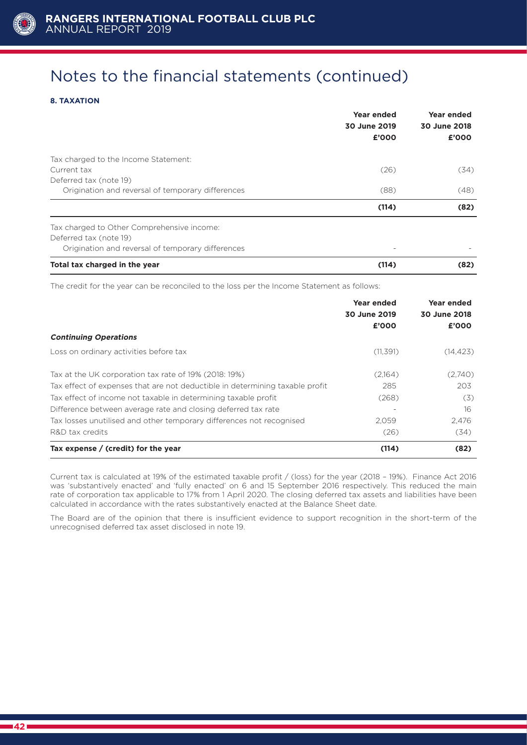# Notes to the financial statements (continued)

### 8. TAXATION

| | Year ended 30 June 2019 £'000 | Year ended 30 June 2018 £'000 |
|---|---|---|
| Tax charged to the Income Statement: | | |
| Current tax | (26) | (34) |
| Deferred tax (note 19) | | |
| Origination and reversal of temporary differences | (88) | (48) |
| | **(114)** | **(82)** |
| Tax charged to Other Comprehensive income: | | |
| Deferred tax (note 19) | | |
| Origination and reversal of temporary differences | - | - |
| **Total tax charged in the year** | **(114)** | **(82)** |

The credit for the year can be reconciled to the loss per the Income Statement as follows:

| | Year ended 30 June 2019 £'000 | Year ended 30 June 2018 £'000 |
|---|---|---|
| ***Continuing Operations*** | | |
| Loss on ordinary activities before tax | (11,391) | (14,423) |
| Tax at the UK corporation tax rate of 19% (2018: 19%) | (2,164) | (2,740) |
| Tax effect of expenses that are not deductible in determining taxable profit | 285 | 203 |
| Tax effect of income not taxable in determining taxable profit | (268) | (3) |
| Difference between average rate and closing deferred tax rate | - | 16 |
| Tax losses unutilised and other temporary differences not recognised | 2,059 | 2,476 |
| R&D tax credits | (26) | (34) |
| **Tax expense / (credit) for the year** | **(114)** | **(82)** |

Current tax is calculated at 19% of the estimated taxable profit / (loss) for the year (2018 – 19%). Finance Act 2016 was 'substantively enacted' and 'fully enacted' on 6 and 15 September 2016 respectively. This reduced the main rate of corporation tax applicable to 17% from 1 April 2020. The closing deferred tax assets and liabilities have been calculated in accordance with the rates substantively enacted at the Balance Sheet date.

The Board are of the opinion that there is insufficient evidence to support recognition in the short-term of the unrecognised deferred tax asset disclosed in note 19.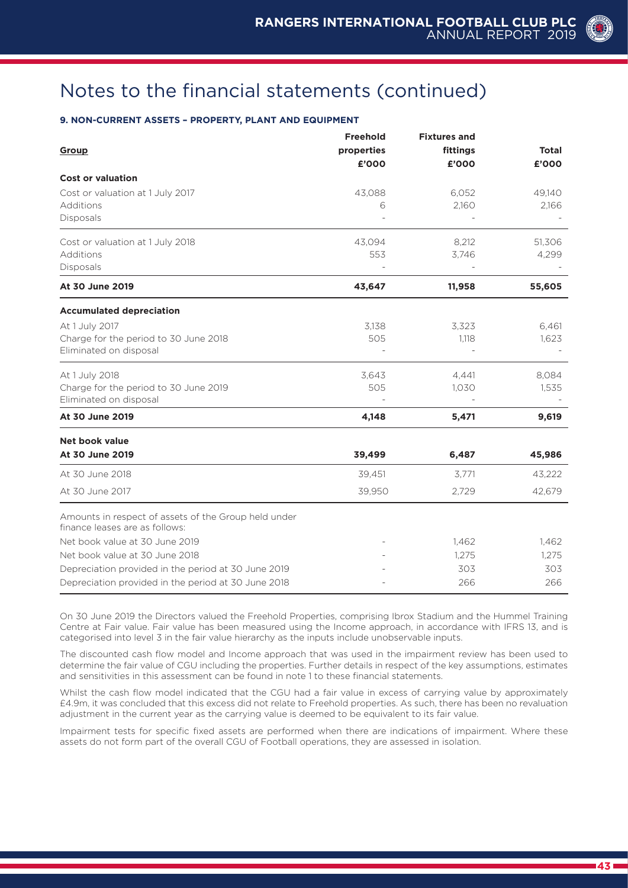# Notes to the financial statements (continued)

### 9. NON-CURRENT ASSETS – PROPERTY, PLANT AND EQUIPMENT

| Group | Freehold properties £'000 | Fixtures and fittings £'000 | Total £'000 |
|---|---|---|---|
| **Cost or valuation** | | | |
| Cost or valuation at 1 July 2017 | 43,088 | 6,052 | 49,140 |
| Additions | 6 | 2,160 | 2,166 |
| Disposals | - | - | - |
| Cost or valuation at 1 July 2018 | 43,094 | 8,212 | 51,306 |
| Additions | 553 | 3,746 | 4,299 |
| Disposals | - | - | - |
| **At 30 June 2019** | **43,647** | **11,958** | **55,605** |
| **Accumulated depreciation** | | | |
| At 1 July 2017 | 3,138 | 3,323 | 6,461 |
| Charge for the period to 30 June 2018 | 505 | 1,118 | 1,623 |
| Eliminated on disposal | - | - | - |
| At 1 July 2018 | 3,643 | 4,441 | 8,084 |
| Charge for the period to 30 June 2019 | 505 | 1,030 | 1,535 |
| Eliminated on disposal | - | - | - |
| **At 30 June 2019** | **4,148** | **5,471** | **9,619** |
| **Net book value** | | | |
| **At 30 June 2019** | **39,499** | **6,487** | **45,986** |
| At 30 June 2018 | 39,451 | 3,771 | 43,222 |
| At 30 June 2017 | 39,950 | 2,729 | 42,679 |
| Amounts in respect of assets of the Group held under finance leases are as follows: | | | |
| Net book value at 30 June 2019 | - | 1,462 | 1,462 |
| Net book value at 30 June 2018 | - | 1,275 | 1,275 |
| Depreciation provided in the period at 30 June 2019 | - | 303 | 303 |
| Depreciation provided in the period at 30 June 2018 | - | 266 | 266 |

On 30 June 2019 the Directors valued the Freehold Properties, comprising Ibrox Stadium and the Hummel Training Centre at Fair value. Fair value has been measured using the Income approach, in accordance with IFRS 13, and is categorised into level 3 in the fair value hierarchy as the inputs include unobservable inputs.

The discounted cash flow model and Income approach that was used in the impairment review has been used to determine the fair value of CGU including the properties. Further details in respect of the key assumptions, estimates and sensitivities in this assessment can be found in note 1 to these financial statements.

Whilst the cash flow model indicated that the CGU had a fair value in excess of carrying value by approximately £4.9m, it was concluded that this excess did not relate to Freehold properties. As such, there has been no revaluation adjustment in the current year as the carrying value is deemed to be equivalent to its fair value.

Impairment tests for specific fixed assets are performed when there are indications of impairment. Where these assets do not form part of the overall CGU of Football operations, they are assessed in isolation.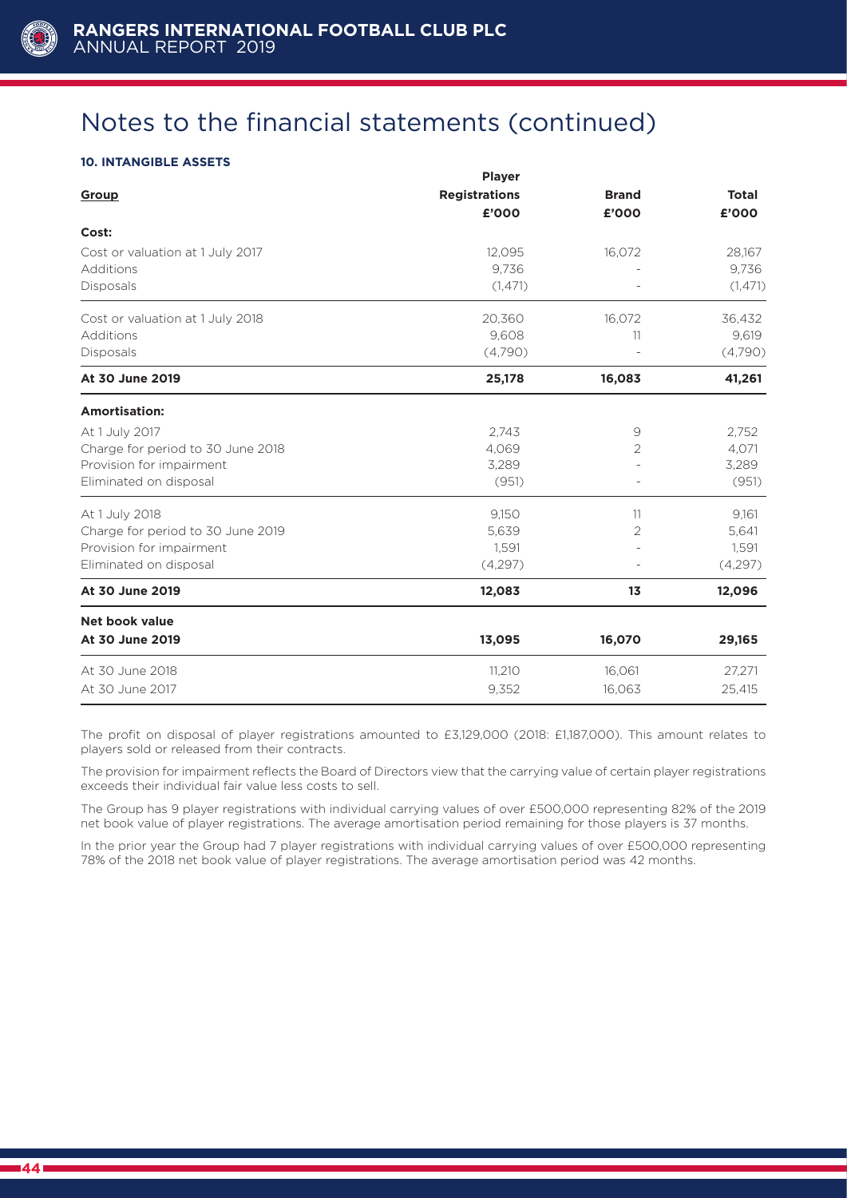# Notes to the financial statements (continued)

### 10. INTANGIBLE ASSETS

| Group | Player Registrations £'000 | Brand £'000 | Total £'000 |
|---|---|---|---|
| **Cost:** | | | |
| Cost or valuation at 1 July 2017 | 12,095 | 16,072 | 28,167 |
| Additions | 9,736 | - | 9,736 |
| Disposals | (1,471) | - | (1,471) |
| Cost or valuation at 1 July 2018 | 20,360 | 16,072 | 36,432 |
| Additions | 9,608 | 11 | 9,619 |
| Disposals | (4,790) | - | (4,790) |
| **At 30 June 2019** | **25,178** | **16,083** | **41,261** |
| **Amortisation:** | | | |
| At 1 July 2017 | 2,743 | 9 | 2,752 |
| Charge for period to 30 June 2018 | 4,069 | 2 | 4,071 |
| Provision for impairment | 3,289 | - | 3,289 |
| Eliminated on disposal | (951) | - | (951) |
| At 1 July 2018 | 9,150 | 11 | 9,161 |
| Charge for period to 30 June 2019 | 5,639 | 2 | 5,641 |
| Provision for impairment | 1,591 | - | 1,591 |
| Eliminated on disposal | (4,297) | - | (4,297) |
| **At 30 June 2019** | **12,083** | **13** | **12,096** |
| **Net book value** | | | |
| **At 30 June 2019** | **13,095** | **16,070** | **29,165** |
| At 30 June 2018 | 11,210 | 16,061 | 27,271 |
| At 30 June 2017 | 9,352 | 16,063 | 25,415 |

The profit on disposal of player registrations amounted to £3,129,000 (2018: £1,187,000). This amount relates to players sold or released from their contracts.

The provision for impairment reflects the Board of Directors view that the carrying value of certain player registrations exceeds their individual fair value less costs to sell.

The Group has 9 player registrations with individual carrying values of over £500,000 representing 82% of the 2019 net book value of player registrations. The average amortisation period remaining for those players is 37 months.

In the prior year the Group had 7 player registrations with individual carrying values of over £500,000 representing 78% of the 2018 net book value of player registrations. The average amortisation period was 42 months.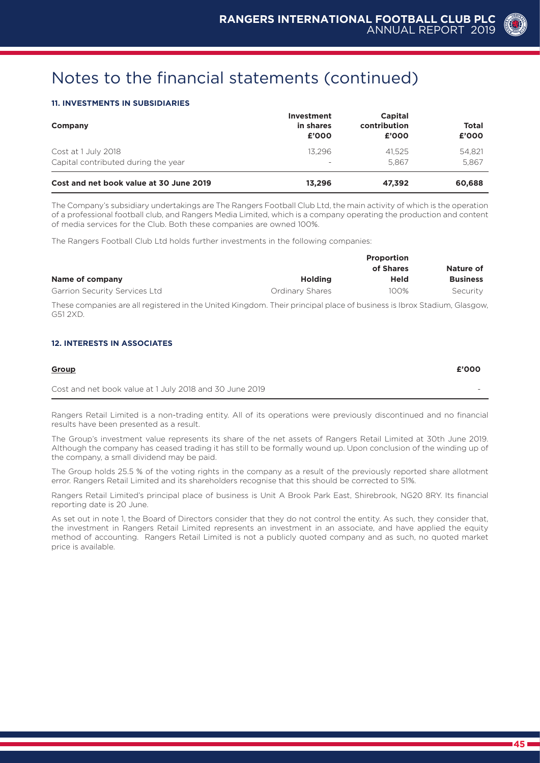# Notes to the financial statements (continued)

### 11. INVESTMENTS IN SUBSIDIARIES

| Company | Investment in shares £'000 | Capital contribution £'000 | Total £'000 |
|---|---|---|---|
| Cost at 1 July 2018 | 13,296 | 41,525 | 54,821 |
| Capital contributed during the year | - | 5,867 | 5,867 |
| **Cost and net book value at 30 June 2019** | **13,296** | **47,392** | **60,688** |

The Company's subsidiary undertakings are The Rangers Football Club Ltd, the main activity of which is the operation of a professional football club, and Rangers Media Limited, which is a company operating the production and content of media services for the Club. Both these companies are owned 100%.

The Rangers Football Club Ltd holds further investments in the following companies:

| Name of company | Holding | Proportion of Shares Held | Nature of Business |
|---|---|---|---|
| Garrion Security Services Ltd | Ordinary Shares | 100% | Security |

These companies are all registered in the United Kingdom. Their principal place of business is Ibrox Stadium, Glasgow, G51 2XD.

### 12. INTERESTS IN ASSOCIATES

| Group | £'000 |
|---|---|
| Cost and net book value at 1 July 2018 and 30 June 2019 | - |

Rangers Retail Limited is a non-trading entity. All of its operations were previously discontinued and no financial results have been presented as a result.

The Group's investment value represents its share of the net assets of Rangers Retail Limited at 30th June 2019. Although the company has ceased trading it has still to be formally wound up. Upon conclusion of the winding up of the company, a small dividend may be paid.

The Group holds 25.5 % of the voting rights in the company as a result of the previously reported share allotment error. Rangers Retail Limited and its shareholders recognise that this should be corrected to 51%.

Rangers Retail Limited's principal place of business is Unit A Brook Park East, Shirebrook, NG20 8RY. Its financial reporting date is 20 June.

As set out in note 1, the Board of Directors consider that they do not control the entity. As such, they consider that, the investment in Rangers Retail Limited represents an investment in an associate, and have applied the equity method of accounting. Rangers Retail Limited is not a publicly quoted company and as such, no quoted market price is available.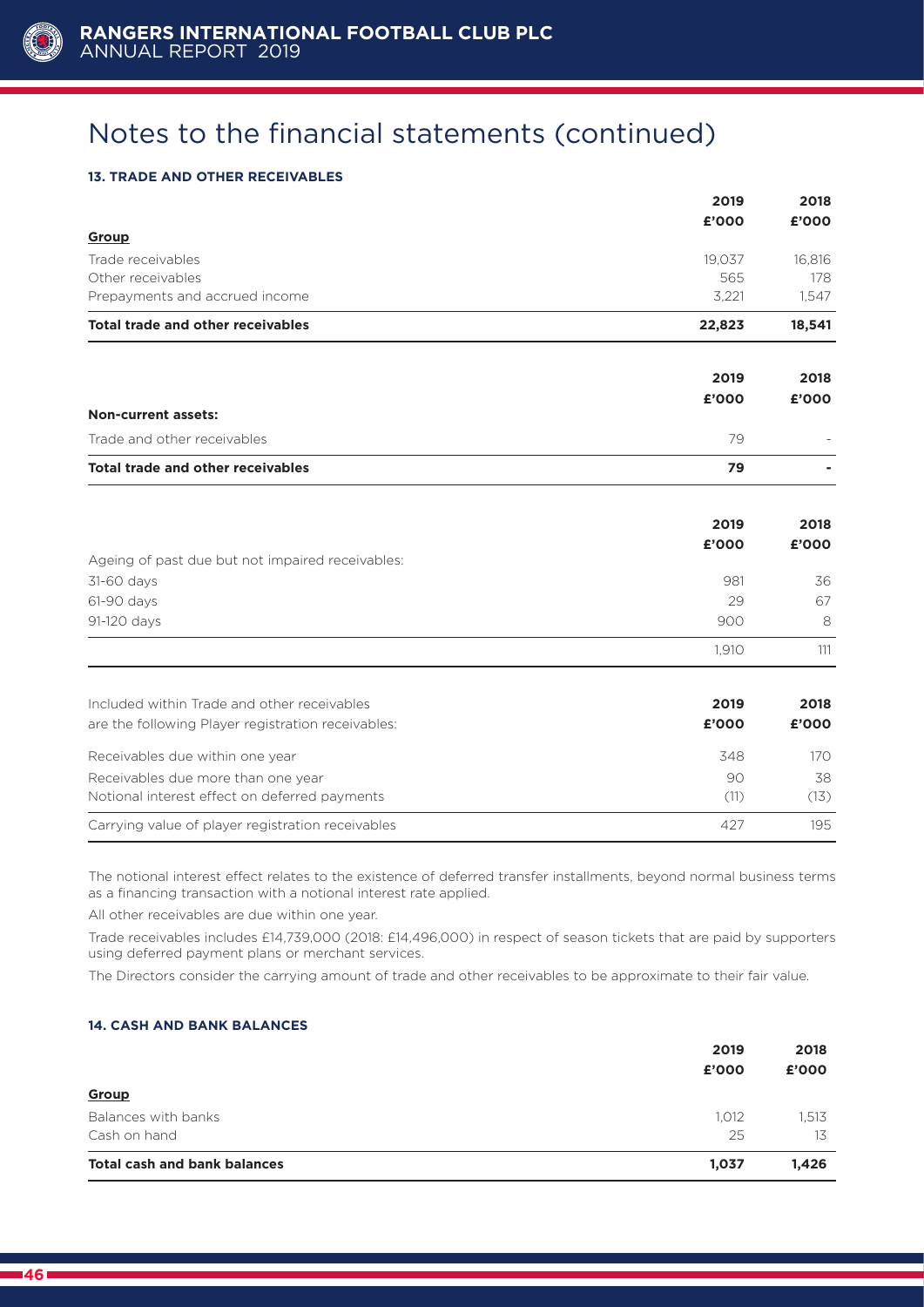# Notes to the financial statements (continued)

### 13. TRADE AND OTHER RECEIVABLES

| | 2019 £'000 | 2018 £'000 |
|---|---|---|
| **Group** | | |
| Trade receivables | 19,037 | 16,816 |
| Other receivables | 565 | 178 |
| Prepayments and accrued income | 3,221 | 1,547 |
| **Total trade and other receivables** | **22,823** | **18,541** |

| | 2019 £'000 | 2018 £'000 |
|---|---|---|
| **Non-current assets:** | | |
| Trade and other receivables | 79 | - |
| **Total trade and other receivables** | **79** | **-** |

| | 2019 £'000 | 2018 £'000 |
|---|---|---|
| Ageing of past due but not impaired receivables: | | |
| 31-60 days | 981 | 36 |
| 61-90 days | 29 | 67 |
| 91-120 days | 900 | 8 |
| | 1,910 | 111 |

| Included within Trade and other receivables are the following Player registration receivables: | 2019 £'000 | 2018 £'000 |
|---|---|---|
| Receivables due within one year | 348 | 170 |
| Receivables due more than one year | 90 | 38 |
| Notional interest effect on deferred payments | (11) | (13) |
| Carrying value of player registration receivables | 427 | 195 |

The notional interest effect relates to the existence of deferred transfer installments, beyond normal business terms as a financing transaction with a notional interest rate applied.

All other receivables are due within one year.

Trade receivables includes £14,739,000 (2018: £14,496,000) in respect of season tickets that are paid by supporters using deferred payment plans or merchant services.

The Directors consider the carrying amount of trade and other receivables to be approximate to their fair value.

### 14. CASH AND BANK BALANCES

| | 2019 £'000 | 2018 £'000 |
|---|---|---|
| **Group** | | |
| Balances with banks | 1,012 | 1,513 |
| Cash on hand | 25 | 13 |
| **Total cash and bank balances** | **1,037** | **1,426** |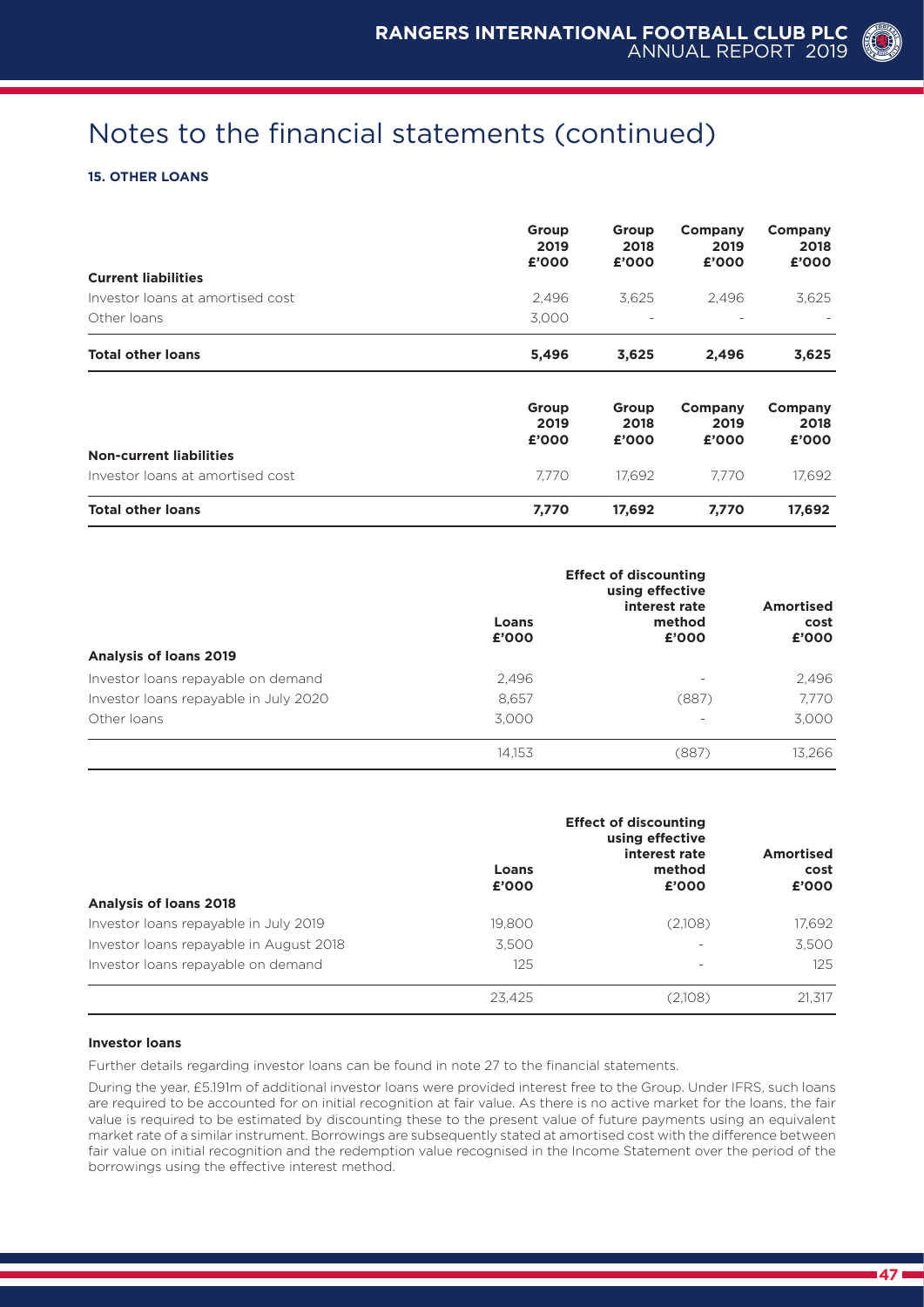# Notes to the financial statements (continued)

### 15. OTHER LOANS

| | Group 2019 £'000 | Group 2018 £'000 | Company 2019 £'000 | Company 2018 £'000 |
|---|---|---|---|---|
| **Current liabilities** | | | | |
| Investor loans at amortised cost | 2,496 | 3,625 | 2,496 | 3,625 |
| Other loans | 3,000 | - | - | - |
| **Total other loans** | **5,496** | **3,625** | **2,496** | **3,625** |

| | Group 2019 £'000 | Group 2018 £'000 | Company 2019 £'000 | Company 2018 £'000 |
|---|---|---|---|---|
| **Non-current liabilities** | | | | |
| Investor loans at amortised cost | 7,770 | 17,692 | 7,770 | 17,692 |
| **Total other loans** | **7,770** | **17,692** | **7,770** | **17,692** |

| **Analysis of loans 2019** | Loans £'000 | Effect of discounting using effective interest rate method £'000 | Amortised cost £'000 |
|---|---|---|---|
| Investor loans repayable on demand | 2,496 | - | 2,496 |
| Investor loans repayable in July 2020 | 8,657 | (887) | 7,770 |
| Other loans | 3,000 | - | 3,000 |
| | 14,153 | (887) | 13,266 |

| **Analysis of loans 2018** | Loans £'000 | Effect of discounting using effective interest rate method £'000 | Amortised cost £'000 |
|---|---|---|---|
| Investor loans repayable in July 2019 | 19,800 | (2,108) | 17,692 |
| Investor loans repayable in August 2018 | 3,500 | - | 3,500 |
| Investor loans repayable on demand | 125 | - | 125 |
| | 23,425 | (2,108) | 21,317 |

**Investor loans**

Further details regarding investor loans can be found in note 27 to the financial statements.

During the year, £5.191m of additional investor loans were provided interest free to the Group. Under IFRS, such loans are required to be accounted for on initial recognition at fair value. As there is no active market for the loans, the fair value is required to be estimated by discounting these to the present value of future payments using an equivalent market rate of a similar instrument. Borrowings are subsequently stated at amortised cost with the difference between fair value on initial recognition and the redemption value recognised in the Income Statement over the period of the borrowings using the effective interest method.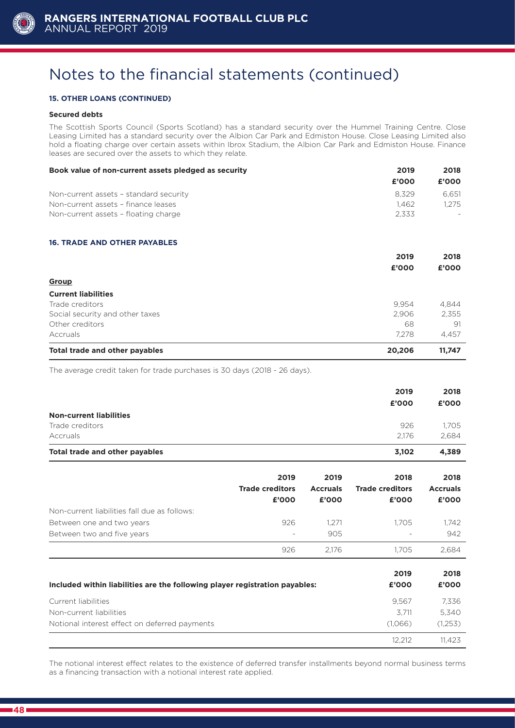# Notes to the financial statements (continued)

### 15. OTHER LOANS (CONTINUED)

**Secured debts**

The Scottish Sports Council (Sports Scotland) has a standard security over the Hummel Training Centre. Close Leasing Limited has a standard security over the Albion Car Park and Edmiston House. Close Leasing Limited also hold a floating charge over certain assets within Ibrox Stadium, the Albion Car Park and Edmiston House. Finance leases are secured over the assets to which they relate.

| Book value of non-current assets pledged as security | 2019 £'000 | 2018 £'000 |
|---|---|---|
| Non-current assets – standard security | 8,329 | 6,651 |
| Non-current assets – finance leases | 1,462 | 1,275 |
| Non-current assets – floating charge | 2,333 | - |

### 16. TRADE AND OTHER PAYABLES

| | 2019 £'000 | 2018 £'000 |
|---|---|---|
| **Group** | | |
| **Current liabilities** | | |
| Trade creditors | 9,954 | 4,844 |
| Social security and other taxes | 2,906 | 2,355 |
| Other creditors | 68 | 91 |
| Accruals | 7,278 | 4,457 |
| **Total trade and other payables** | **20,206** | **11,747** |

The average credit taken for trade purchases is 30 days (2018 - 26 days).

| | 2019 £'000 | 2018 £'000 |
|---|---|---|
| **Non-current liabilities** | | |
| Trade creditors | 926 | 1,705 |
| Accruals | 2,176 | 2,684 |
| **Total trade and other payables** | **3,102** | **4,389** |

| | 2019 Trade creditors £'000 | 2019 Accruals £'000 | 2018 Trade creditors £'000 | 2018 Accruals £'000 |
|---|---|---|---|---|
| Non-current liabilities fall due as follows: | | | | |
| Between one and two years | 926 | 1,271 | 1,705 | 1,742 |
| Between two and five years | - | 905 | - | 942 |
| | 926 | 2,176 | 1,705 | 2,684 |

| Included within liabilities are the following player registration payables: | 2019 £'000 | 2018 £'000 |
|---|---|---|
| Current liabilities | 9,567 | 7,336 |
| Non-current liabilities | 3,711 | 5,340 |
| Notional interest effect on deferred payments | (1,066) | (1,253) |
| | 12,212 | 11,423 |

The notional interest effect relates to the existence of deferred transfer installments beyond normal business terms as a financing transaction with a notional interest rate applied.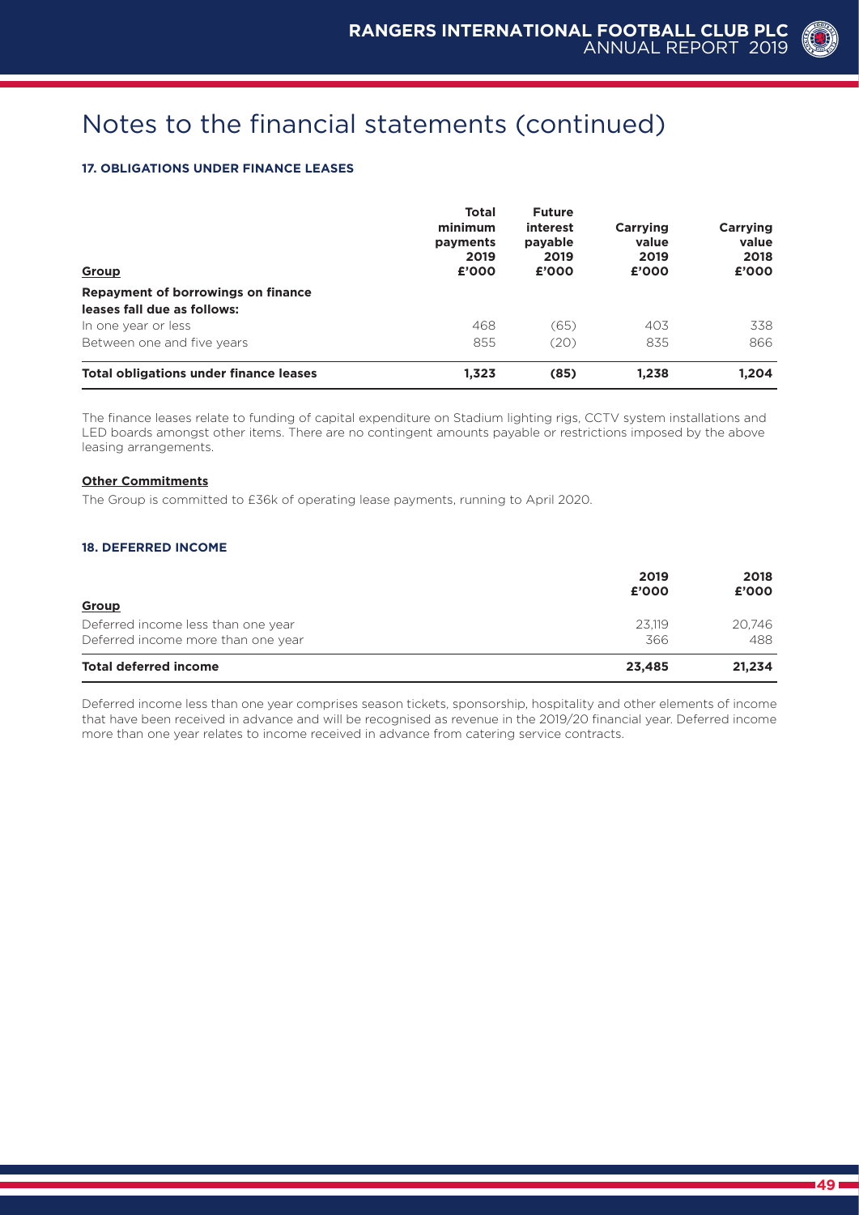# Notes to the financial statements (continued)

### 17. OBLIGATIONS UNDER FINANCE LEASES

| Group | Total minimum payments 2019 £'000 | Future interest payable 2019 £'000 | Carrying value 2019 £'000 | Carrying value 2018 £'000 |
|---|---|---|---|---|
| **Repayment of borrowings on finance leases fall due as follows:** | | | | |
| In one year or less | 468 | (65) | 403 | 338 |
| Between one and five years | 855 | (20) | 835 | 866 |
| **Total obligations under finance leases** | **1,323** | **(85)** | **1,238** | **1,204** |

The finance leases relate to funding of capital expenditure on Stadium lighting rigs, CCTV system installations and LED boards amongst other items. There are no contingent amounts payable or restrictions imposed by the above leasing arrangements.

**Other Commitments**

The Group is committed to £36k of operating lease payments, running to April 2020.

### 18. DEFERRED INCOME

| Group | 2019 £'000 | 2018 £'000 |
|---|---|---|
| Deferred income less than one year | 23,119 | 20,746 |
| Deferred income more than one year | 366 | 488 |
| **Total deferred income** | **23,485** | **21,234** |

Deferred income less than one year comprises season tickets, sponsorship, hospitality and other elements of income that have been received in advance and will be recognised as revenue in the 2019/20 financial year. Deferred income more than one year relates to income received in advance from catering service contracts.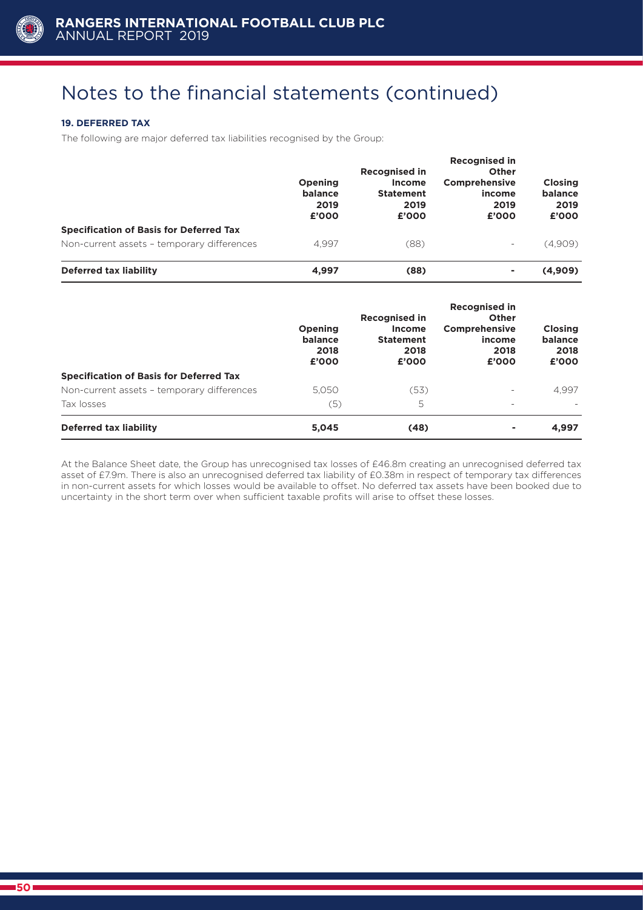# Notes to the financial statements (continued)

### 19. DEFERRED TAX

The following are major deferred tax liabilities recognised by the Group:

| | Opening balance 2019 £'000 | Recognised in Income Statement 2019 £'000 | Recognised in Other Comprehensive income 2019 £'000 | Closing balance 2019 £'000 |
|---|---|---|---|---|
| **Specification of Basis for Deferred Tax** | | | | |
| Non-current assets – temporary differences | 4,997 | (88) | - | (4,909) |
| **Deferred tax liability** | **4,997** | **(88)** | **-** | **(4,909)** |

| | Opening balance 2018 £'000 | Recognised in Income Statement 2018 £'000 | Recognised in Other Comprehensive income 2018 £'000 | Closing balance 2018 £'000 |
|---|---|---|---|---|
| **Specification of Basis for Deferred Tax** | | | | |
| Non-current assets – temporary differences | 5,050 | (53) | - | 4,997 |
| Tax losses | (5) | 5 | - | - |
| **Deferred tax liability** | **5,045** | **(48)** | **-** | **4,997** |

At the Balance Sheet date, the Group has unrecognised tax losses of £46.8m creating an unrecognised deferred tax asset of £7.9m. There is also an unrecognised deferred tax liability of £0.38m in respect of temporary tax differences in non-current assets for which losses would be available to offset. No deferred tax assets have been booked due to uncertainty in the short term over when sufficient taxable profits will arise to offset these losses.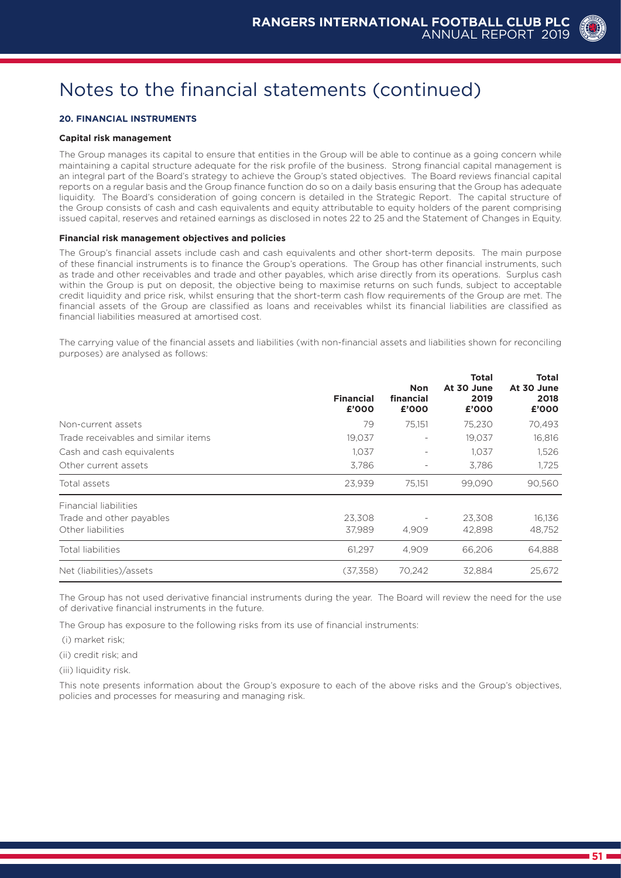# Notes to the financial statements (continued)

## 20. FINANCIAL INSTRUMENTS

### Capital risk management

The Group manages its capital to ensure that entities in the Group will be able to continue as a going concern while maintaining a capital structure adequate for the risk profile of the business. Strong financial capital management is an integral part of the Board's strategy to achieve the Group's stated objectives. The Board reviews financial capital reports on a regular basis and the Group finance function do so on a daily basis ensuring that the Group has adequate liquidity. The Board's consideration of going concern is detailed in the Strategic Report. The capital structure of the Group consists of cash and cash equivalents and equity attributable to equity holders of the parent comprising issued capital, reserves and retained earnings as disclosed in notes 22 to 25 and the Statement of Changes in Equity.

### Financial risk management objectives and policies

The Group's financial assets include cash and cash equivalents and other short-term deposits. The main purpose of these financial instruments is to finance the Group's operations. The Group has other financial instruments, such as trade and other receivables and trade and other payables, which arise directly from its operations. Surplus cash within the Group is put on deposit, the objective being to maximise returns on such funds, subject to acceptable credit liquidity and price risk, whilst ensuring that the short-term cash flow requirements of the Group are met. The financial assets of the Group are classified as loans and receivables whilst its financial liabilities are classified as financial liabilities measured at amortised cost.

The carrying value of the financial assets and liabilities (with non-financial assets and liabilities shown for reconciling purposes) are analysed as follows:

| | Financial £'000 | Non financial £'000 | Total At 30 June 2019 £'000 | Total At 30 June 2018 £'000 |
|---|---|---|---|---|
| Non-current assets | 79 | 75,151 | 75,230 | 70,493 |
| Trade receivables and similar items | 19,037 | - | 19,037 | 16,816 |
| Cash and cash equivalents | 1,037 | - | 1,037 | 1,526 |
| Other current assets | 3,786 | - | 3,786 | 1,725 |
| Total assets | 23,939 | 75,151 | 99,090 | 90,560 |
| Financial liabilities | | | | |
| Trade and other payables | 23,308 | - | 23,308 | 16,136 |
| Other liabilities | 37,989 | 4,909 | 42,898 | 48,752 |
| Total liabilities | 61,297 | 4,909 | 66,206 | 64,888 |
| Net (liabilities)/assets | (37,358) | 70,242 | 32,884 | 25,672 |

The Group has not used derivative financial instruments during the year. The Board will review the need for the use of derivative financial instruments in the future.

The Group has exposure to the following risks from its use of financial instruments:

(i) market risk;

(ii) credit risk; and

(iii) liquidity risk.

This note presents information about the Group's exposure to each of the above risks and the Group's objectives, policies and processes for measuring and managing risk.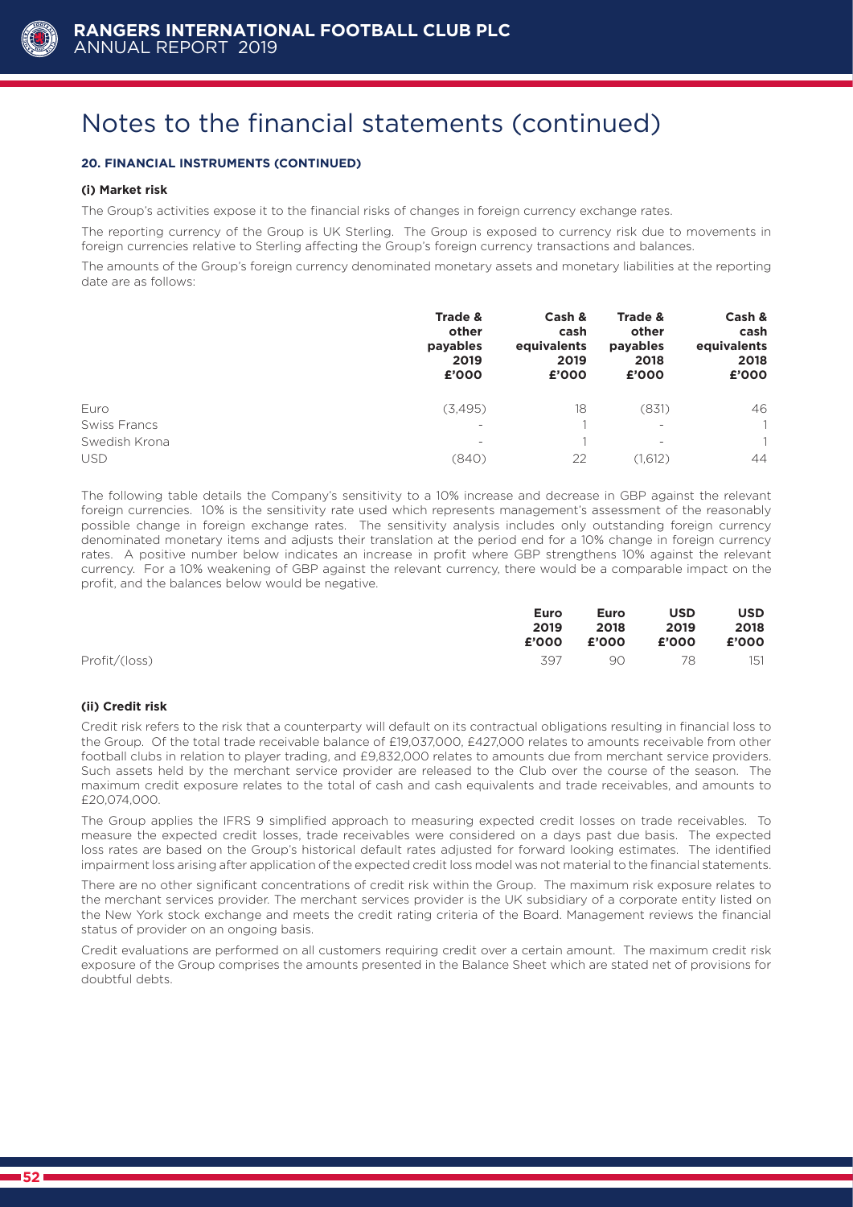# Notes to the financial statements (continued)

### 20. FINANCIAL INSTRUMENTS (CONTINUED)

#### (i) Market risk

The Group's activities expose it to the financial risks of changes in foreign currency exchange rates.

The reporting currency of the Group is UK Sterling. The Group is exposed to currency risk due to movements in foreign currencies relative to Sterling affecting the Group's foreign currency transactions and balances.

The amounts of the Group's foreign currency denominated monetary assets and monetary liabilities at the reporting date are as follows:

| | Trade & other payables 2019 £'000 | Cash & cash equivalents 2019 £'000 | Trade & other payables 2018 £'000 | Cash & cash equivalents 2018 £'000 |
|---|---|---|---|---|
| Euro | (3,495) | 18 | (831) | 46 |
| Swiss Francs | - | 1 | - | 1 |
| Swedish Krona | - | 1 | - | 1 |
| USD | (840) | 22 | (1,612) | 44 |

The following table details the Company's sensitivity to a 10% increase and decrease in GBP against the relevant foreign currencies. 10% is the sensitivity rate used which represents management's assessment of the reasonably possible change in foreign exchange rates. The sensitivity analysis includes only outstanding foreign currency denominated monetary items and adjusts their translation at the period end for a 10% change in foreign currency rates. A positive number below indicates an increase in profit where GBP strengthens 10% against the relevant currency. For a 10% weakening of GBP against the relevant currency, there would be a comparable impact on the profit, and the balances below would be negative.

| | Euro 2019 £'000 | Euro 2018 £'000 | USD 2019 £'000 | USD 2018 £'000 |
|---|---|---|---|---|
| Profit/(loss) | 397 | 90 | 78 | 151 |

#### (ii) Credit risk

Credit risk refers to the risk that a counterparty will default on its contractual obligations resulting in financial loss to the Group. Of the total trade receivable balance of £19,037,000, £427,000 relates to amounts receivable from other football clubs in relation to player trading, and £9,832,000 relates to amounts due from merchant service providers. Such assets held by the merchant service provider are released to the Club over the course of the season. The maximum credit exposure relates to the total of cash and cash equivalents and trade receivables, and amounts to £20,074,000.

The Group applies the IFRS 9 simplified approach to measuring expected credit losses on trade receivables. To measure the expected credit losses, trade receivables were considered on a days past due basis. The expected loss rates are based on the Group's historical default rates adjusted for forward looking estimates. The identified impairment loss arising after application of the expected credit loss model was not material to the financial statements.

There are no other significant concentrations of credit risk within the Group. The maximum risk exposure relates to the merchant services provider. The merchant services provider is the UK subsidiary of a corporate entity listed on the New York stock exchange and meets the credit rating criteria of the Board. Management reviews the financial status of provider on an ongoing basis.

Credit evaluations are performed on all customers requiring credit over a certain amount. The maximum credit risk exposure of the Group comprises the amounts presented in the Balance Sheet which are stated net of provisions for doubtful debts.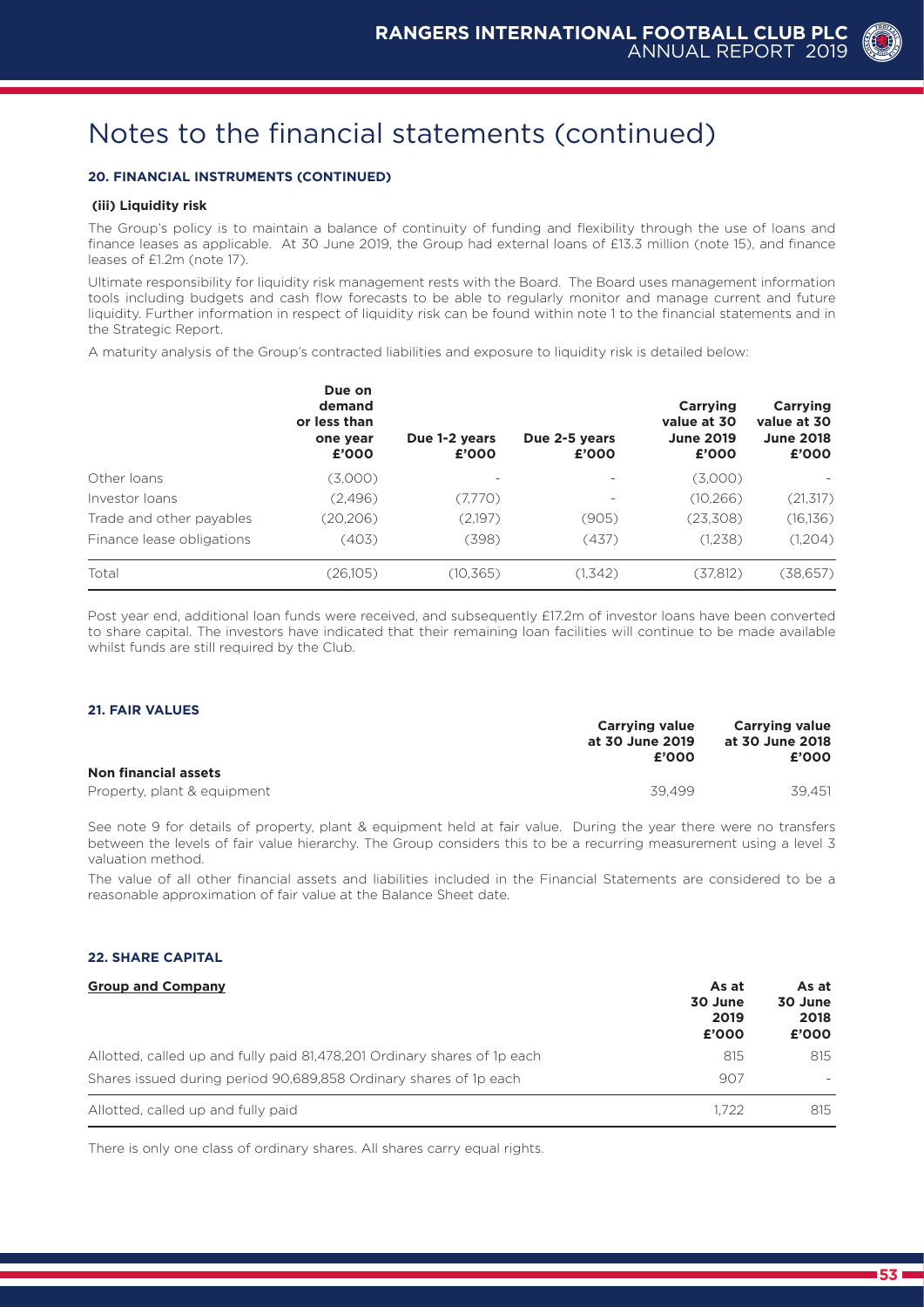# Notes to the financial statements (continued)

### 20. FINANCIAL INSTRUMENTS (CONTINUED)

#### (iii) Liquidity risk

The Group's policy is to maintain a balance of continuity of funding and flexibility through the use of loans and finance leases as applicable. At 30 June 2019, the Group had external loans of £13.3 million (note 15), and finance leases of £1.2m (note 17).

Ultimate responsibility for liquidity risk management rests with the Board. The Board uses management information tools including budgets and cash flow forecasts to be able to regularly monitor and manage current and future liquidity. Further information in respect of liquidity risk can be found within note 1 to the financial statements and in the Strategic Report.

A maturity analysis of the Group's contracted liabilities and exposure to liquidity risk is detailed below:

| | Due on demand or less than one year £'000 | Due 1-2 years £'000 | Due 2-5 years £'000 | Carrying value at 30 June 2019 £'000 | Carrying value at 30 June 2018 £'000 |
|---|---|---|---|---|---|
| Other loans | (3,000) | - | - | (3,000) | - |
| Investor loans | (2,496) | (7,770) | - | (10,266) | (21,317) |
| Trade and other payables | (20,206) | (2,197) | (905) | (23,308) | (16,136) |
| Finance lease obligations | (403) | (398) | (437) | (1,238) | (1,204) |
| Total | (26,105) | (10,365) | (1,342) | (37,812) | (38,657) |

Post year end, additional loan funds were received, and subsequently £17.2m of investor loans have been converted to share capital. The investors have indicated that their remaining loan facilities will continue to be made available whilst funds are still required by the Club.

### 21. FAIR VALUES

| | Carrying value at 30 June 2019 £'000 | Carrying value at 30 June 2018 £'000 |
|---|---|---|
| **Non financial assets** | | |
| Property, plant & equipment | 39,499 | 39,451 |

See note 9 for details of property, plant & equipment held at fair value. During the year there were no transfers between the levels of fair value hierarchy. The Group considers this to be a recurring measurement using a level 3 valuation method.

The value of all other financial assets and liabilities included in the Financial Statements are considered to be a reasonable approximation of fair value at the Balance Sheet date.

### 22. SHARE CAPITAL

| **Group and Company** | As at 30 June 2019 £'000 | As at 30 June 2018 £'000 |
|---|---|---|
| Allotted, called up and fully paid 81,478,201 Ordinary shares of 1p each | 815 | 815 |
| Shares issued during period 90,689,858 Ordinary shares of 1p each | 907 | - |
| Allotted, called up and fully paid | 1,722 | 815 |

There is only one class of ordinary shares. All shares carry equal rights.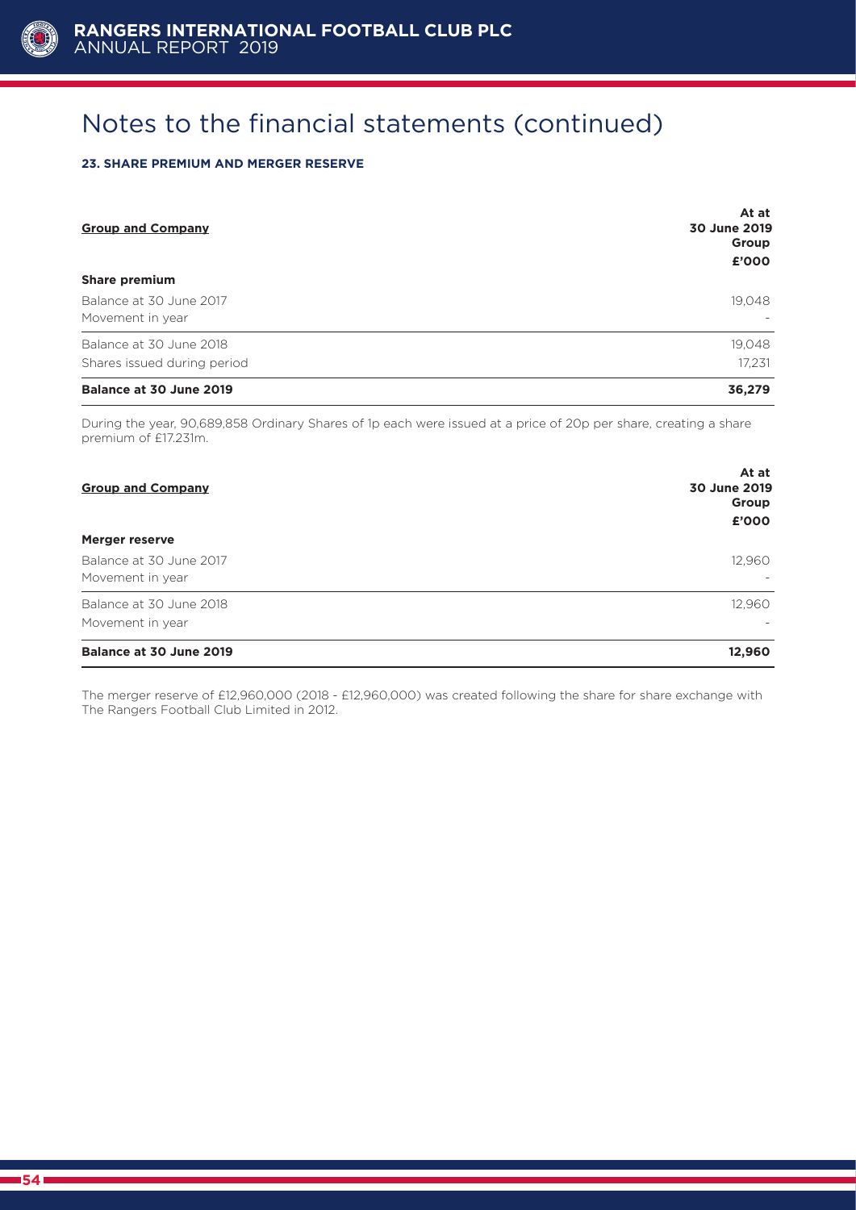# Notes to the financial statements (continued)

### 23. SHARE PREMIUM AND MERGER RESERVE

| Group and Company | At at 30 June 2019 Group £'000 |
|---|---|
| **Share premium** | |
| Balance at 30 June 2017 | 19,048 |
| Movement in year | - |
| Balance at 30 June 2018 | 19,048 |
| Shares issued during period | 17,231 |
| **Balance at 30 June 2019** | **36,279** |

During the year, 90,689,858 Ordinary Shares of 1p each were issued at a price of 20p per share, creating a share premium of £17.231m.

| Group and Company | At at 30 June 2019 Group £'000 |
|---|---|
| **Merger reserve** | |
| Balance at 30 June 2017 | 12,960 |
| Movement in year | - |
| Balance at 30 June 2018 | 12,960 |
| Movement in year | - |
| **Balance at 30 June 2019** | **12,960** |

The merger reserve of £12,960,000 (2018 - £12,960,000) was created following the share for share exchange with The Rangers Football Club Limited in 2012.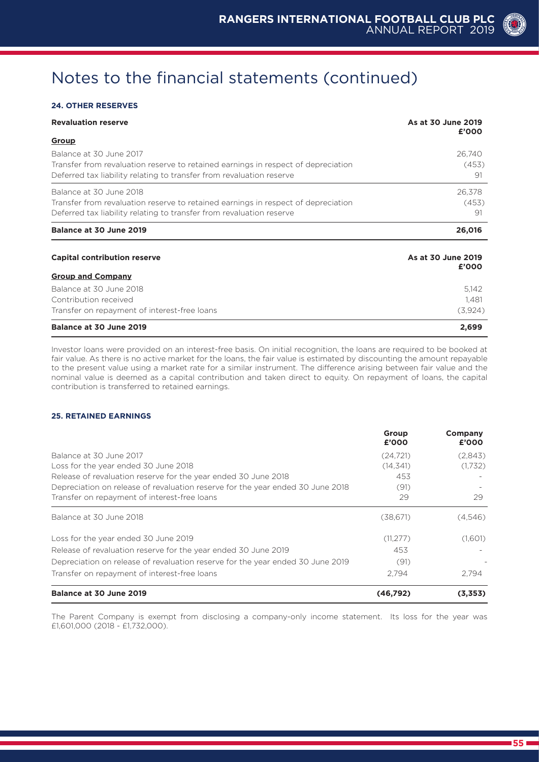# Notes to the financial statements (continued)

## 24. OTHER RESERVES

| Revaluation reserve | As at 30 June 2019 £'000 |
|---|---|
| **Group** | |
| Balance at 30 June 2017 | 26,740 |
| Transfer from revaluation reserve to retained earnings in respect of depreciation | (453) |
| Deferred tax liability relating to transfer from revaluation reserve | 91 |
| Balance at 30 June 2018 | 26,378 |
| Transfer from revaluation reserve to retained earnings in respect of depreciation | (453) |
| Deferred tax liability relating to transfer from revaluation reserve | 91 |
| **Balance at 30 June 2019** | **26,016** |

| Capital contribution reserve | As at 30 June 2019 £'000 |
|---|---|
| **Group and Company** | |
| Balance at 30 June 2018 | 5,142 |
| Contribution received | 1,481 |
| Transfer on repayment of interest-free loans | (3,924) |
| **Balance at 30 June 2019** | **2,699** |

Investor loans were provided on an interest-free basis. On initial recognition, the loans are required to be booked at fair value. As there is no active market for the loans, the fair value is estimated by discounting the amount repayable to the present value using a market rate for a similar instrument. The difference arising between fair value and the nominal value is deemed as a capital contribution and taken direct to equity. On repayment of loans, the capital contribution is transferred to retained earnings.

## 25. RETAINED EARNINGS

| | Group £'000 | Company £'000 |
|---|---|---|
| Balance at 30 June 2017 | (24,721) | (2,843) |
| Loss for the year ended 30 June 2018 | (14,341) | (1,732) |
| Release of revaluation reserve for the year ended 30 June 2018 | 453 | - |
| Depreciation on release of revaluation reserve for the year ended 30 June 2018 | (91) | - |
| Transfer on repayment of interest-free loans | 29 | 29 |
| Balance at 30 June 2018 | (38,671) | (4,546) |
| Loss for the year ended 30 June 2019 | (11,277) | (1,601) |
| Release of revaluation reserve for the year ended 30 June 2019 | 453 | - |
| Depreciation on release of revaluation reserve for the year ended 30 June 2019 | (91) | - |
| Transfer on repayment of interest-free loans | 2,794 | 2,794 |
| **Balance at 30 June 2019** | **(46,792)** | **(3,353)** |

The Parent Company is exempt from disclosing a company-only income statement. Its loss for the year was £1,601,000 (2018 - £1,732,000).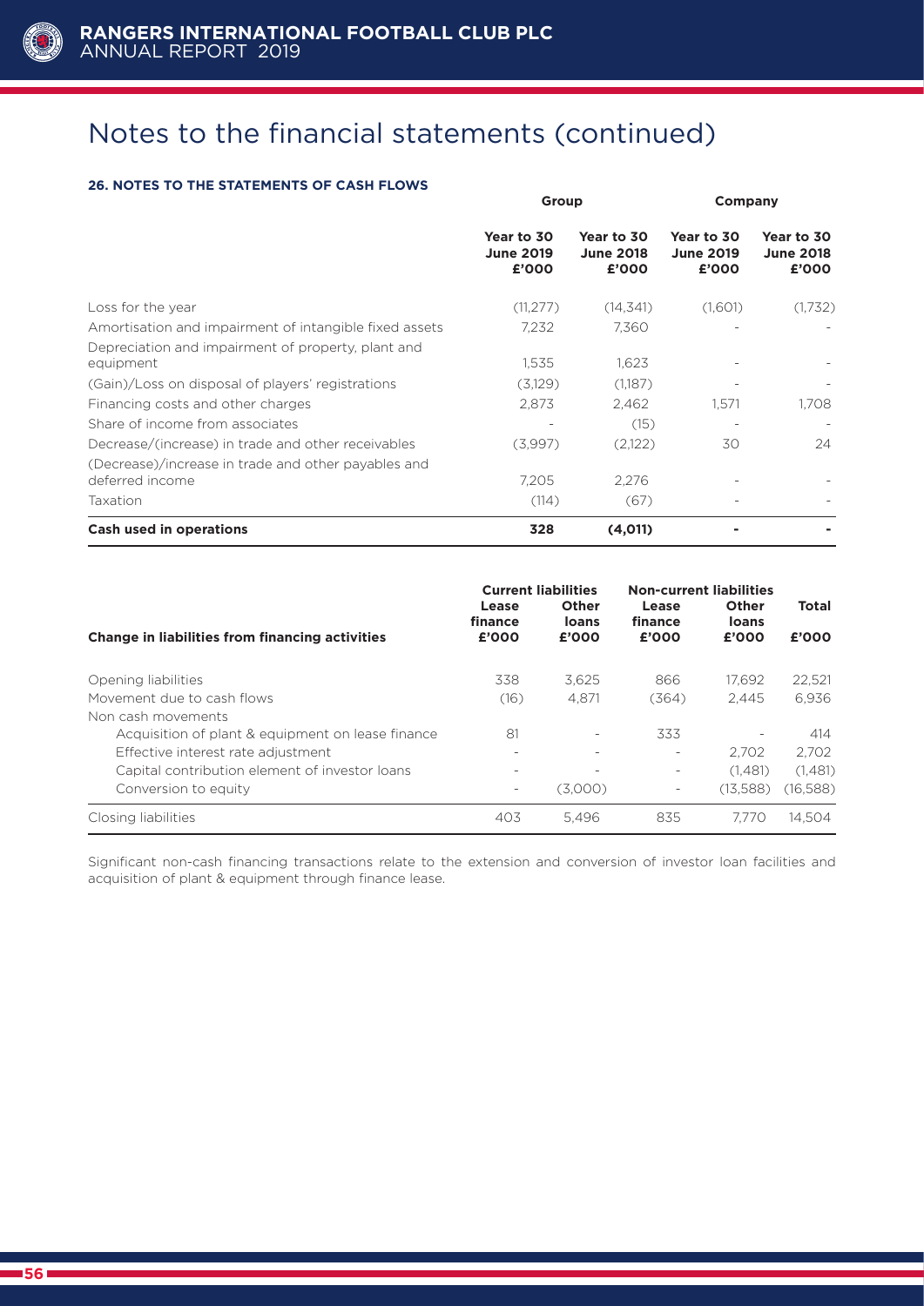# Notes to the financial statements (continued)

### 26. NOTES TO THE STATEMENTS OF CASH FLOWS

| | Group | | Company | |
|---|---|---|---|---|
| | Year to 30 June 2019 £'000 | Year to 30 June 2018 £'000 | Year to 30 June 2019 £'000 | Year to 30 June 2018 £'000 |
| Loss for the year | (11,277) | (14,341) | (1,601) | (1,732) |
| Amortisation and impairment of intangible fixed assets | 7,232 | 7,360 | - | - |
| Depreciation and impairment of property, plant and equipment | 1,535 | 1,623 | - | - |
| (Gain)/Loss on disposal of players' registrations | (3,129) | (1,187) | - | - |
| Financing costs and other charges | 2,873 | 2,462 | 1,571 | 1,708 |
| Share of income from associates | - | (15) | - | - |
| Decrease/(increase) in trade and other receivables | (3,997) | (2,122) | 30 | 24 |
| (Decrease)/increase in trade and other payables and deferred income | 7,205 | 2,276 | - | - |
| Taxation | (114) | (67) | - | - |
| **Cash used in operations** | **328** | **(4,011)** | **-** | **-** |

| | Current liabilities | | Non-current liabilities | | |
|---|---|---|---|---|---|
| **Change in liabilities from financing activities** | Lease finance £'000 | Other loans £'000 | Lease finance £'000 | Other loans £'000 | Total £'000 |
| Opening liabilities | 338 | 3,625 | 866 | 17,692 | 22,521 |
| Movement due to cash flows | (16) | 4,871 | (364) | 2,445 | 6,936 |
| Non cash movements | | | | | |
| Acquisition of plant & equipment on lease finance | 81 | - | 333 | - | 414 |
| Effective interest rate adjustment | - | - | - | 2,702 | 2,702 |
| Capital contribution element of investor loans | - | - | - | (1,481) | (1,481) |
| Conversion to equity | - | (3,000) | - | (13,588) | (16,588) |
| Closing liabilities | 403 | 5,496 | 835 | 7,770 | 14,504 |

Significant non-cash financing transactions relate to the extension and conversion of investor loan facilities and acquisition of plant & equipment through finance lease.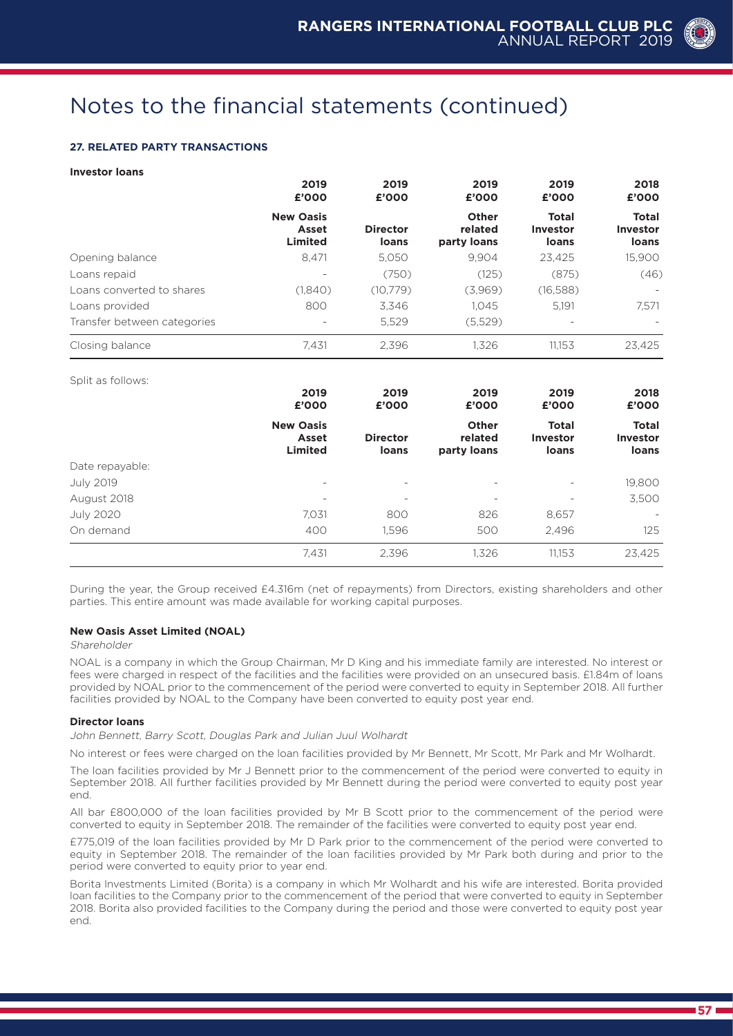# Notes to the financial statements (continued)

### 27. RELATED PARTY TRANSACTIONS

**Investor loans**

| | 2019 £'000 New Oasis Asset Limited | 2019 £'000 Director loans | 2019 £'000 Other related party loans | 2019 £'000 Total Investor loans | 2018 £'000 Total Investor loans |
|---|---|---|---|---|---|
| Opening balance | 8,471 | 5,050 | 9,904 | 23,425 | 15,900 |
| Loans repaid | - | (750) | (125) | (875) | (46) |
| Loans converted to shares | (1,840) | (10,779) | (3,969) | (16,588) | - |
| Loans provided | 800 | 3,346 | 1,045 | 5,191 | 7,571 |
| Transfer between categories | - | 5,529 | (5,529) | - | - |
| Closing balance | 7,431 | 2,396 | 1,326 | 11,153 | 23,425 |

Split as follows:

| | 2019 £'000 New Oasis Asset Limited | 2019 £'000 Director loans | 2019 £'000 Other related party loans | 2019 £'000 Total Investor loans | 2018 £'000 Total Investor loans |
|---|---|---|---|---|---|
| Date repayable: | | | | | |
| July 2019 | - | - | - | - | 19,800 |
| August 2018 | - | - | - | - | 3,500 |
| July 2020 | 7,031 | 800 | 826 | 8,657 | - |
| On demand | 400 | 1,596 | 500 | 2,496 | 125 |
| | 7,431 | 2,396 | 1,326 | 11,153 | 23,425 |

During the year, the Group received £4.316m (net of repayments) from Directors, existing shareholders and other parties. This entire amount was made available for working capital purposes.

**New Oasis Asset Limited (NOAL)**

*Shareholder*

NOAL is a company in which the Group Chairman, Mr D King and his immediate family are interested. No interest or fees were charged in respect of the facilities and the facilities were provided on an unsecured basis. £1.84m of loans provided by NOAL prior to the commencement of the period were converted to equity in September 2018. All further facilities provided by NOAL to the Company have been converted to equity post year end.

**Director loans**

*John Bennett, Barry Scott, Douglas Park and Julian Juul Wolhardt*

No interest or fees were charged on the loan facilities provided by Mr Bennett, Mr Scott, Mr Park and Mr Wolhardt.

The loan facilities provided by Mr J Bennett prior to the commencement of the period were converted to equity in September 2018. All further facilities provided by Mr Bennett during the period were converted to equity post year end.

All bar £800,000 of the loan facilities provided by Mr B Scott prior to the commencement of the period were converted to equity in September 2018. The remainder of the facilities were converted to equity post year end.

£775,019 of the loan facilities provided by Mr D Park prior to the commencement of the period were converted to equity in September 2018. The remainder of the loan facilities provided by Mr Park both during and prior to the period were converted to equity prior to year end.

Borita Investments Limited (Borita) is a company in which Mr Wolhardt and his wife are interested. Borita provided loan facilities to the Company prior to the commencement of the period that were converted to equity in September 2018. Borita also provided facilities to the Company during the period and those were converted to equity post year end.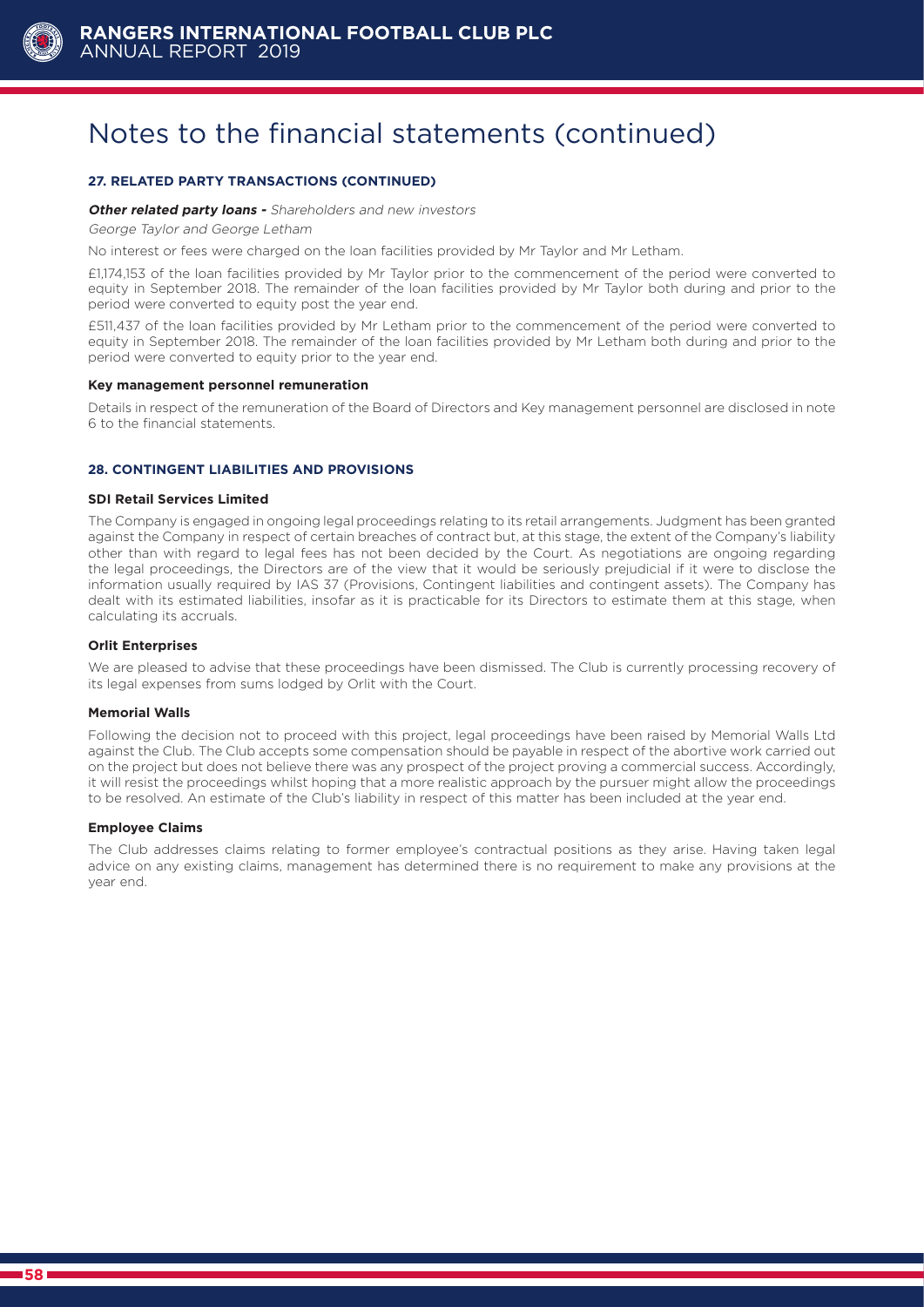# Notes to the financial statements (continued)

### 27. RELATED PARTY TRANSACTIONS (CONTINUED)

***Other related party loans -*** *Shareholders and new investors*

*George Taylor and George Letham*

No interest or fees were charged on the loan facilities provided by Mr Taylor and Mr Letham.

£1,174,153 of the loan facilities provided by Mr Taylor prior to the commencement of the period were converted to equity in September 2018. The remainder of the loan facilities provided by Mr Taylor both during and prior to the period were converted to equity post the year end.

£511,437 of the loan facilities provided by Mr Letham prior to the commencement of the period were converted to equity in September 2018. The remainder of the loan facilities provided by Mr Letham both during and prior to the period were converted to equity prior to the year end.

**Key management personnel remuneration**

Details in respect of the remuneration of the Board of Directors and Key management personnel are disclosed in note 6 to the financial statements.

### 28. CONTINGENT LIABILITIES AND PROVISIONS

**SDI Retail Services Limited**

The Company is engaged in ongoing legal proceedings relating to its retail arrangements. Judgment has been granted against the Company in respect of certain breaches of contract but, at this stage, the extent of the Company's liability other than with regard to legal fees has not been decided by the Court. As negotiations are ongoing regarding the legal proceedings, the Directors are of the view that it would be seriously prejudicial if it were to disclose the information usually required by IAS 37 (Provisions, Contingent liabilities and contingent assets). The Company has dealt with its estimated liabilities, insofar as it is practicable for its Directors to estimate them at this stage, when calculating its accruals.

**Orlit Enterprises**

We are pleased to advise that these proceedings have been dismissed. The Club is currently processing recovery of its legal expenses from sums lodged by Orlit with the Court.

**Memorial Walls**

Following the decision not to proceed with this project, legal proceedings have been raised by Memorial Walls Ltd against the Club. The Club accepts some compensation should be payable in respect of the abortive work carried out on the project but does not believe there was any prospect of the project proving a commercial success. Accordingly, it will resist the proceedings whilst hoping that a more realistic approach by the pursuer might allow the proceedings to be resolved. An estimate of the Club's liability in respect of this matter has been included at the year end.

**Employee Claims**

The Club addresses claims relating to former employee's contractual positions as they arise. Having taken legal advice on any existing claims, management has determined there is no requirement to make any provisions at the year end.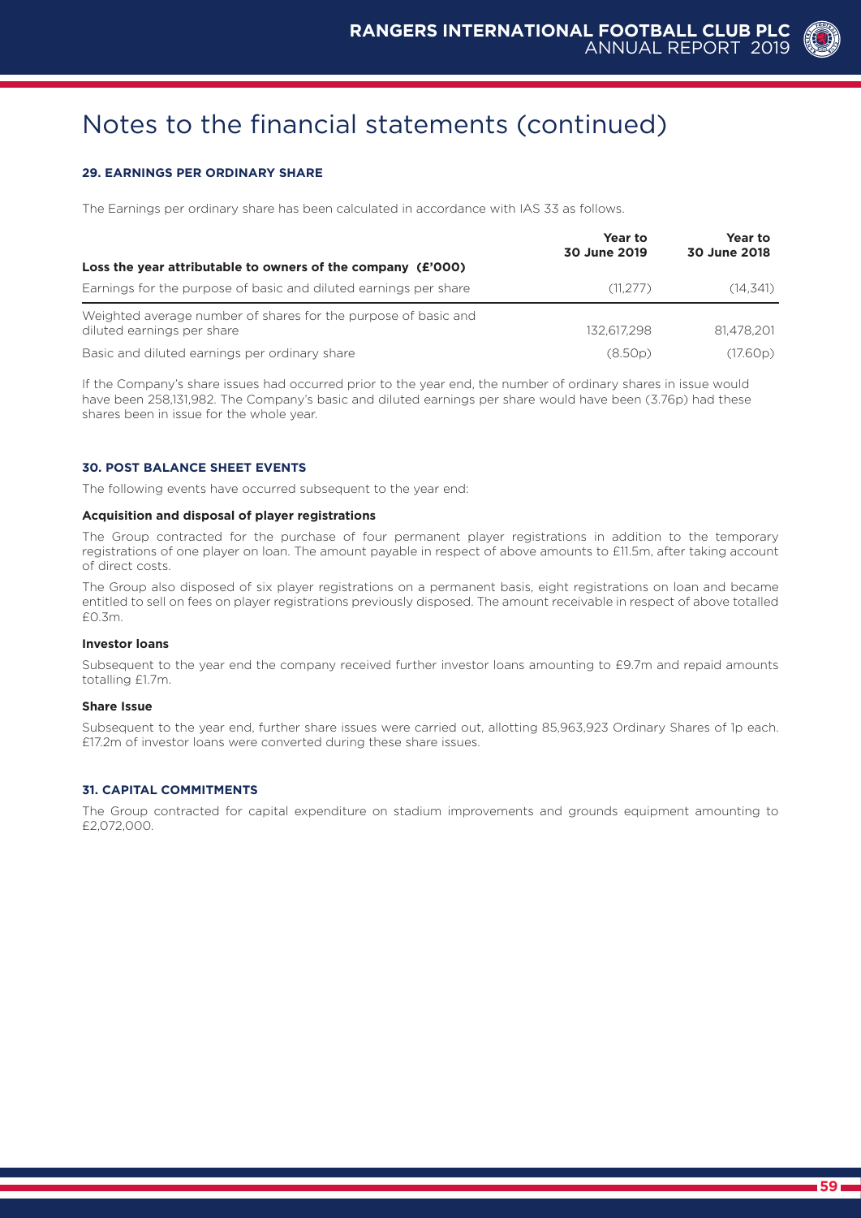# Notes to the financial statements (continued)

### 29. EARNINGS PER ORDINARY SHARE

The Earnings per ordinary share has been calculated in accordance with IAS 33 as follows.

| | Year to 30 June 2019 | Year to 30 June 2018 |
|---|---|---|
| **Loss the year attributable to owners of the company (£'000)** | | |
| Earnings for the purpose of basic and diluted earnings per share | (11,277) | (14,341) |
| Weighted average number of shares for the purpose of basic and diluted earnings per share | 132,617,298 | 81,478,201 |
| Basic and diluted earnings per ordinary share | (8.50p) | (17.60p) |

If the Company's share issues had occurred prior to the year end, the number of ordinary shares in issue would have been 258,131,982. The Company's basic and diluted earnings per share would have been (3.76p) had these shares been in issue for the whole year.

### 30. POST BALANCE SHEET EVENTS

The following events have occurred subsequent to the year end:

**Acquisition and disposal of player registrations**

The Group contracted for the purchase of four permanent player registrations in addition to the temporary registrations of one player on loan. The amount payable in respect of above amounts to £11.5m, after taking account of direct costs.

The Group also disposed of six player registrations on a permanent basis, eight registrations on loan and became entitled to sell on fees on player registrations previously disposed. The amount receivable in respect of above totalled £0.3m.

**Investor loans**

Subsequent to the year end the company received further investor loans amounting to £9.7m and repaid amounts totalling £1.7m.

**Share Issue**

Subsequent to the year end, further share issues were carried out, allotting 85,963,923 Ordinary Shares of 1p each. £17.2m of investor loans were converted during these share issues.

### 31. CAPITAL COMMITMENTS

The Group contracted for capital expenditure on stadium improvements and grounds equipment amounting to £2,072,000.